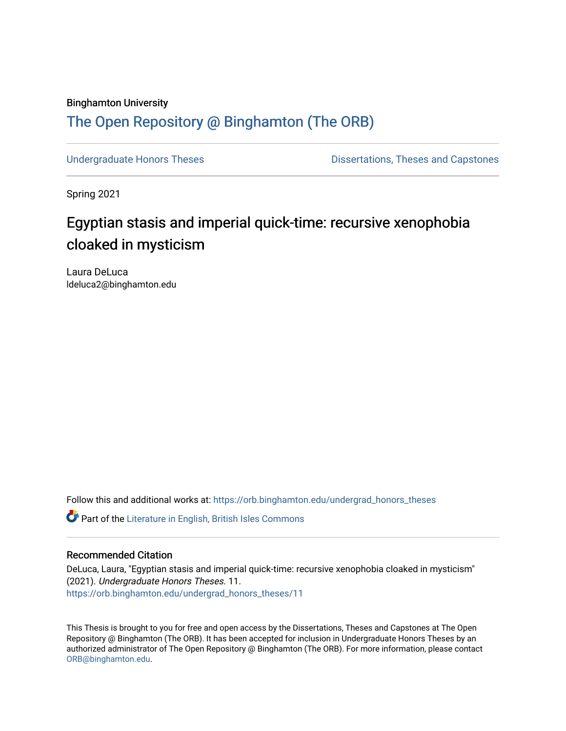Binghamton University

# The Open Repository @ Binghamton (The ORB)

Undergraduate Honors Theses | Dissertations, Theses and Capstones

Spring 2021

## Egyptian stasis and imperial quick-time: recursive xenophobia cloaked in mysticism

Laura DeLuca
ldeluca2@binghamton.edu

Follow this and additional works at: https://orb.binghamton.edu/undergrad_honors_theses

Part of the Literature in English, British Isles Commons

### Recommended Citation

DeLuca, Laura, "Egyptian stasis and imperial quick-time: recursive xenophobia cloaked in mysticism" (2021). *Undergraduate Honors Theses*. 11.
https://orb.binghamton.edu/undergrad_honors_theses/11

This Thesis is brought to you for free and open access by the Dissertations, Theses and Capstones at The Open Repository @ Binghamton (The ORB). It has been accepted for inclusion in Undergraduate Honors Theses by an authorized administrator of The Open Repository @ Binghamton (The ORB). For more information, please contact ORB@binghamton.edu.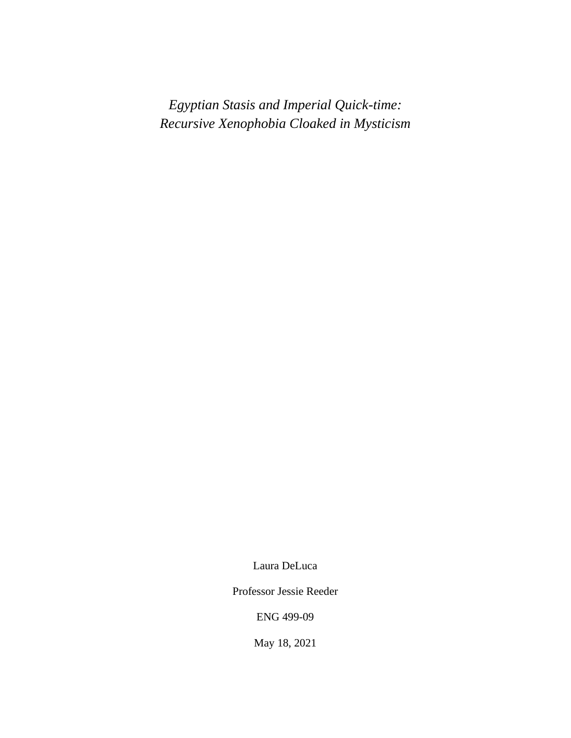*Egyptian Stasis and Imperial Quick-time:*
*Recursive Xenophobia Cloaked in Mysticism*

Laura DeLuca

Professor Jessie Reeder

ENG 499-09

May 18, 2021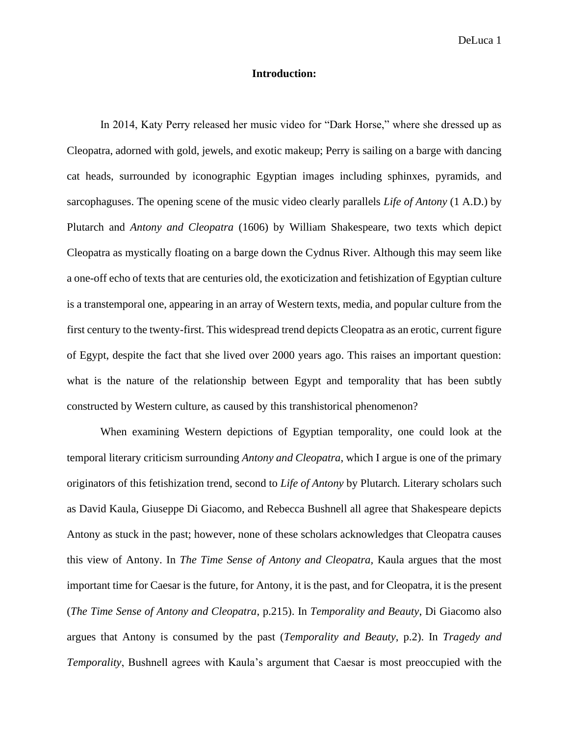## Introduction:

In 2014, Katy Perry released her music video for "Dark Horse," where she dressed up as Cleopatra, adorned with gold, jewels, and exotic makeup; Perry is sailing on a barge with dancing cat heads, surrounded by iconographic Egyptian images including sphinxes, pyramids, and sarcophaguses. The opening scene of the music video clearly parallels *Life of Antony* (1 A.D.) by Plutarch and *Antony and Cleopatra* (1606) by William Shakespeare, two texts which depict Cleopatra as mystically floating on a barge down the Cydnus River. Although this may seem like a one-off echo of texts that are centuries old, the exoticization and fetishization of Egyptian culture is a transtemporal one, appearing in an array of Western texts, media, and popular culture from the first century to the twenty-first. This widespread trend depicts Cleopatra as an erotic, current figure of Egypt, despite the fact that she lived over 2000 years ago. This raises an important question: what is the nature of the relationship between Egypt and temporality that has been subtly constructed by Western culture, as caused by this transhistorical phenomenon?

When examining Western depictions of Egyptian temporality, one could look at the temporal literary criticism surrounding *Antony and Cleopatra*, which I argue is one of the primary originators of this fetishization trend, second to *Life of Antony* by Plutarch. Literary scholars such as David Kaula, Giuseppe Di Giacomo, and Rebecca Bushnell all agree that Shakespeare depicts Antony as stuck in the past; however, none of these scholars acknowledges that Cleopatra causes this view of Antony. In *The Time Sense of Antony and Cleopatra,* Kaula argues that the most important time for Caesar is the future, for Antony, it is the past, and for Cleopatra, it is the present (*The Time Sense of Antony and Cleopatra*, p.215). In *Temporality and Beauty*, Di Giacomo also argues that Antony is consumed by the past (*Temporality and Beauty*, p.2). In *Tragedy and Temporality*, Bushnell agrees with Kaula's argument that Caesar is most preoccupied with the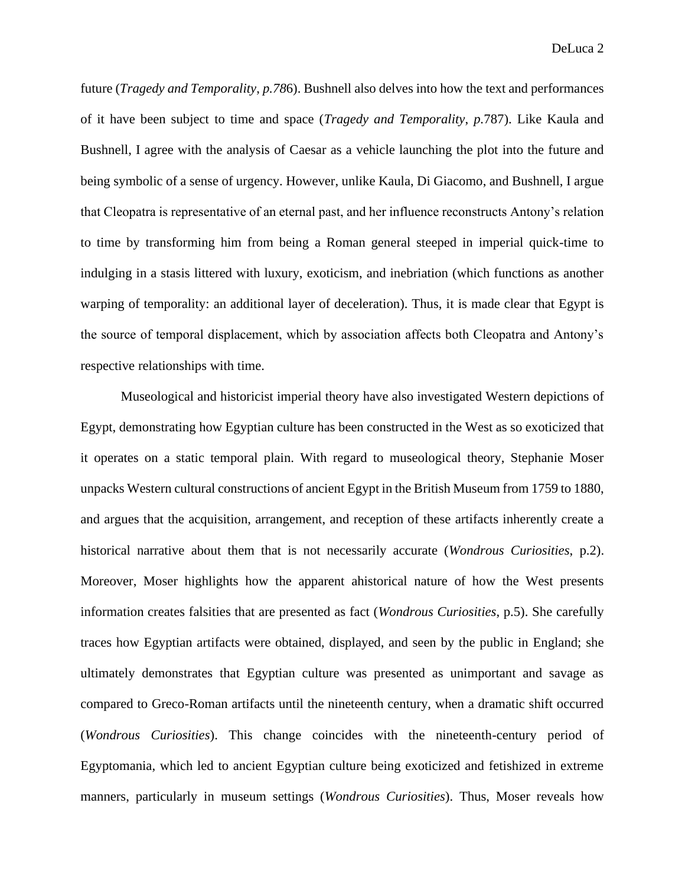future (*Tragedy and Temporality*, *p.78*6). Bushnell also delves into how the text and performances of it have been subject to time and space (*Tragedy and Temporality*, *p.*787). Like Kaula and Bushnell, I agree with the analysis of Caesar as a vehicle launching the plot into the future and being symbolic of a sense of urgency. However, unlike Kaula, Di Giacomo, and Bushnell, I argue that Cleopatra is representative of an eternal past, and her influence reconstructs Antony's relation to time by transforming him from being a Roman general steeped in imperial quick-time to indulging in a stasis littered with luxury, exoticism, and inebriation (which functions as another warping of temporality: an additional layer of deceleration). Thus, it is made clear that Egypt is the source of temporal displacement, which by association affects both Cleopatra and Antony's respective relationships with time.

Museological and historicist imperial theory have also investigated Western depictions of Egypt, demonstrating how Egyptian culture has been constructed in the West as so exoticized that it operates on a static temporal plain. With regard to museological theory, Stephanie Moser unpacks Western cultural constructions of ancient Egypt in the British Museum from 1759 to 1880, and argues that the acquisition, arrangement, and reception of these artifacts inherently create a historical narrative about them that is not necessarily accurate (*Wondrous Curiosities*, p.2). Moreover, Moser highlights how the apparent ahistorical nature of how the West presents information creates falsities that are presented as fact (*Wondrous Curiosities*, p.5). She carefully traces how Egyptian artifacts were obtained, displayed, and seen by the public in England; she ultimately demonstrates that Egyptian culture was presented as unimportant and savage as compared to Greco-Roman artifacts until the nineteenth century, when a dramatic shift occurred (*Wondrous Curiosities*). This change coincides with the nineteenth-century period of Egyptomania, which led to ancient Egyptian culture being exoticized and fetishized in extreme manners, particularly in museum settings (*Wondrous Curiosities*). Thus, Moser reveals how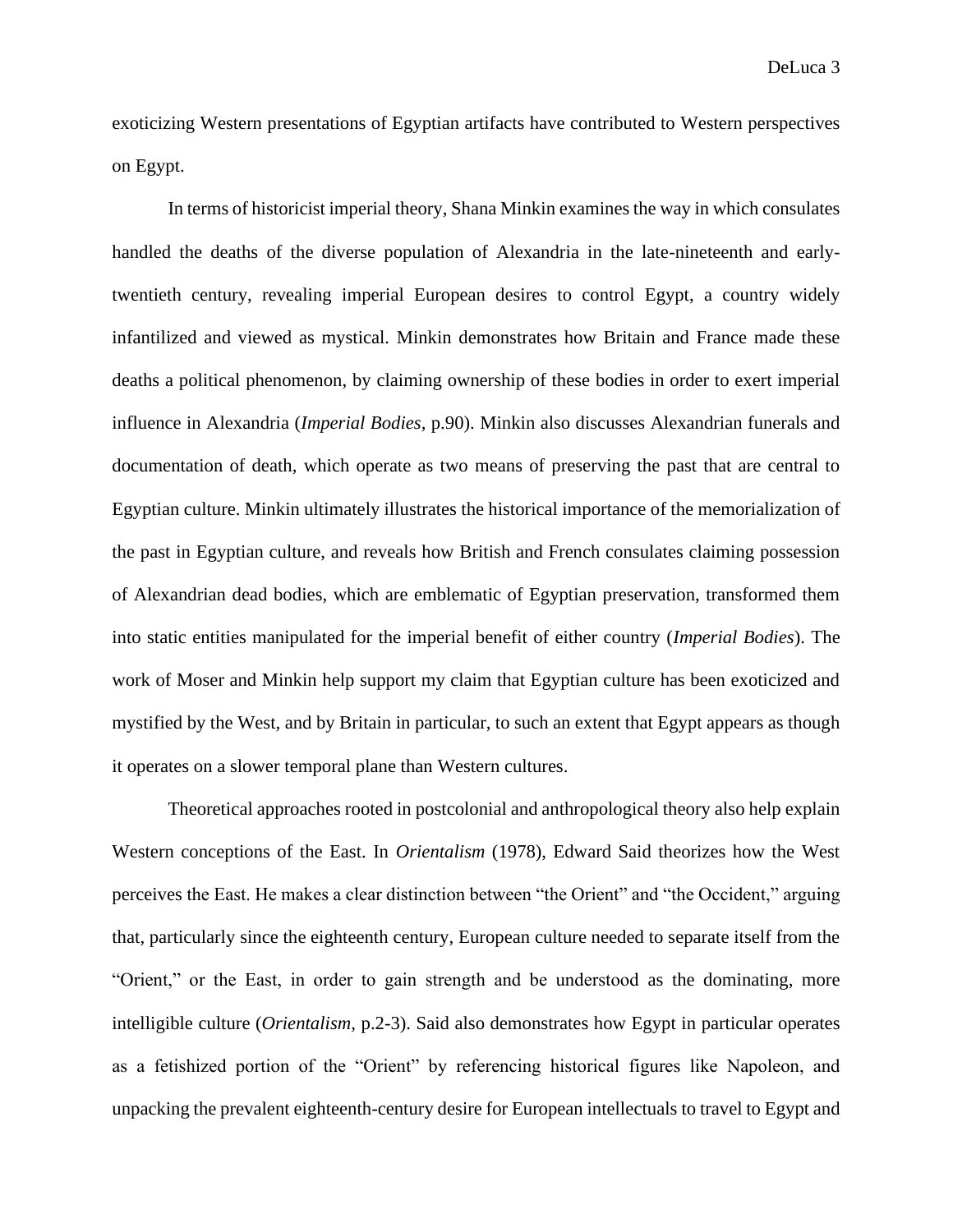exoticizing Western presentations of Egyptian artifacts have contributed to Western perspectives on Egypt.

In terms of historicist imperial theory, Shana Minkin examines the way in which consulates handled the deaths of the diverse population of Alexandria in the late-nineteenth and early-twentieth century, revealing imperial European desires to control Egypt, a country widely infantilized and viewed as mystical. Minkin demonstrates how Britain and France made these deaths a political phenomenon, by claiming ownership of these bodies in order to exert imperial influence in Alexandria (*Imperial Bodies,* p.90). Minkin also discusses Alexandrian funerals and documentation of death, which operate as two means of preserving the past that are central to Egyptian culture. Minkin ultimately illustrates the historical importance of the memorialization of the past in Egyptian culture, and reveals how British and French consulates claiming possession of Alexandrian dead bodies, which are emblematic of Egyptian preservation, transformed them into static entities manipulated for the imperial benefit of either country (*Imperial Bodies*). The work of Moser and Minkin help support my claim that Egyptian culture has been exoticized and mystified by the West, and by Britain in particular, to such an extent that Egypt appears as though it operates on a slower temporal plane than Western cultures.

Theoretical approaches rooted in postcolonial and anthropological theory also help explain Western conceptions of the East. In *Orientalism* (1978), Edward Said theorizes how the West perceives the East. He makes a clear distinction between "the Orient" and "the Occident," arguing that, particularly since the eighteenth century, European culture needed to separate itself from the "Orient," or the East, in order to gain strength and be understood as the dominating, more intelligible culture (*Orientalism,* p.2-3). Said also demonstrates how Egypt in particular operates as a fetishized portion of the "Orient" by referencing historical figures like Napoleon, and unpacking the prevalent eighteenth-century desire for European intellectuals to travel to Egypt and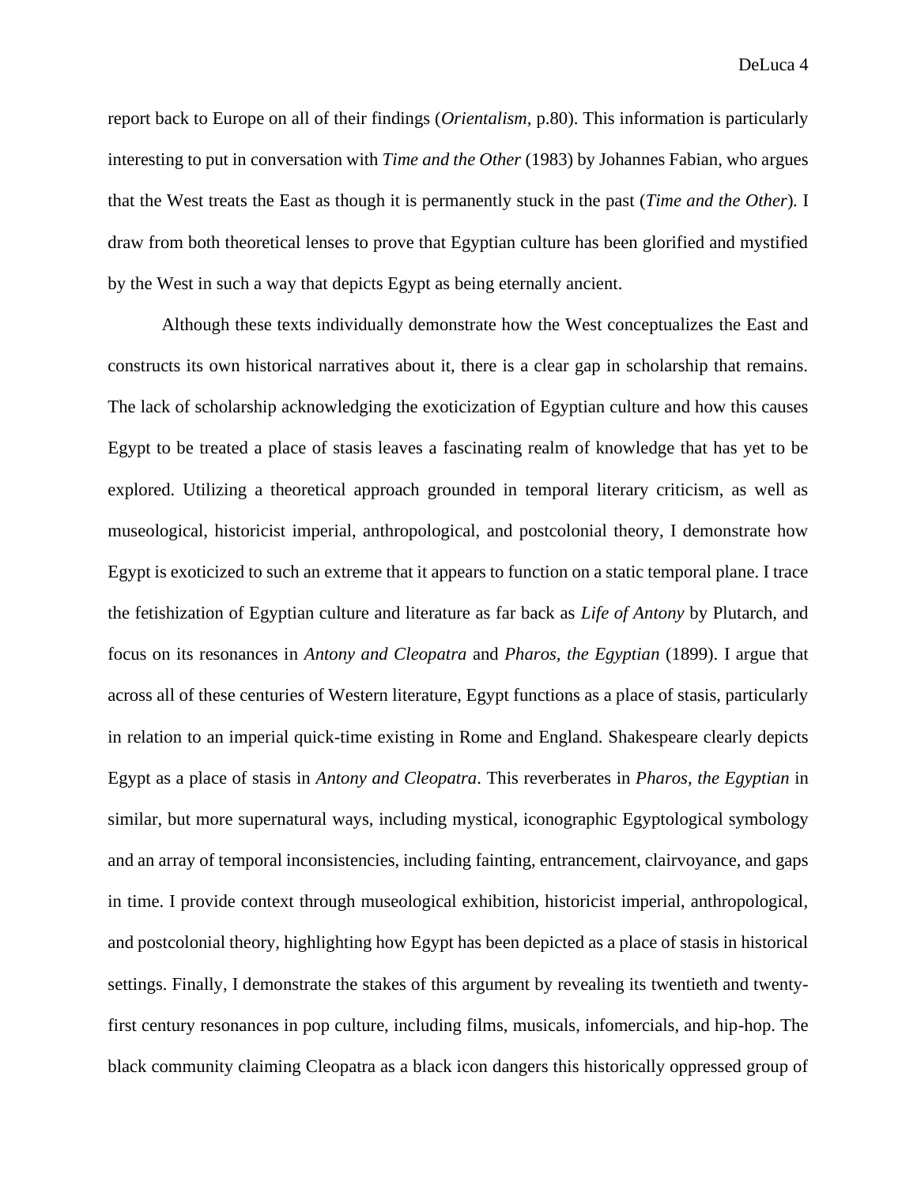report back to Europe on all of their findings (*Orientalism*, p.80). This information is particularly interesting to put in conversation with *Time and the Other* (1983) by Johannes Fabian, who argues that the West treats the East as though it is permanently stuck in the past (*Time and the Other*). I draw from both theoretical lenses to prove that Egyptian culture has been glorified and mystified by the West in such a way that depicts Egypt as being eternally ancient.

Although these texts individually demonstrate how the West conceptualizes the East and constructs its own historical narratives about it, there is a clear gap in scholarship that remains. The lack of scholarship acknowledging the exoticization of Egyptian culture and how this causes Egypt to be treated a place of stasis leaves a fascinating realm of knowledge that has yet to be explored. Utilizing a theoretical approach grounded in temporal literary criticism, as well as museological, historicist imperial, anthropological, and postcolonial theory, I demonstrate how Egypt is exoticized to such an extreme that it appears to function on a static temporal plane. I trace the fetishization of Egyptian culture and literature as far back as *Life of Antony* by Plutarch, and focus on its resonances in *Antony and Cleopatra* and *Pharos, the Egyptian* (1899). I argue that across all of these centuries of Western literature, Egypt functions as a place of stasis, particularly in relation to an imperial quick-time existing in Rome and England. Shakespeare clearly depicts Egypt as a place of stasis in *Antony and Cleopatra*. This reverberates in *Pharos, the Egyptian* in similar, but more supernatural ways, including mystical, iconographic Egyptological symbology and an array of temporal inconsistencies, including fainting, entrancement, clairvoyance, and gaps in time. I provide context through museological exhibition, historicist imperial, anthropological, and postcolonial theory, highlighting how Egypt has been depicted as a place of stasis in historical settings. Finally, I demonstrate the stakes of this argument by revealing its twentieth and twenty-first century resonances in pop culture, including films, musicals, infomercials, and hip-hop. The black community claiming Cleopatra as a black icon dangers this historically oppressed group of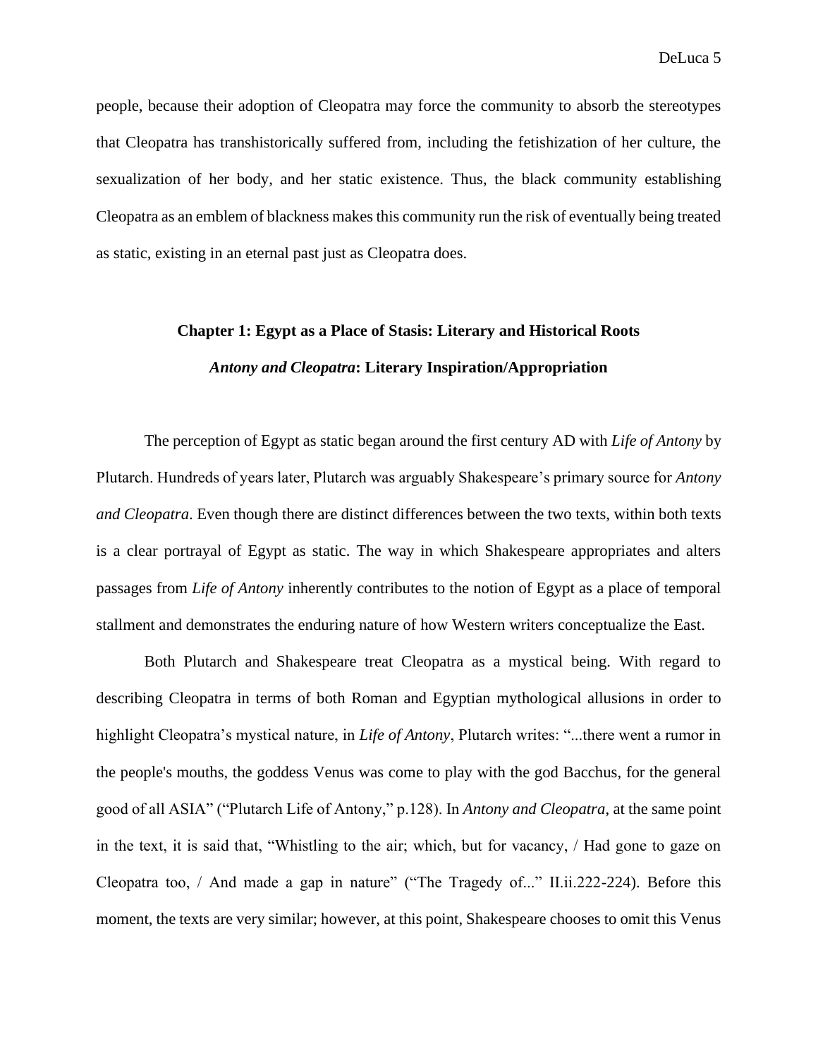people, because their adoption of Cleopatra may force the community to absorb the stereotypes that Cleopatra has transhistorically suffered from, including the fetishization of her culture, the sexualization of her body, and her static existence. Thus, the black community establishing Cleopatra as an emblem of blackness makes this community run the risk of eventually being treated as static, existing in an eternal past just as Cleopatra does.

## Chapter 1: Egypt as a Place of Stasis: Literary and Historical Roots

### *Antony and Cleopatra*: Literary Inspiration/Appropriation

The perception of Egypt as static began around the first century AD with *Life of Antony* by Plutarch. Hundreds of years later, Plutarch was arguably Shakespeare's primary source for *Antony and Cleopatra*. Even though there are distinct differences between the two texts, within both texts is a clear portrayal of Egypt as static. The way in which Shakespeare appropriates and alters passages from *Life of Antony* inherently contributes to the notion of Egypt as a place of temporal stallment and demonstrates the enduring nature of how Western writers conceptualize the East.

Both Plutarch and Shakespeare treat Cleopatra as a mystical being. With regard to describing Cleopatra in terms of both Roman and Egyptian mythological allusions in order to highlight Cleopatra's mystical nature, in *Life of Antony*, Plutarch writes: "...there went a rumor in the people's mouths, the goddess Venus was come to play with the god Bacchus, for the general good of all ASIA" ("Plutarch Life of Antony," p.128). In *Antony and Cleopatra*, at the same point in the text, it is said that, "Whistling to the air; which, but for vacancy, / Had gone to gaze on Cleopatra too, / And made a gap in nature" ("The Tragedy of..." II.ii.222-224). Before this moment, the texts are very similar; however, at this point, Shakespeare chooses to omit this Venus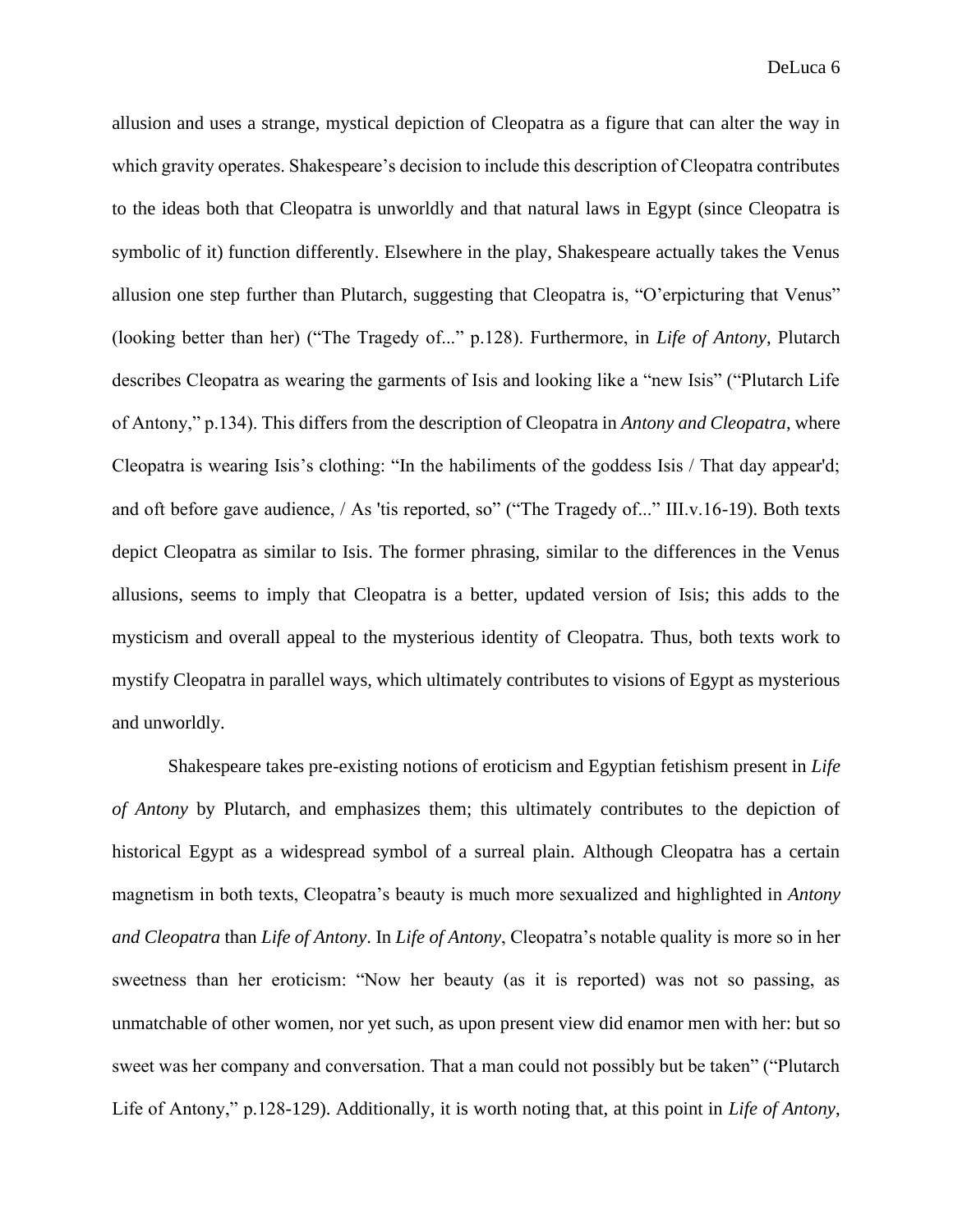allusion and uses a strange, mystical depiction of Cleopatra as a figure that can alter the way in which gravity operates. Shakespeare's decision to include this description of Cleopatra contributes to the ideas both that Cleopatra is unworldly and that natural laws in Egypt (since Cleopatra is symbolic of it) function differently. Elsewhere in the play, Shakespeare actually takes the Venus allusion one step further than Plutarch, suggesting that Cleopatra is, "O'erpicturing that Venus" (looking better than her) ("The Tragedy of..." p.128). Furthermore, in *Life of Antony*, Plutarch describes Cleopatra as wearing the garments of Isis and looking like a "new Isis" ("Plutarch Life of Antony," p.134). This differs from the description of Cleopatra in *Antony and Cleopatra*, where Cleopatra is wearing Isis's clothing: "In the habiliments of the goddess Isis / That day appear'd; and oft before gave audience, / As 'tis reported, so" ("The Tragedy of..." III.v.16-19). Both texts depict Cleopatra as similar to Isis. The former phrasing, similar to the differences in the Venus allusions, seems to imply that Cleopatra is a better, updated version of Isis; this adds to the mysticism and overall appeal to the mysterious identity of Cleopatra. Thus, both texts work to mystify Cleopatra in parallel ways, which ultimately contributes to visions of Egypt as mysterious and unworldly.

Shakespeare takes pre-existing notions of eroticism and Egyptian fetishism present in *Life of Antony* by Plutarch, and emphasizes them; this ultimately contributes to the depiction of historical Egypt as a widespread symbol of a surreal plain. Although Cleopatra has a certain magnetism in both texts, Cleopatra's beauty is much more sexualized and highlighted in *Antony and Cleopatra* than *Life of Antony*. In *Life of Antony*, Cleopatra's notable quality is more so in her sweetness than her eroticism: "Now her beauty (as it is reported) was not so passing, as unmatchable of other women, nor yet such, as upon present view did enamor men with her: but so sweet was her company and conversation. That a man could not possibly but be taken" ("Plutarch Life of Antony," p.128-129). Additionally, it is worth noting that, at this point in *Life of Antony*,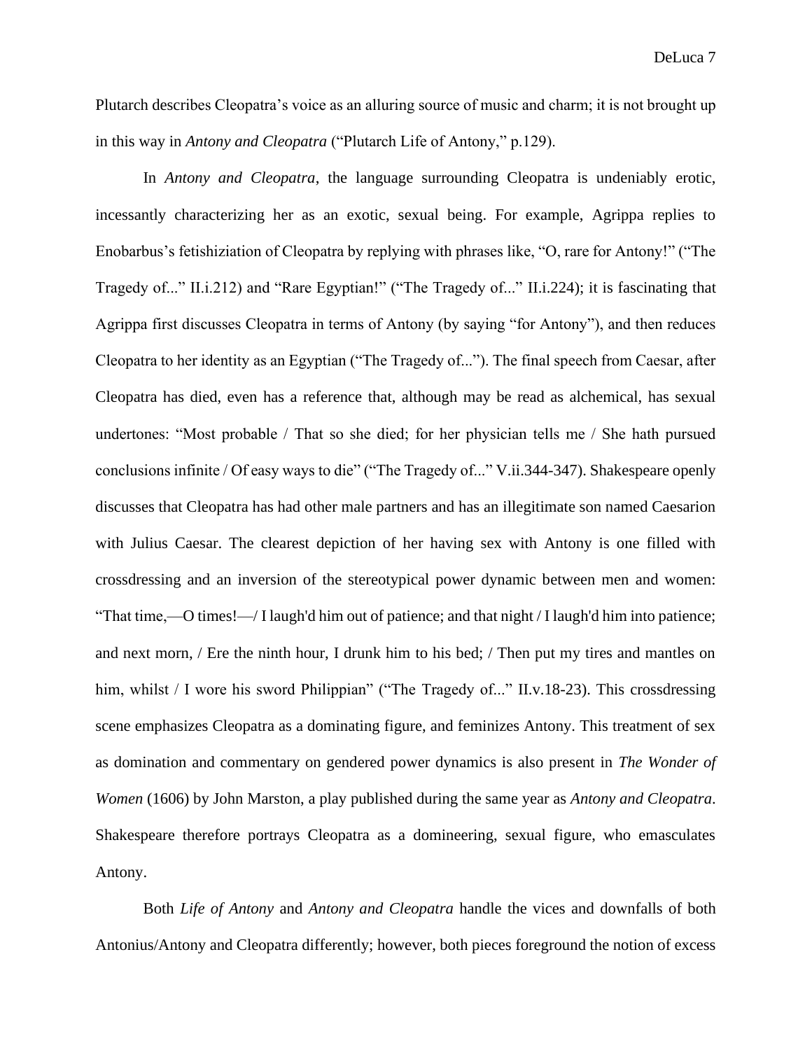Plutarch describes Cleopatra's voice as an alluring source of music and charm; it is not brought up in this way in *Antony and Cleopatra* ("Plutarch Life of Antony," p.129).

In *Antony and Cleopatra*, the language surrounding Cleopatra is undeniably erotic, incessantly characterizing her as an exotic, sexual being. For example, Agrippa replies to Enobarbus's fetishiziation of Cleopatra by replying with phrases like, "O, rare for Antony!" ("The Tragedy of..." II.i.212) and "Rare Egyptian!" ("The Tragedy of..." II.i.224); it is fascinating that Agrippa first discusses Cleopatra in terms of Antony (by saying "for Antony"), and then reduces Cleopatra to her identity as an Egyptian ("The Tragedy of..."). The final speech from Caesar, after Cleopatra has died, even has a reference that, although may be read as alchemical, has sexual undertones: "Most probable / That so she died; for her physician tells me / She hath pursued conclusions infinite / Of easy ways to die" ("The Tragedy of..." V.ii.344-347). Shakespeare openly discusses that Cleopatra has had other male partners and has an illegitimate son named Caesarion with Julius Caesar. The clearest depiction of her having sex with Antony is one filled with crossdressing and an inversion of the stereotypical power dynamic between men and women: "That time,—O times!—/ I laugh'd him out of patience; and that night / I laugh'd him into patience; and next morn, / Ere the ninth hour, I drunk him to his bed; / Then put my tires and mantles on him, whilst / I wore his sword Philippian" ("The Tragedy of..." II.v.18-23). This crossdressing scene emphasizes Cleopatra as a dominating figure, and feminizes Antony. This treatment of sex as domination and commentary on gendered power dynamics is also present in *The Wonder of Women* (1606) by John Marston, a play published during the same year as *Antony and Cleopatra*. Shakespeare therefore portrays Cleopatra as a domineering, sexual figure, who emasculates Antony.

Both *Life of Antony* and *Antony and Cleopatra* handle the vices and downfalls of both Antonius/Antony and Cleopatra differently; however, both pieces foreground the notion of excess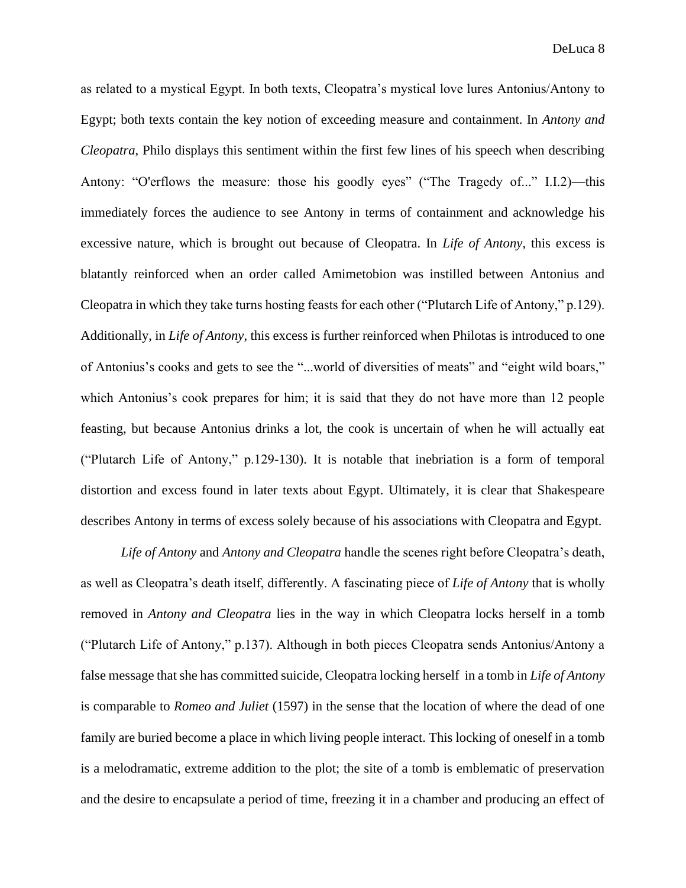as related to a mystical Egypt. In both texts, Cleopatra's mystical love lures Antonius/Antony to Egypt; both texts contain the key notion of exceeding measure and containment. In *Antony and Cleopatra*, Philo displays this sentiment within the first few lines of his speech when describing Antony: "O'erflows the measure: those his goodly eyes" ("The Tragedy of..." I.I.2)—this immediately forces the audience to see Antony in terms of containment and acknowledge his excessive nature, which is brought out because of Cleopatra. In *Life of Antony*, this excess is blatantly reinforced when an order called Amimetobion was instilled between Antonius and Cleopatra in which they take turns hosting feasts for each other ("Plutarch Life of Antony," p.129). Additionally, in *Life of Antony,* this excess is further reinforced when Philotas is introduced to one of Antonius's cooks and gets to see the "...world of diversities of meats" and "eight wild boars," which Antonius's cook prepares for him; it is said that they do not have more than 12 people feasting, but because Antonius drinks a lot, the cook is uncertain of when he will actually eat ("Plutarch Life of Antony," p.129-130). It is notable that inebriation is a form of temporal distortion and excess found in later texts about Egypt. Ultimately, it is clear that Shakespeare describes Antony in terms of excess solely because of his associations with Cleopatra and Egypt.

*Life of Antony* and *Antony and Cleopatra* handle the scenes right before Cleopatra's death, as well as Cleopatra's death itself, differently. A fascinating piece of *Life of Antony* that is wholly removed in *Antony and Cleopatra* lies in the way in which Cleopatra locks herself in a tomb ("Plutarch Life of Antony," p.137). Although in both pieces Cleopatra sends Antonius/Antony a false message that she has committed suicide, Cleopatra locking herself in a tomb in *Life of Antony* is comparable to *Romeo and Juliet* (1597) in the sense that the location of where the dead of one family are buried become a place in which living people interact. This locking of oneself in a tomb is a melodramatic, extreme addition to the plot; the site of a tomb is emblematic of preservation and the desire to encapsulate a period of time, freezing it in a chamber and producing an effect of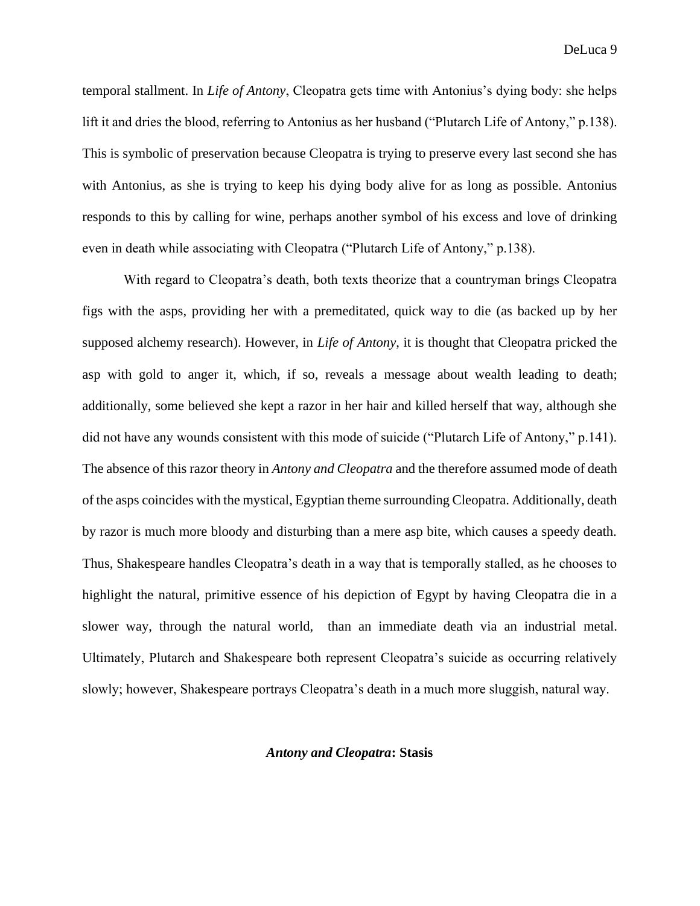temporal stallment. In *Life of Antony*, Cleopatra gets time with Antonius's dying body: she helps lift it and dries the blood, referring to Antonius as her husband ("Plutarch Life of Antony," p.138). This is symbolic of preservation because Cleopatra is trying to preserve every last second she has with Antonius, as she is trying to keep his dying body alive for as long as possible. Antonius responds to this by calling for wine, perhaps another symbol of his excess and love of drinking even in death while associating with Cleopatra ("Plutarch Life of Antony," p.138).

With regard to Cleopatra's death, both texts theorize that a countryman brings Cleopatra figs with the asps, providing her with a premeditated, quick way to die (as backed up by her supposed alchemy research). However, in *Life of Antony*, it is thought that Cleopatra pricked the asp with gold to anger it, which, if so, reveals a message about wealth leading to death; additionally, some believed she kept a razor in her hair and killed herself that way, although she did not have any wounds consistent with this mode of suicide ("Plutarch Life of Antony," p.141). The absence of this razor theory in *Antony and Cleopatra* and the therefore assumed mode of death of the asps coincides with the mystical, Egyptian theme surrounding Cleopatra. Additionally, death by razor is much more bloody and disturbing than a mere asp bite, which causes a speedy death. Thus, Shakespeare handles Cleopatra's death in a way that is temporally stalled, as he chooses to highlight the natural, primitive essence of his depiction of Egypt by having Cleopatra die in a slower way, through the natural world, than an immediate death via an industrial metal. Ultimately, Plutarch and Shakespeare both represent Cleopatra's suicide as occurring relatively slowly; however, Shakespeare portrays Cleopatra's death in a much more sluggish, natural way.

## ***Antony and Cleopatra*: Stasis**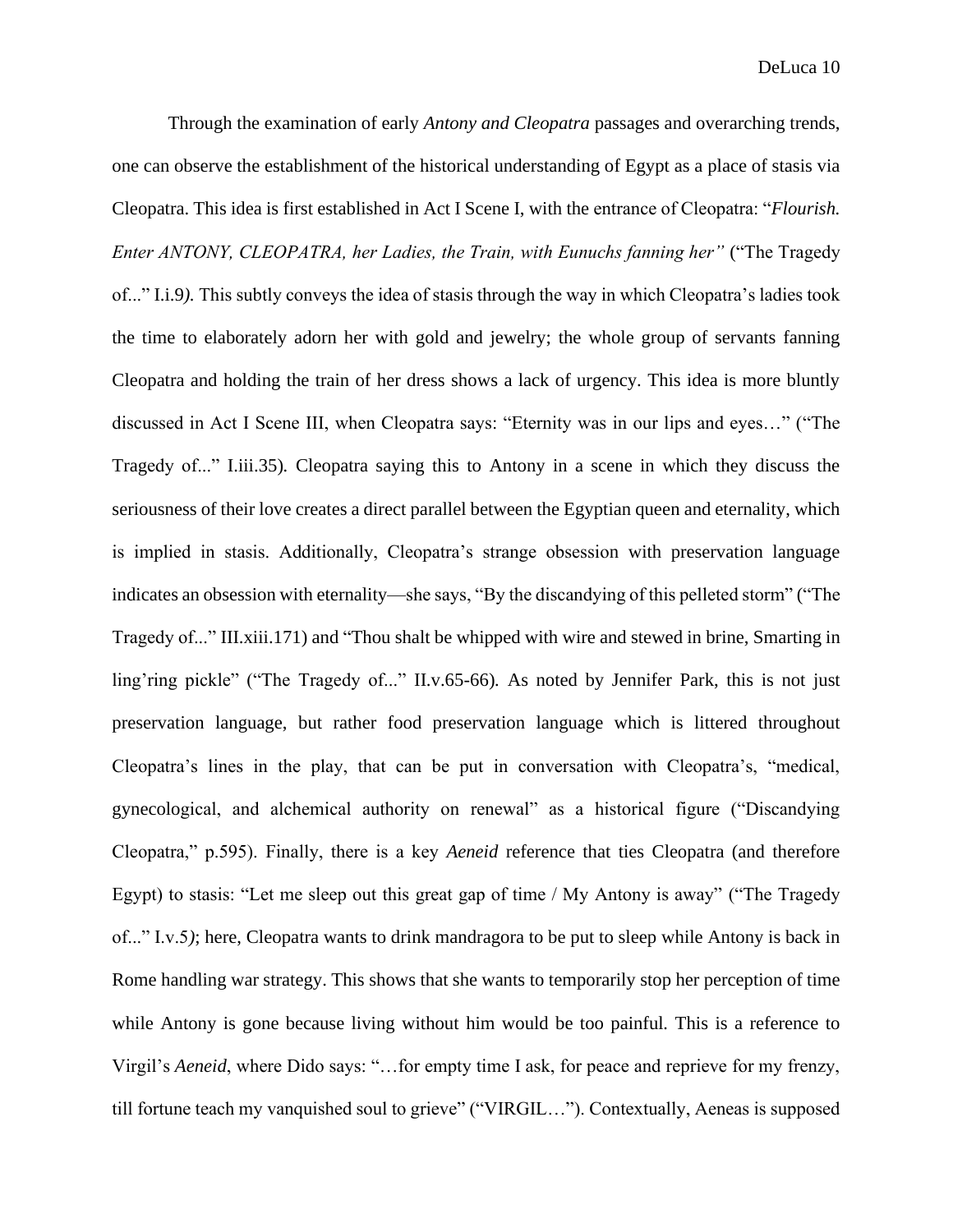Through the examination of early *Antony and Cleopatra* passages and overarching trends, one can observe the establishment of the historical understanding of Egypt as a place of stasis via Cleopatra. This idea is first established in Act I Scene I, with the entrance of Cleopatra: "*Flourish. Enter ANTONY, CLEOPATRA, her Ladies, the Train, with Eunuchs fanning her"* ("The Tragedy of..." I.i.9*).* This subtly conveys the idea of stasis through the way in which Cleopatra's ladies took the time to elaborately adorn her with gold and jewelry; the whole group of servants fanning Cleopatra and holding the train of her dress shows a lack of urgency. This idea is more bluntly discussed in Act I Scene III, when Cleopatra says: "Eternity was in our lips and eyes…" ("The Tragedy of..." I.iii.35)*.* Cleopatra saying this to Antony in a scene in which they discuss the seriousness of their love creates a direct parallel between the Egyptian queen and eternality, which is implied in stasis. Additionally, Cleopatra's strange obsession with preservation language indicates an obsession with eternality—she says, "By the discandying of this pelleted storm" ("The Tragedy of..." III.xiii.171) and "Thou shalt be whipped with wire and stewed in brine, Smarting in ling'ring pickle" ("The Tragedy of..." II.v.65-66)*.* As noted by Jennifer Park, this is not just preservation language, but rather food preservation language which is littered throughout Cleopatra's lines in the play, that can be put in conversation with Cleopatra's, "medical, gynecological, and alchemical authority on renewal" as a historical figure ("Discandying Cleopatra," p.595). Finally, there is a key *Aeneid* reference that ties Cleopatra (and therefore Egypt) to stasis: "Let me sleep out this great gap of time / My Antony is away" ("The Tragedy of..." I.v.5*)*; here, Cleopatra wants to drink mandragora to be put to sleep while Antony is back in Rome handling war strategy. This shows that she wants to temporarily stop her perception of time while Antony is gone because living without him would be too painful. This is a reference to Virgil's *Aeneid*, where Dido says: "…for empty time I ask, for peace and reprieve for my frenzy, till fortune teach my vanquished soul to grieve" ("VIRGIL…"). Contextually, Aeneas is supposed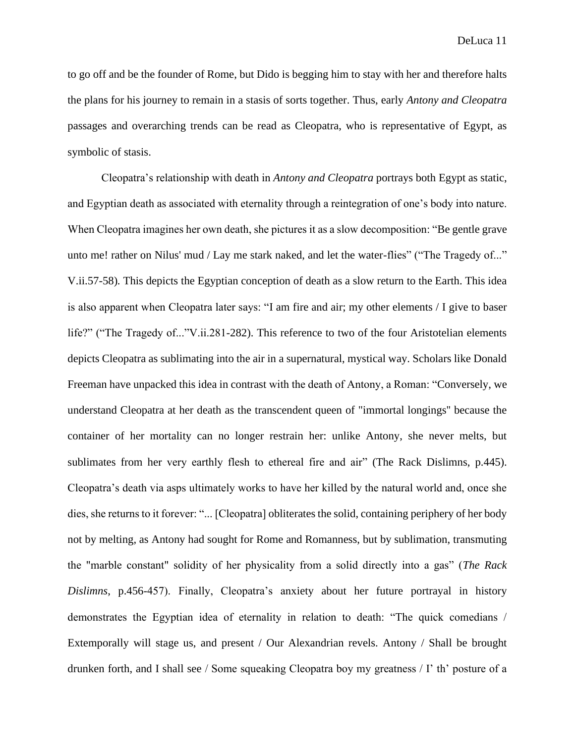to go off and be the founder of Rome, but Dido is begging him to stay with her and therefore halts the plans for his journey to remain in a stasis of sorts together. Thus, early *Antony and Cleopatra* passages and overarching trends can be read as Cleopatra, who is representative of Egypt, as symbolic of stasis.

Cleopatra's relationship with death in *Antony and Cleopatra* portrays both Egypt as static, and Egyptian death as associated with eternality through a reintegration of one's body into nature. When Cleopatra imagines her own death, she pictures it as a slow decomposition: "Be gentle grave unto me! rather on Nilus' mud / Lay me stark naked, and let the water-flies" ("The Tragedy of..." V.ii.57-58). This depicts the Egyptian conception of death as a slow return to the Earth. This idea is also apparent when Cleopatra later says: "I am fire and air; my other elements / I give to baser life?" ("The Tragedy of..."V.ii.281-282). This reference to two of the four Aristotelian elements depicts Cleopatra as sublimating into the air in a supernatural, mystical way. Scholars like Donald Freeman have unpacked this idea in contrast with the death of Antony, a Roman: "Conversely, we understand Cleopatra at her death as the transcendent queen of "immortal longings" because the container of her mortality can no longer restrain her: unlike Antony, she never melts, but sublimates from her very earthly flesh to ethereal fire and air" (The Rack Dislimns, p.445). Cleopatra's death via asps ultimately works to have her killed by the natural world and, once she dies, she returns to it forever: "... [Cleopatra] obliterates the solid, containing periphery of her body not by melting, as Antony had sought for Rome and Romanness, but by sublimation, transmuting the "marble constant" solidity of her physicality from a solid directly into a gas" (*The Rack Dislimns*, p.456-457). Finally, Cleopatra's anxiety about her future portrayal in history demonstrates the Egyptian idea of eternality in relation to death: "The quick comedians / Extemporally will stage us, and present / Our Alexandrian revels. Antony / Shall be brought drunken forth, and I shall see / Some squeaking Cleopatra boy my greatness / I' th' posture of a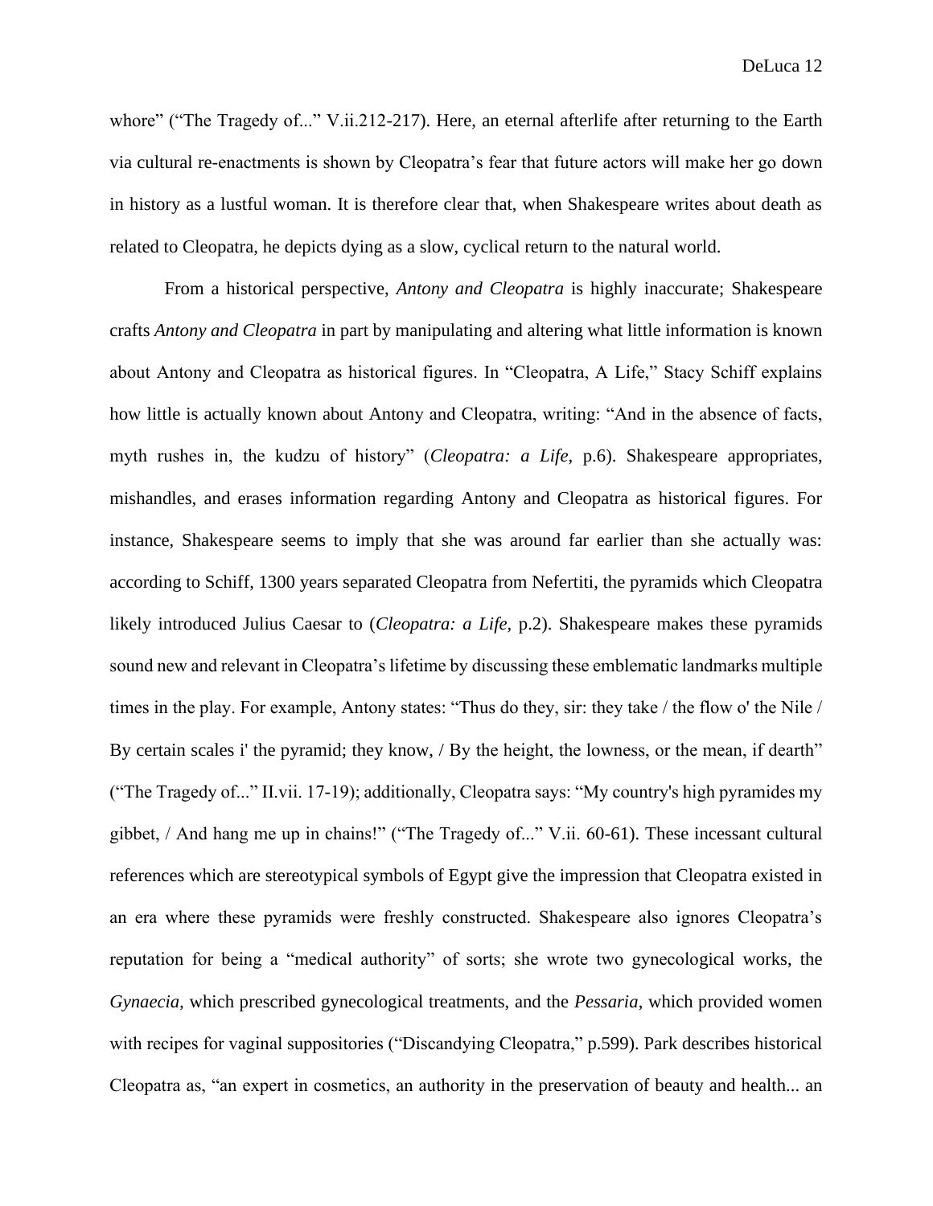whore" ("The Tragedy of..." V.ii.212-217). Here, an eternal afterlife after returning to the Earth via cultural re-enactments is shown by Cleopatra's fear that future actors will make her go down in history as a lustful woman. It is therefore clear that, when Shakespeare writes about death as related to Cleopatra, he depicts dying as a slow, cyclical return to the natural world.

From a historical perspective, *Antony and Cleopatra* is highly inaccurate; Shakespeare crafts *Antony and Cleopatra* in part by manipulating and altering what little information is known about Antony and Cleopatra as historical figures. In "Cleopatra, A Life," Stacy Schiff explains how little is actually known about Antony and Cleopatra, writing: "And in the absence of facts, myth rushes in, the kudzu of history" (*Cleopatra: a Life,* p.6). Shakespeare appropriates, mishandles, and erases information regarding Antony and Cleopatra as historical figures. For instance, Shakespeare seems to imply that she was around far earlier than she actually was: according to Schiff, 1300 years separated Cleopatra from Nefertiti, the pyramids which Cleopatra likely introduced Julius Caesar to (*Cleopatra: a Life,* p.2). Shakespeare makes these pyramids sound new and relevant in Cleopatra's lifetime by discussing these emblematic landmarks multiple times in the play. For example, Antony states: "Thus do they, sir: they take / the flow o' the Nile / By certain scales i' the pyramid; they know, / By the height, the lowness, or the mean, if dearth" ("The Tragedy of..." II.vii. 17-19); additionally, Cleopatra says: "My country's high pyramides my gibbet, / And hang me up in chains!" ("The Tragedy of..." V.ii. 60-61). These incessant cultural references which are stereotypical symbols of Egypt give the impression that Cleopatra existed in an era where these pyramids were freshly constructed. Shakespeare also ignores Cleopatra's reputation for being a "medical authority" of sorts; she wrote two gynecological works, the *Gynaecia,* which prescribed gynecological treatments, and the *Pessaria*, which provided women with recipes for vaginal suppositories ("Discandying Cleopatra," p.599). Park describes historical Cleopatra as, "an expert in cosmetics, an authority in the preservation of beauty and health... an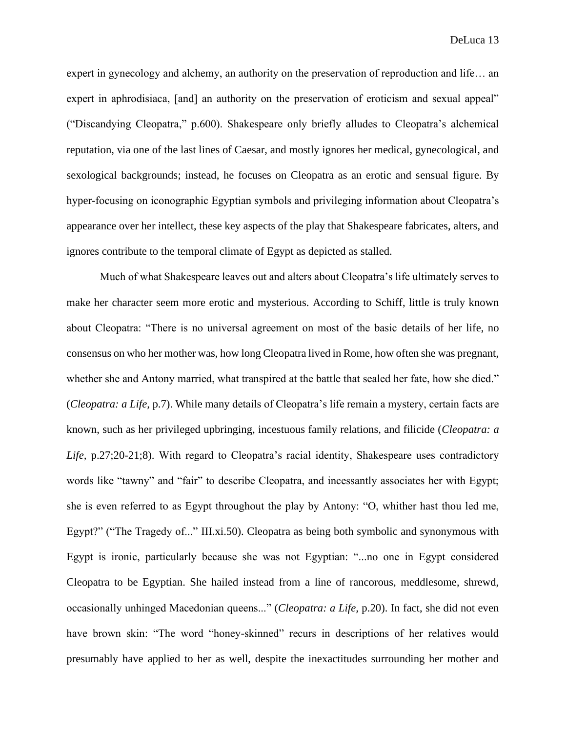expert in gynecology and alchemy, an authority on the preservation of reproduction and life… an expert in aphrodisiaca, [and] an authority on the preservation of eroticism and sexual appeal" ("Discandying Cleopatra," p.600). Shakespeare only briefly alludes to Cleopatra's alchemical reputation, via one of the last lines of Caesar, and mostly ignores her medical, gynecological, and sexological backgrounds; instead, he focuses on Cleopatra as an erotic and sensual figure. By hyper-focusing on iconographic Egyptian symbols and privileging information about Cleopatra's appearance over her intellect, these key aspects of the play that Shakespeare fabricates, alters, and ignores contribute to the temporal climate of Egypt as depicted as stalled.

Much of what Shakespeare leaves out and alters about Cleopatra's life ultimately serves to make her character seem more erotic and mysterious. According to Schiff, little is truly known about Cleopatra: "There is no universal agreement on most of the basic details of her life, no consensus on who her mother was, how long Cleopatra lived in Rome, how often she was pregnant, whether she and Antony married, what transpired at the battle that sealed her fate, how she died." (*Cleopatra: a Life,* p.7). While many details of Cleopatra's life remain a mystery, certain facts are known, such as her privileged upbringing, incestuous family relations, and filicide (*Cleopatra: a Life,* p.27;20-21;8). With regard to Cleopatra's racial identity, Shakespeare uses contradictory words like "tawny" and "fair" to describe Cleopatra, and incessantly associates her with Egypt; she is even referred to as Egypt throughout the play by Antony: "O, whither hast thou led me, Egypt?" ("The Tragedy of..." III.xi.50). Cleopatra as being both symbolic and synonymous with Egypt is ironic, particularly because she was not Egyptian: "...no one in Egypt considered Cleopatra to be Egyptian. She hailed instead from a line of rancorous, meddlesome, shrewd, occasionally unhinged Macedonian queens..." (*Cleopatra: a Life,* p.20). In fact, she did not even have brown skin: "The word "honey-skinned" recurs in descriptions of her relatives would presumably have applied to her as well, despite the inexactitudes surrounding her mother and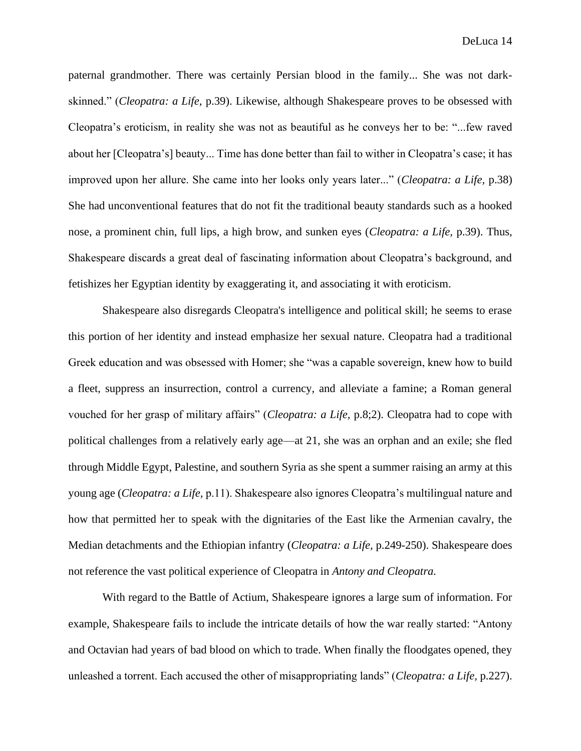paternal grandmother. There was certainly Persian blood in the family... She was not dark-skinned." (*Cleopatra: a Life,* p.39). Likewise, although Shakespeare proves to be obsessed with Cleopatra's eroticism, in reality she was not as beautiful as he conveys her to be: "...few raved about her [Cleopatra's] beauty... Time has done better than fail to wither in Cleopatra's case; it has improved upon her allure. She came into her looks only years later..." (*Cleopatra: a Life,* p.38) She had unconventional features that do not fit the traditional beauty standards such as a hooked nose, a prominent chin, full lips, a high brow, and sunken eyes (*Cleopatra: a Life,* p.39). Thus, Shakespeare discards a great deal of fascinating information about Cleopatra's background, and fetishizes her Egyptian identity by exaggerating it, and associating it with eroticism.

Shakespeare also disregards Cleopatra's intelligence and political skill; he seems to erase this portion of her identity and instead emphasize her sexual nature. Cleopatra had a traditional Greek education and was obsessed with Homer; she "was a capable sovereign, knew how to build a fleet, suppress an insurrection, control a currency, and alleviate a famine; a Roman general vouched for her grasp of military affairs" (*Cleopatra: a Life,* p.8;2). Cleopatra had to cope with political challenges from a relatively early age—at 21, she was an orphan and an exile; she fled through Middle Egypt, Palestine, and southern Syria as she spent a summer raising an army at this young age (*Cleopatra: a Life,* p.11). Shakespeare also ignores Cleopatra's multilingual nature and how that permitted her to speak with the dignitaries of the East like the Armenian cavalry, the Median detachments and the Ethiopian infantry (*Cleopatra: a Life,* p.249-250). Shakespeare does not reference the vast political experience of Cleopatra in *Antony and Cleopatra.*

With regard to the Battle of Actium, Shakespeare ignores a large sum of information. For example, Shakespeare fails to include the intricate details of how the war really started: "Antony and Octavian had years of bad blood on which to trade. When finally the floodgates opened, they unleashed a torrent. Each accused the other of misappropriating lands" (*Cleopatra: a Life,* p.227).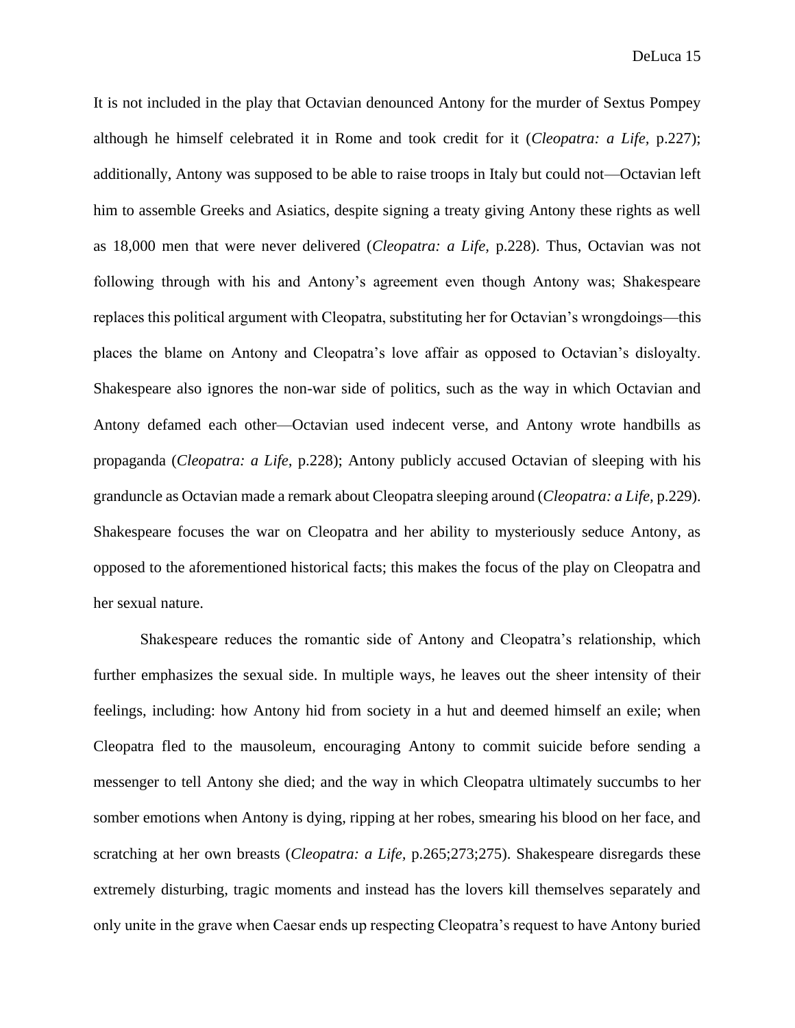It is not included in the play that Octavian denounced Antony for the murder of Sextus Pompey although he himself celebrated it in Rome and took credit for it (*Cleopatra: a Life,* p.227); additionally, Antony was supposed to be able to raise troops in Italy but could not—Octavian left him to assemble Greeks and Asiatics, despite signing a treaty giving Antony these rights as well as 18,000 men that were never delivered (*Cleopatra: a Life,* p.228). Thus, Octavian was not following through with his and Antony's agreement even though Antony was; Shakespeare replaces this political argument with Cleopatra, substituting her for Octavian's wrongdoings—this places the blame on Antony and Cleopatra's love affair as opposed to Octavian's disloyalty. Shakespeare also ignores the non-war side of politics, such as the way in which Octavian and Antony defamed each other—Octavian used indecent verse, and Antony wrote handbills as propaganda (*Cleopatra: a Life,* p.228); Antony publicly accused Octavian of sleeping with his granduncle as Octavian made a remark about Cleopatra sleeping around (*Cleopatra: a Life,* p.229). Shakespeare focuses the war on Cleopatra and her ability to mysteriously seduce Antony, as opposed to the aforementioned historical facts; this makes the focus of the play on Cleopatra and her sexual nature.

Shakespeare reduces the romantic side of Antony and Cleopatra's relationship, which further emphasizes the sexual side. In multiple ways, he leaves out the sheer intensity of their feelings, including: how Antony hid from society in a hut and deemed himself an exile; when Cleopatra fled to the mausoleum, encouraging Antony to commit suicide before sending a messenger to tell Antony she died; and the way in which Cleopatra ultimately succumbs to her somber emotions when Antony is dying, ripping at her robes, smearing his blood on her face, and scratching at her own breasts (*Cleopatra: a Life,* p.265;273;275). Shakespeare disregards these extremely disturbing, tragic moments and instead has the lovers kill themselves separately and only unite in the grave when Caesar ends up respecting Cleopatra's request to have Antony buried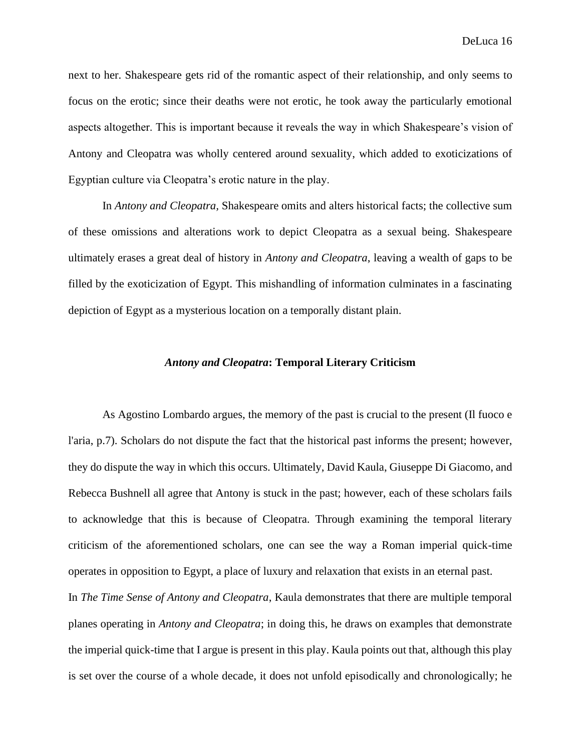next to her. Shakespeare gets rid of the romantic aspect of their relationship, and only seems to focus on the erotic; since their deaths were not erotic, he took away the particularly emotional aspects altogether. This is important because it reveals the way in which Shakespeare's vision of Antony and Cleopatra was wholly centered around sexuality, which added to exoticizations of Egyptian culture via Cleopatra's erotic nature in the play.

In *Antony and Cleopatra,* Shakespeare omits and alters historical facts; the collective sum of these omissions and alterations work to depict Cleopatra as a sexual being. Shakespeare ultimately erases a great deal of history in *Antony and Cleopatra*, leaving a wealth of gaps to be filled by the exoticization of Egypt. This mishandling of information culminates in a fascinating depiction of Egypt as a mysterious location on a temporally distant plain.

## *Antony and Cleopatra*: Temporal Literary Criticism

As Agostino Lombardo argues, the memory of the past is crucial to the present (Il fuoco e l'aria, p.7). Scholars do not dispute the fact that the historical past informs the present; however, they do dispute the way in which this occurs. Ultimately, David Kaula, Giuseppe Di Giacomo, and Rebecca Bushnell all agree that Antony is stuck in the past; however, each of these scholars fails to acknowledge that this is because of Cleopatra. Through examining the temporal literary criticism of the aforementioned scholars, one can see the way a Roman imperial quick-time operates in opposition to Egypt, a place of luxury and relaxation that exists in an eternal past.

In *The Time Sense of Antony and Cleopatra*, Kaula demonstrates that there are multiple temporal planes operating in *Antony and Cleopatra*; in doing this, he draws on examples that demonstrate the imperial quick-time that I argue is present in this play. Kaula points out that, although this play is set over the course of a whole decade, it does not unfold episodically and chronologically; he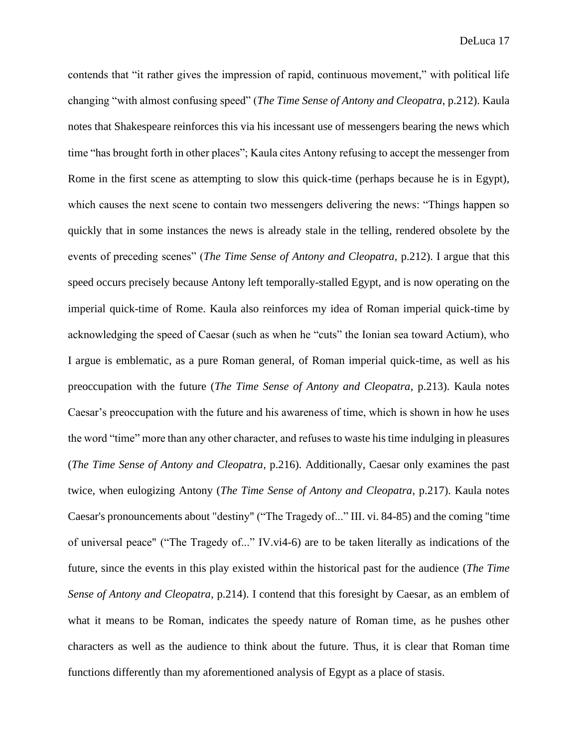contends that "it rather gives the impression of rapid, continuous movement," with political life changing "with almost confusing speed" (*The Time Sense of Antony and Cleopatra*, p.212). Kaula notes that Shakespeare reinforces this via his incessant use of messengers bearing the news which time "has brought forth in other places"; Kaula cites Antony refusing to accept the messenger from Rome in the first scene as attempting to slow this quick-time (perhaps because he is in Egypt), which causes the next scene to contain two messengers delivering the news: "Things happen so quickly that in some instances the news is already stale in the telling, rendered obsolete by the events of preceding scenes" (*The Time Sense of Antony and Cleopatra*, p.212). I argue that this speed occurs precisely because Antony left temporally-stalled Egypt, and is now operating on the imperial quick-time of Rome. Kaula also reinforces my idea of Roman imperial quick-time by acknowledging the speed of Caesar (such as when he "cuts" the Ionian sea toward Actium), who I argue is emblematic, as a pure Roman general, of Roman imperial quick-time, as well as his preoccupation with the future (*The Time Sense of Antony and Cleopatra*, p.213). Kaula notes Caesar's preoccupation with the future and his awareness of time, which is shown in how he uses the word "time" more than any other character, and refuses to waste his time indulging in pleasures (*The Time Sense of Antony and Cleopatra*, p.216). Additionally, Caesar only examines the past twice, when eulogizing Antony (*The Time Sense of Antony and Cleopatra*, p.217). Kaula notes Caesar's pronouncements about "destiny" ("The Tragedy of..." III. vi. 84-85) and the coming "time of universal peace" ("The Tragedy of..." IV.vi4-6) are to be taken literally as indications of the future, since the events in this play existed within the historical past for the audience (*The Time Sense of Antony and Cleopatra*, p.214). I contend that this foresight by Caesar, as an emblem of what it means to be Roman, indicates the speedy nature of Roman time, as he pushes other characters as well as the audience to think about the future. Thus, it is clear that Roman time functions differently than my aforementioned analysis of Egypt as a place of stasis.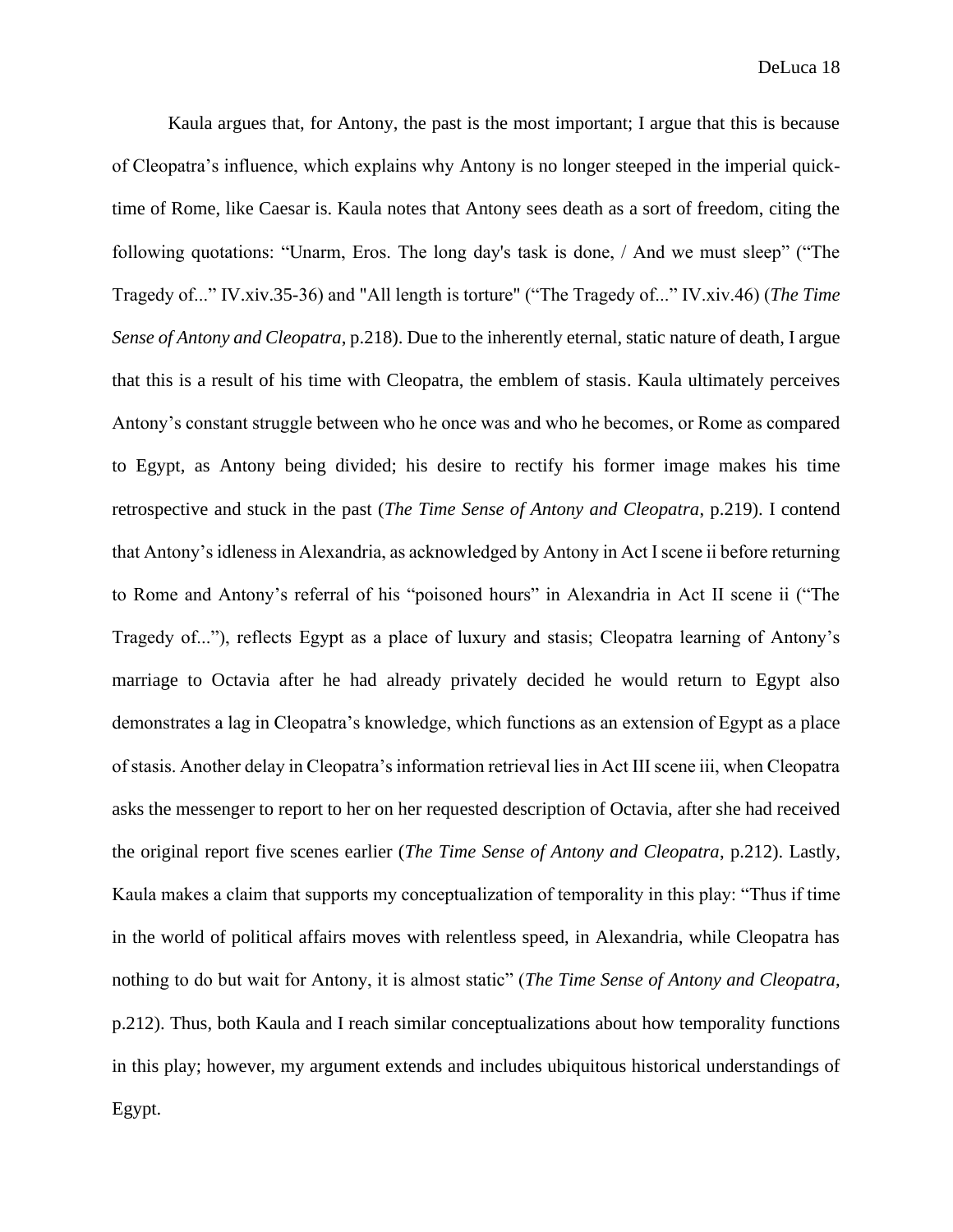Kaula argues that, for Antony, the past is the most important; I argue that this is because of Cleopatra's influence, which explains why Antony is no longer steeped in the imperial quick-time of Rome, like Caesar is. Kaula notes that Antony sees death as a sort of freedom, citing the following quotations: "Unarm, Eros. The long day's task is done, / And we must sleep" ("The Tragedy of..." IV.xiv.35-36) and "All length is torture" ("The Tragedy of..." IV.xiv.46) (*The Time Sense of Antony and Cleopatra*, p.218). Due to the inherently eternal, static nature of death, I argue that this is a result of his time with Cleopatra, the emblem of stasis. Kaula ultimately perceives Antony's constant struggle between who he once was and who he becomes, or Rome as compared to Egypt, as Antony being divided; his desire to rectify his former image makes his time retrospective and stuck in the past (*The Time Sense of Antony and Cleopatra*, p.219). I contend that Antony's idleness in Alexandria, as acknowledged by Antony in Act I scene ii before returning to Rome and Antony's referral of his "poisoned hours" in Alexandria in Act II scene ii ("The Tragedy of..."), reflects Egypt as a place of luxury and stasis; Cleopatra learning of Antony's marriage to Octavia after he had already privately decided he would return to Egypt also demonstrates a lag in Cleopatra's knowledge, which functions as an extension of Egypt as a place of stasis. Another delay in Cleopatra's information retrieval lies in Act III scene iii, when Cleopatra asks the messenger to report to her on her requested description of Octavia, after she had received the original report five scenes earlier (*The Time Sense of Antony and Cleopatra*, p.212). Lastly, Kaula makes a claim that supports my conceptualization of temporality in this play: "Thus if time in the world of political affairs moves with relentless speed, in Alexandria, while Cleopatra has nothing to do but wait for Antony, it is almost static" (*The Time Sense of Antony and Cleopatra*, p.212). Thus, both Kaula and I reach similar conceptualizations about how temporality functions in this play; however, my argument extends and includes ubiquitous historical understandings of Egypt.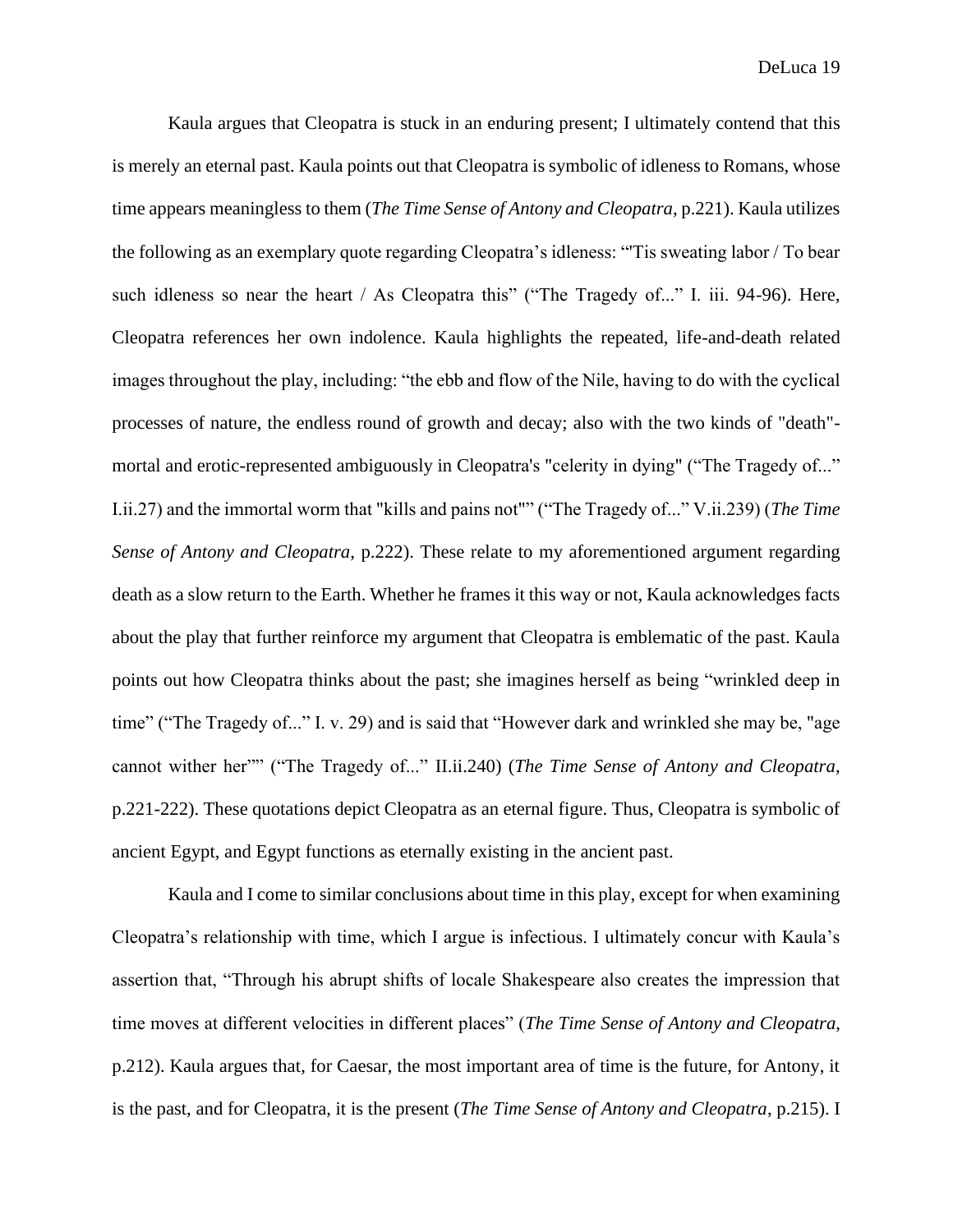Kaula argues that Cleopatra is stuck in an enduring present; I ultimately contend that this is merely an eternal past. Kaula points out that Cleopatra is symbolic of idleness to Romans, whose time appears meaningless to them (*The Time Sense of Antony and Cleopatra*, p.221). Kaula utilizes the following as an exemplary quote regarding Cleopatra's idleness: "'Tis sweating labor / To bear such idleness so near the heart / As Cleopatra this" ("The Tragedy of..." I. iii. 94-96). Here, Cleopatra references her own indolence. Kaula highlights the repeated, life-and-death related images throughout the play, including: "the ebb and flow of the Nile, having to do with the cyclical processes of nature, the endless round of growth and decay; also with the two kinds of "death"-mortal and erotic-represented ambiguously in Cleopatra's "celerity in dying" ("The Tragedy of..." I.ii.27) and the immortal worm that "kills and pains not"" ("The Tragedy of..." V.ii.239) (*The Time Sense of Antony and Cleopatra*, p.222). These relate to my aforementioned argument regarding death as a slow return to the Earth. Whether he frames it this way or not, Kaula acknowledges facts about the play that further reinforce my argument that Cleopatra is emblematic of the past. Kaula points out how Cleopatra thinks about the past; she imagines herself as being "wrinkled deep in time" ("The Tragedy of..." I. v. 29) and is said that "However dark and wrinkled she may be, "age cannot wither her"" ("The Tragedy of..." II.ii.240) (*The Time Sense of Antony and Cleopatra*, p.221-222). These quotations depict Cleopatra as an eternal figure. Thus, Cleopatra is symbolic of ancient Egypt, and Egypt functions as eternally existing in the ancient past.

Kaula and I come to similar conclusions about time in this play, except for when examining Cleopatra's relationship with time, which I argue is infectious. I ultimately concur with Kaula's assertion that, "Through his abrupt shifts of locale Shakespeare also creates the impression that time moves at different velocities in different places" (*The Time Sense of Antony and Cleopatra*, p.212). Kaula argues that, for Caesar, the most important area of time is the future, for Antony, it is the past, and for Cleopatra, it is the present (*The Time Sense of Antony and Cleopatra*, p.215). I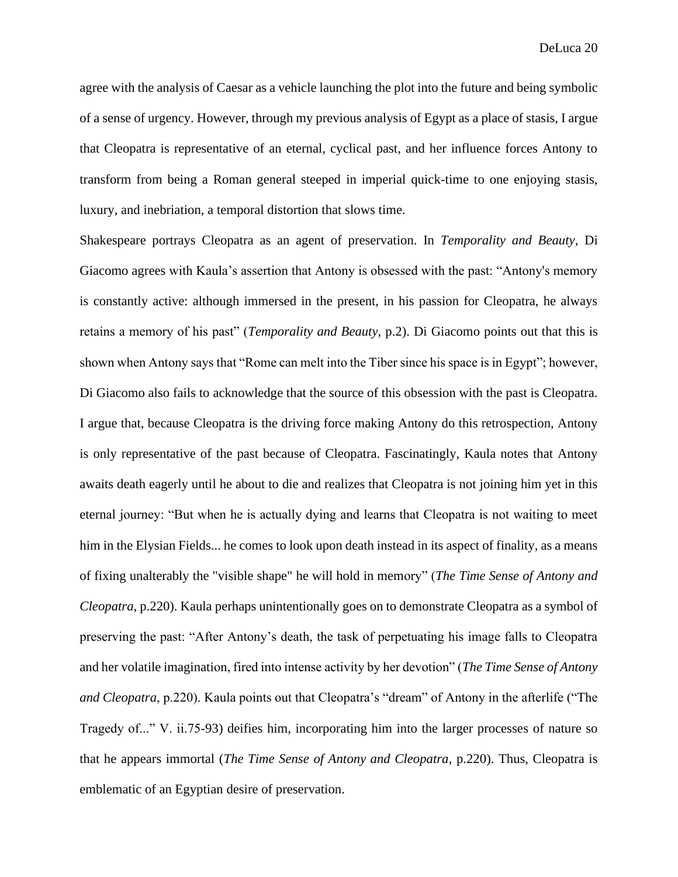agree with the analysis of Caesar as a vehicle launching the plot into the future and being symbolic of a sense of urgency. However, through my previous analysis of Egypt as a place of stasis, I argue that Cleopatra is representative of an eternal, cyclical past, and her influence forces Antony to transform from being a Roman general steeped in imperial quick-time to one enjoying stasis, luxury, and inebriation, a temporal distortion that slows time.

Shakespeare portrays Cleopatra as an agent of preservation. In *Temporality and Beauty*, Di Giacomo agrees with Kaula's assertion that Antony is obsessed with the past: "Antony's memory is constantly active: although immersed in the present, in his passion for Cleopatra, he always retains a memory of his past" (*Temporality and Beauty*, p.2). Di Giacomo points out that this is shown when Antony says that "Rome can melt into the Tiber since his space is in Egypt"; however, Di Giacomo also fails to acknowledge that the source of this obsession with the past is Cleopatra. I argue that, because Cleopatra is the driving force making Antony do this retrospection, Antony is only representative of the past because of Cleopatra. Fascinatingly, Kaula notes that Antony awaits death eagerly until he about to die and realizes that Cleopatra is not joining him yet in this eternal journey: "But when he is actually dying and learns that Cleopatra is not waiting to meet him in the Elysian Fields... he comes to look upon death instead in its aspect of finality, as a means of fixing unalterably the "visible shape" he will hold in memory" (*The Time Sense of Antony and Cleopatra*, p.220). Kaula perhaps unintentionally goes on to demonstrate Cleopatra as a symbol of preserving the past: "After Antony's death, the task of perpetuating his image falls to Cleopatra and her volatile imagination, fired into intense activity by her devotion" (*The Time Sense of Antony and Cleopatra*, p.220). Kaula points out that Cleopatra's "dream" of Antony in the afterlife ("The Tragedy of..." V. ii.75-93) deifies him, incorporating him into the larger processes of nature so that he appears immortal (*The Time Sense of Antony and Cleopatra*, p.220). Thus, Cleopatra is emblematic of an Egyptian desire of preservation.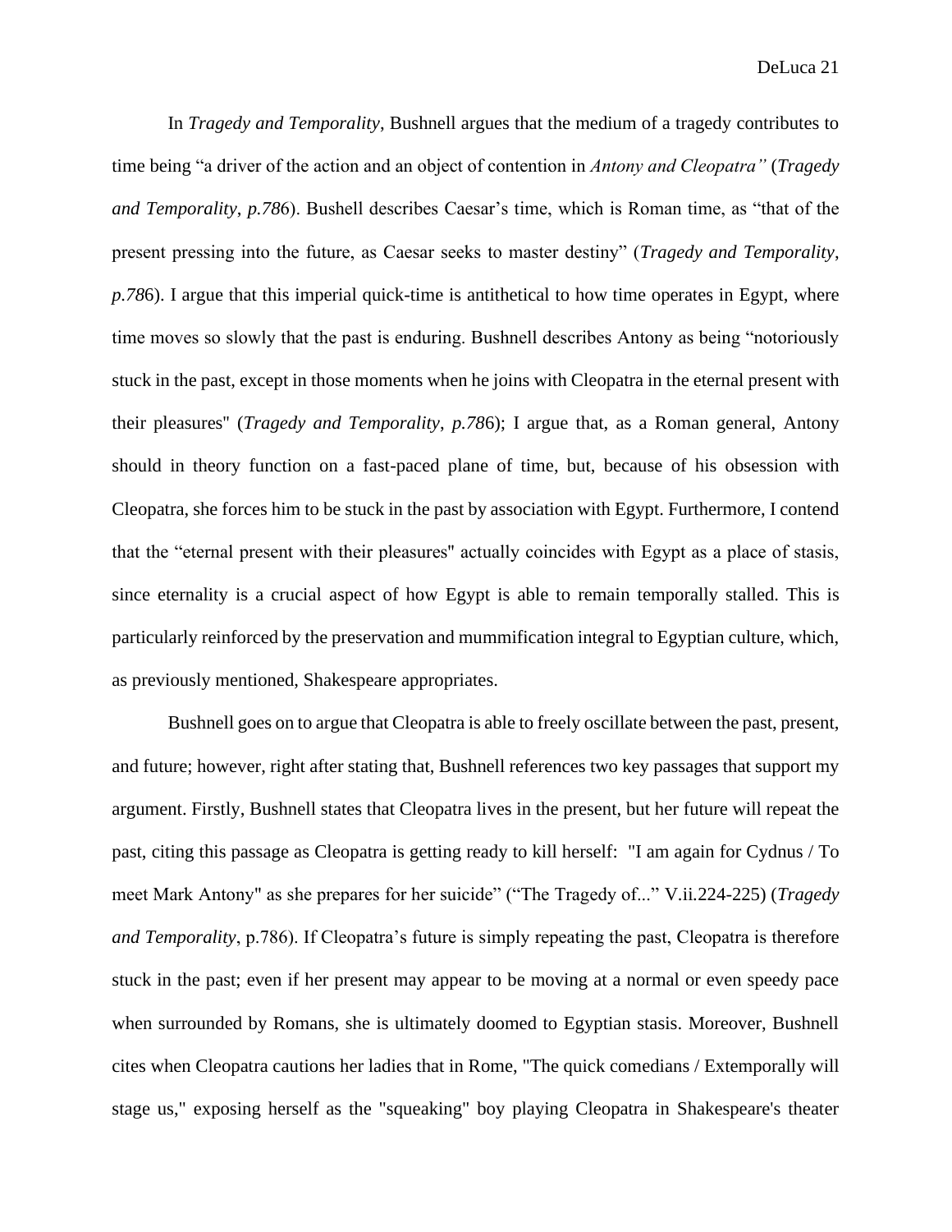In *Tragedy and Temporality*, Bushnell argues that the medium of a tragedy contributes to time being "a driver of the action and an object of contention in *Antony and Cleopatra"* (*Tragedy and Temporality*, *p.78*6). Bushell describes Caesar's time, which is Roman time, as "that of the present pressing into the future, as Caesar seeks to master destiny" (*Tragedy and Temporality*, *p.78*6). I argue that this imperial quick-time is antithetical to how time operates in Egypt, where time moves so slowly that the past is enduring. Bushnell describes Antony as being "notoriously stuck in the past, except in those moments when he joins with Cleopatra in the eternal present with their pleasures" (*Tragedy and Temporality*, *p.78*6); I argue that, as a Roman general, Antony should in theory function on a fast-paced plane of time, but, because of his obsession with Cleopatra, she forces him to be stuck in the past by association with Egypt. Furthermore, I contend that the "eternal present with their pleasures" actually coincides with Egypt as a place of stasis, since eternality is a crucial aspect of how Egypt is able to remain temporally stalled. This is particularly reinforced by the preservation and mummification integral to Egyptian culture, which, as previously mentioned, Shakespeare appropriates.

Bushnell goes on to argue that Cleopatra is able to freely oscillate between the past, present, and future; however, right after stating that, Bushnell references two key passages that support my argument. Firstly, Bushnell states that Cleopatra lives in the present, but her future will repeat the past, citing this passage as Cleopatra is getting ready to kill herself: "I am again for Cydnus / To meet Mark Antony" as she prepares for her suicide" ("The Tragedy of..." V.ii.224-225) (*Tragedy and Temporality*, p.786). If Cleopatra's future is simply repeating the past, Cleopatra is therefore stuck in the past; even if her present may appear to be moving at a normal or even speedy pace when surrounded by Romans, she is ultimately doomed to Egyptian stasis. Moreover, Bushnell cites when Cleopatra cautions her ladies that in Rome, "The quick comedians / Extemporally will stage us," exposing herself as the "squeaking" boy playing Cleopatra in Shakespeare's theater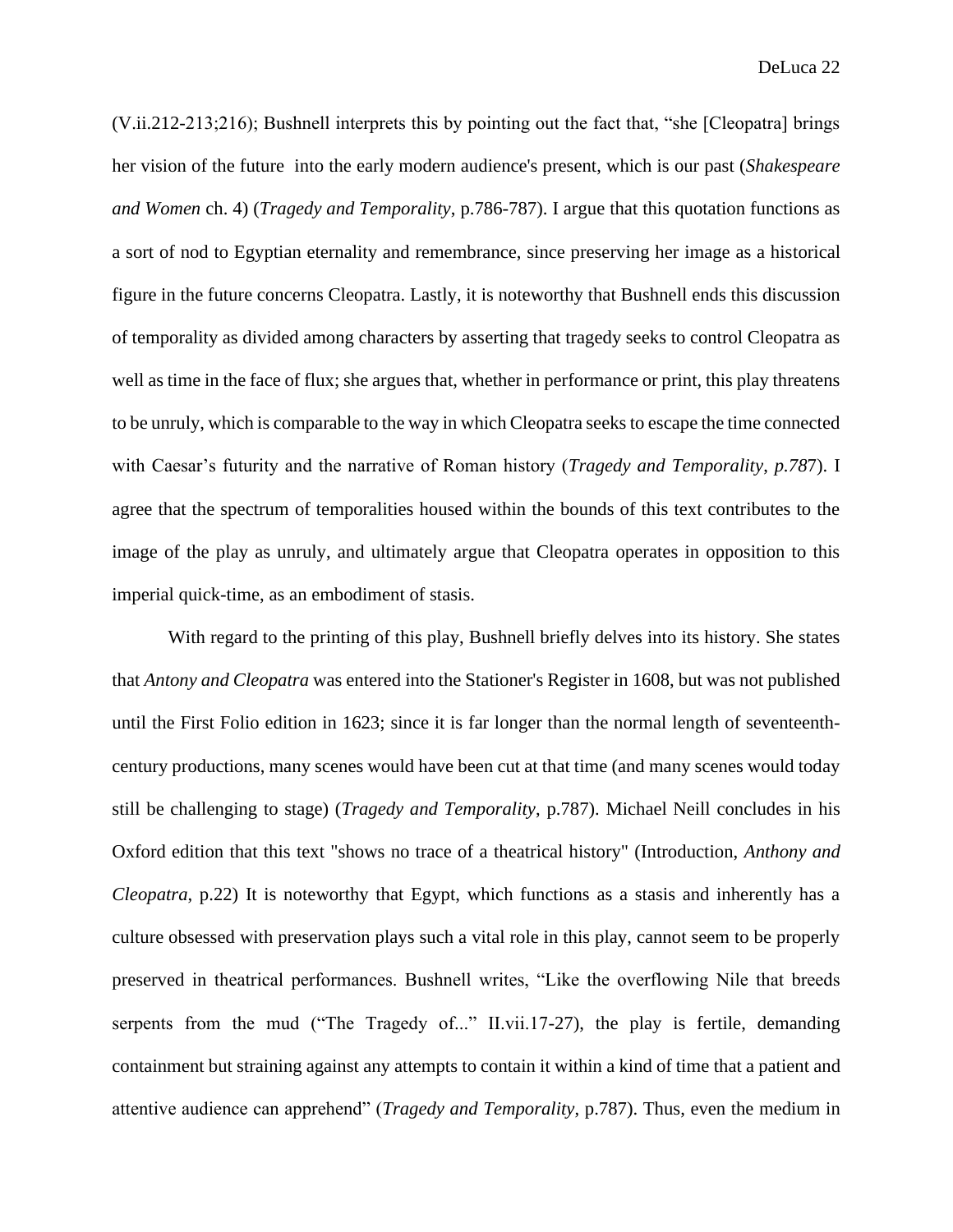(V.ii.212-213;216); Bushnell interprets this by pointing out the fact that, "she [Cleopatra] brings her vision of the future into the early modern audience's present, which is our past (*Shakespeare and Women* ch. 4) (*Tragedy and Temporality*, p.786-787). I argue that this quotation functions as a sort of nod to Egyptian eternality and remembrance, since preserving her image as a historical figure in the future concerns Cleopatra. Lastly, it is noteworthy that Bushnell ends this discussion of temporality as divided among characters by asserting that tragedy seeks to control Cleopatra as well as time in the face of flux; she argues that, whether in performance or print, this play threatens to be unruly, which is comparable to the way in which Cleopatra seeks to escape the time connected with Caesar's futurity and the narrative of Roman history (*Tragedy and Temporality*, *p.78*7). I agree that the spectrum of temporalities housed within the bounds of this text contributes to the image of the play as unruly, and ultimately argue that Cleopatra operates in opposition to this imperial quick-time, as an embodiment of stasis.

With regard to the printing of this play, Bushnell briefly delves into its history. She states that *Antony and Cleopatra* was entered into the Stationer's Register in 1608, but was not published until the First Folio edition in 1623; since it is far longer than the normal length of seventeenth-century productions, many scenes would have been cut at that time (and many scenes would today still be challenging to stage) (*Tragedy and Temporality*, p.787). Michael Neill concludes in his Oxford edition that this text "shows no trace of a theatrical history" (Introduction, *Anthony and Cleopatra*, p.22) It is noteworthy that Egypt, which functions as a stasis and inherently has a culture obsessed with preservation plays such a vital role in this play, cannot seem to be properly preserved in theatrical performances. Bushnell writes, "Like the overflowing Nile that breeds serpents from the mud ("The Tragedy of..." II.vii.17-27), the play is fertile, demanding containment but straining against any attempts to contain it within a kind of time that a patient and attentive audience can apprehend" (*Tragedy and Temporality*, p.787). Thus, even the medium in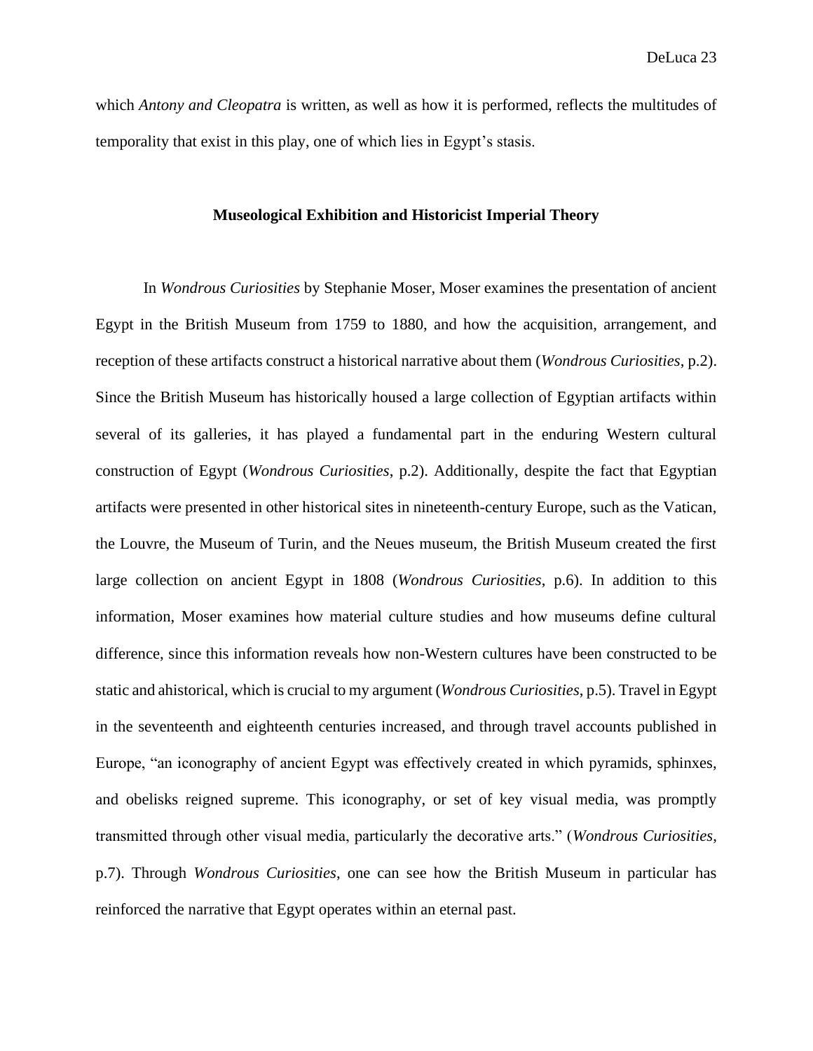which *Antony and Cleopatra* is written, as well as how it is performed, reflects the multitudes of temporality that exist in this play, one of which lies in Egypt's stasis.

## Museological Exhibition and Historicist Imperial Theory

In *Wondrous Curiosities* by Stephanie Moser, Moser examines the presentation of ancient Egypt in the British Museum from 1759 to 1880, and how the acquisition, arrangement, and reception of these artifacts construct a historical narrative about them (*Wondrous Curiosities*, p.2). Since the British Museum has historically housed a large collection of Egyptian artifacts within several of its galleries, it has played a fundamental part in the enduring Western cultural construction of Egypt (*Wondrous Curiosities*, p.2). Additionally, despite the fact that Egyptian artifacts were presented in other historical sites in nineteenth-century Europe, such as the Vatican, the Louvre, the Museum of Turin, and the Neues museum, the British Museum created the first large collection on ancient Egypt in 1808 (*Wondrous Curiosities*, p.6). In addition to this information, Moser examines how material culture studies and how museums define cultural difference, since this information reveals how non-Western cultures have been constructed to be static and ahistorical, which is crucial to my argument (*Wondrous Curiosities*, p.5). Travel in Egypt in the seventeenth and eighteenth centuries increased, and through travel accounts published in Europe, "an iconography of ancient Egypt was effectively created in which pyramids, sphinxes, and obelisks reigned supreme. This iconography, or set of key visual media, was promptly transmitted through other visual media, particularly the decorative arts." (*Wondrous Curiosities*, p.7). Through *Wondrous Curiosities*, one can see how the British Museum in particular has reinforced the narrative that Egypt operates within an eternal past.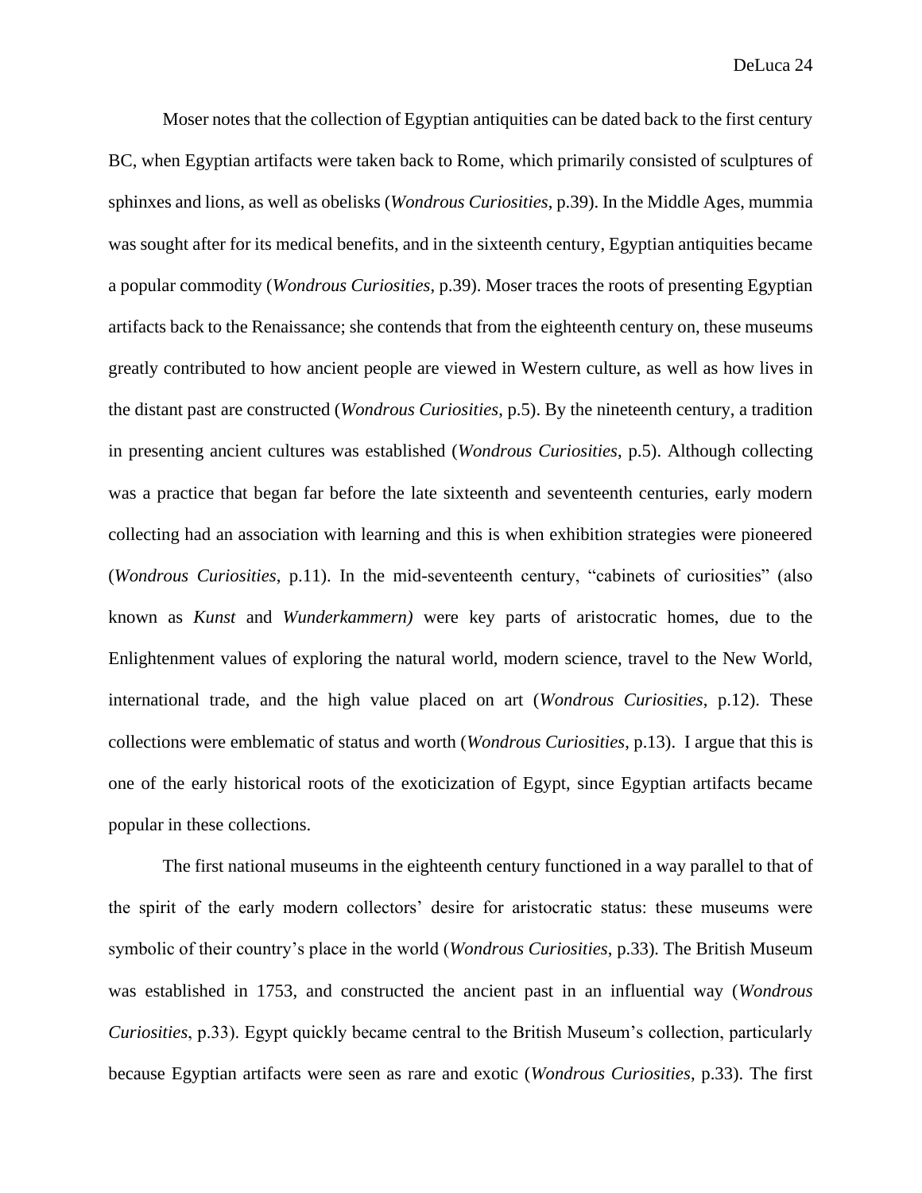Moser notes that the collection of Egyptian antiquities can be dated back to the first century BC, when Egyptian artifacts were taken back to Rome, which primarily consisted of sculptures of sphinxes and lions, as well as obelisks (*Wondrous Curiosities*, p.39). In the Middle Ages, mummia was sought after for its medical benefits, and in the sixteenth century, Egyptian antiquities became a popular commodity (*Wondrous Curiosities*, p.39). Moser traces the roots of presenting Egyptian artifacts back to the Renaissance; she contends that from the eighteenth century on, these museums greatly contributed to how ancient people are viewed in Western culture, as well as how lives in the distant past are constructed (*Wondrous Curiosities*, p.5). By the nineteenth century, a tradition in presenting ancient cultures was established (*Wondrous Curiosities*, p.5). Although collecting was a practice that began far before the late sixteenth and seventeenth centuries, early modern collecting had an association with learning and this is when exhibition strategies were pioneered (*Wondrous Curiosities*, p.11). In the mid-seventeenth century, "cabinets of curiosities" (also known as *Kunst* and *Wunderkammern)* were key parts of aristocratic homes, due to the Enlightenment values of exploring the natural world, modern science, travel to the New World, international trade, and the high value placed on art (*Wondrous Curiosities*, p.12). These collections were emblematic of status and worth (*Wondrous Curiosities*, p.13). I argue that this is one of the early historical roots of the exoticization of Egypt, since Egyptian artifacts became popular in these collections.

The first national museums in the eighteenth century functioned in a way parallel to that of the spirit of the early modern collectors' desire for aristocratic status: these museums were symbolic of their country's place in the world (*Wondrous Curiosities*, p.33). The British Museum was established in 1753, and constructed the ancient past in an influential way (*Wondrous Curiosities*, p.33). Egypt quickly became central to the British Museum's collection, particularly because Egyptian artifacts were seen as rare and exotic (*Wondrous Curiosities*, p.33). The first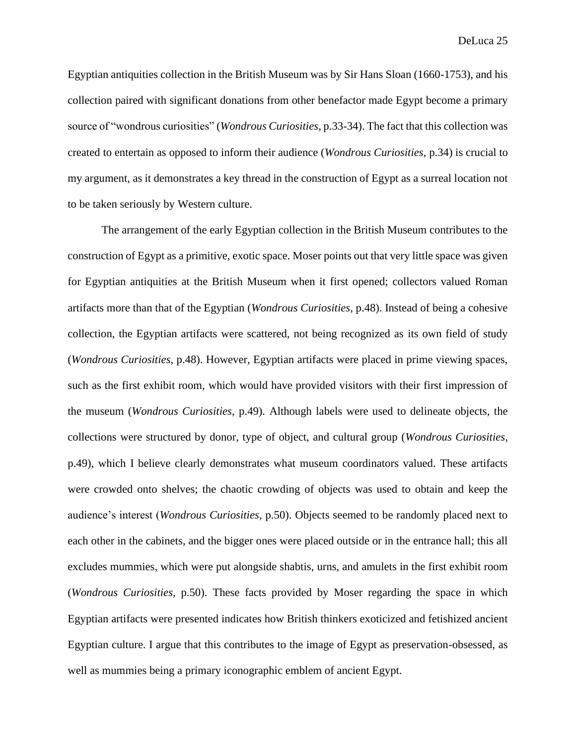Egyptian antiquities collection in the British Museum was by Sir Hans Sloan (1660-1753), and his collection paired with significant donations from other benefactor made Egypt become a primary source of "wondrous curiosities" (*Wondrous Curiosities*, p.33-34). The fact that this collection was created to entertain as opposed to inform their audience (*Wondrous Curiosities*, p.34) is crucial to my argument, as it demonstrates a key thread in the construction of Egypt as a surreal location not to be taken seriously by Western culture.

The arrangement of the early Egyptian collection in the British Museum contributes to the construction of Egypt as a primitive, exotic space. Moser points out that very little space was given for Egyptian antiquities at the British Museum when it first opened; collectors valued Roman artifacts more than that of the Egyptian (*Wondrous Curiosities*, p.48). Instead of being a cohesive collection, the Egyptian artifacts were scattered, not being recognized as its own field of study (*Wondrous Curiosities*, p.48). However, Egyptian artifacts were placed in prime viewing spaces, such as the first exhibit room, which would have provided visitors with their first impression of the museum (*Wondrous Curiosities*, p.49). Although labels were used to delineate objects, the collections were structured by donor, type of object, and cultural group (*Wondrous Curiosities*, p.49), which I believe clearly demonstrates what museum coordinators valued. These artifacts were crowded onto shelves; the chaotic crowding of objects was used to obtain and keep the audience's interest (*Wondrous Curiosities*, p.50). Objects seemed to be randomly placed next to each other in the cabinets, and the bigger ones were placed outside or in the entrance hall; this all excludes mummies, which were put alongside shabtis, urns, and amulets in the first exhibit room (*Wondrous Curiosities*, p.50). These facts provided by Moser regarding the space in which Egyptian artifacts were presented indicates how British thinkers exoticized and fetishized ancient Egyptian culture. I argue that this contributes to the image of Egypt as preservation-obsessed, as well as mummies being a primary iconographic emblem of ancient Egypt.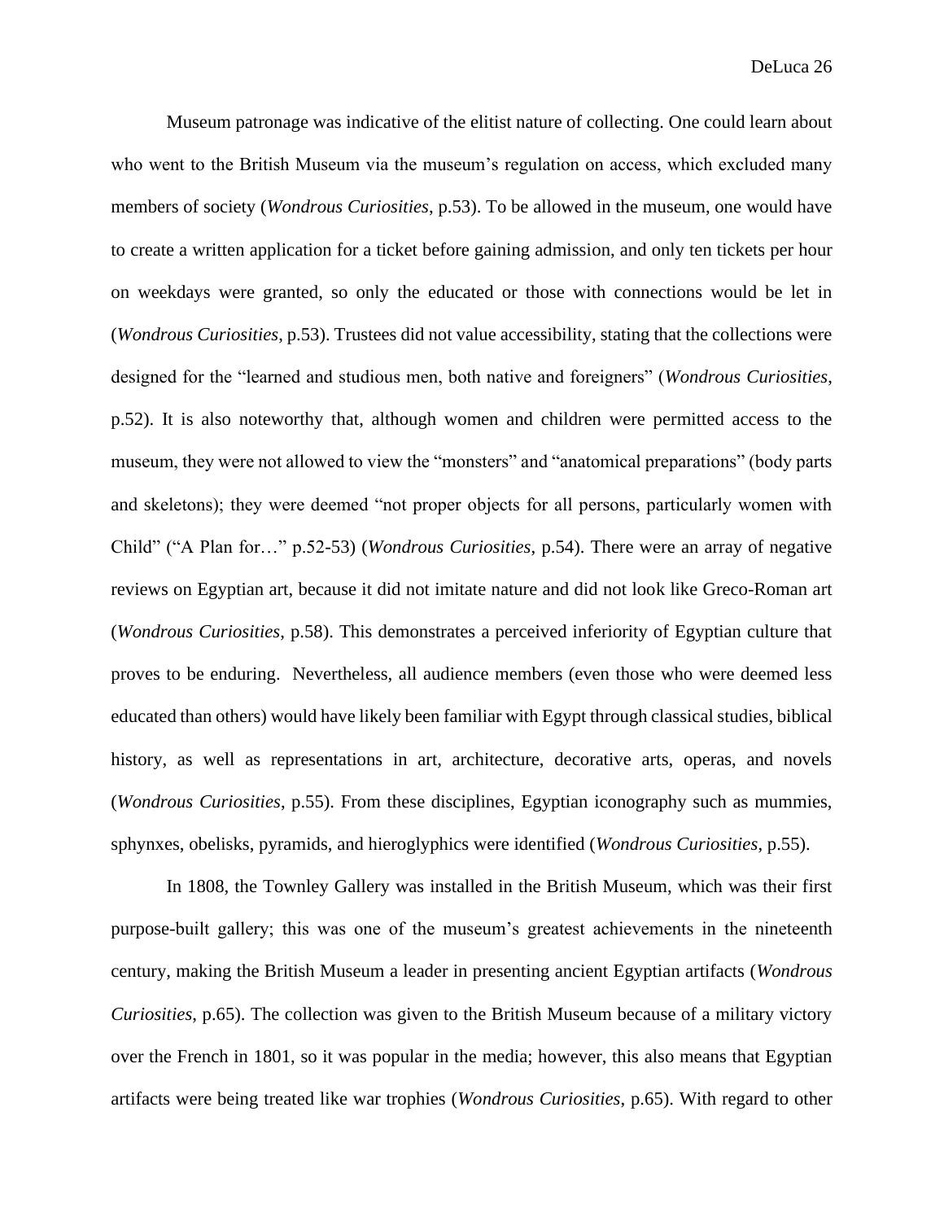Museum patronage was indicative of the elitist nature of collecting. One could learn about who went to the British Museum via the museum's regulation on access, which excluded many members of society (*Wondrous Curiosities*, p.53). To be allowed in the museum, one would have to create a written application for a ticket before gaining admission, and only ten tickets per hour on weekdays were granted, so only the educated or those with connections would be let in (*Wondrous Curiosities*, p.53). Trustees did not value accessibility, stating that the collections were designed for the "learned and studious men, both native and foreigners" (*Wondrous Curiosities*, p.52). It is also noteworthy that, although women and children were permitted access to the museum, they were not allowed to view the "monsters" and "anatomical preparations" (body parts and skeletons); they were deemed "not proper objects for all persons, particularly women with Child" ("A Plan for…" p.52-53) (*Wondrous Curiosities*, p.54). There were an array of negative reviews on Egyptian art, because it did not imitate nature and did not look like Greco-Roman art (*Wondrous Curiosities*, p.58). This demonstrates a perceived inferiority of Egyptian culture that proves to be enduring. Nevertheless, all audience members (even those who were deemed less educated than others) would have likely been familiar with Egypt through classical studies, biblical history, as well as representations in art, architecture, decorative arts, operas, and novels (*Wondrous Curiosities*, p.55). From these disciplines, Egyptian iconography such as mummies, sphynxes, obelisks, pyramids, and hieroglyphics were identified (*Wondrous Curiosities*, p.55).

In 1808, the Townley Gallery was installed in the British Museum, which was their first purpose-built gallery; this was one of the museum's greatest achievements in the nineteenth century, making the British Museum a leader in presenting ancient Egyptian artifacts (*Wondrous Curiosities*, p.65). The collection was given to the British Museum because of a military victory over the French in 1801, so it was popular in the media; however, this also means that Egyptian artifacts were being treated like war trophies (*Wondrous Curiosities*, p.65). With regard to other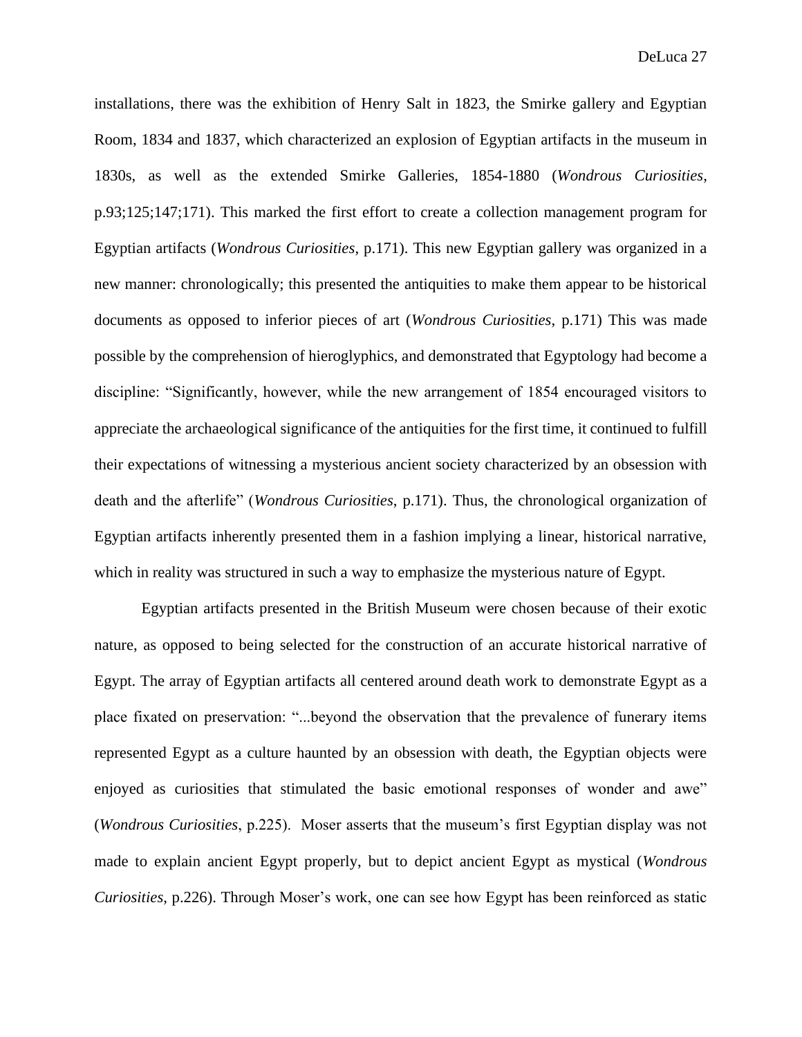installations, there was the exhibition of Henry Salt in 1823, the Smirke gallery and Egyptian Room, 1834 and 1837, which characterized an explosion of Egyptian artifacts in the museum in 1830s, as well as the extended Smirke Galleries, 1854-1880 (*Wondrous Curiosities*, p.93;125;147;171). This marked the first effort to create a collection management program for Egyptian artifacts (*Wondrous Curiosities*, p.171). This new Egyptian gallery was organized in a new manner: chronologically; this presented the antiquities to make them appear to be historical documents as opposed to inferior pieces of art (*Wondrous Curiosities*, p.171) This was made possible by the comprehension of hieroglyphics, and demonstrated that Egyptology had become a discipline: "Significantly, however, while the new arrangement of 1854 encouraged visitors to appreciate the archaeological significance of the antiquities for the first time, it continued to fulfill their expectations of witnessing a mysterious ancient society characterized by an obsession with death and the afterlife" (*Wondrous Curiosities*, p.171). Thus, the chronological organization of Egyptian artifacts inherently presented them in a fashion implying a linear, historical narrative, which in reality was structured in such a way to emphasize the mysterious nature of Egypt.

Egyptian artifacts presented in the British Museum were chosen because of their exotic nature, as opposed to being selected for the construction of an accurate historical narrative of Egypt. The array of Egyptian artifacts all centered around death work to demonstrate Egypt as a place fixated on preservation: "...beyond the observation that the prevalence of funerary items represented Egypt as a culture haunted by an obsession with death, the Egyptian objects were enjoyed as curiosities that stimulated the basic emotional responses of wonder and awe" (*Wondrous Curiosities*, p.225). Moser asserts that the museum's first Egyptian display was not made to explain ancient Egypt properly, but to depict ancient Egypt as mystical (*Wondrous Curiosities*, p.226). Through Moser's work, one can see how Egypt has been reinforced as static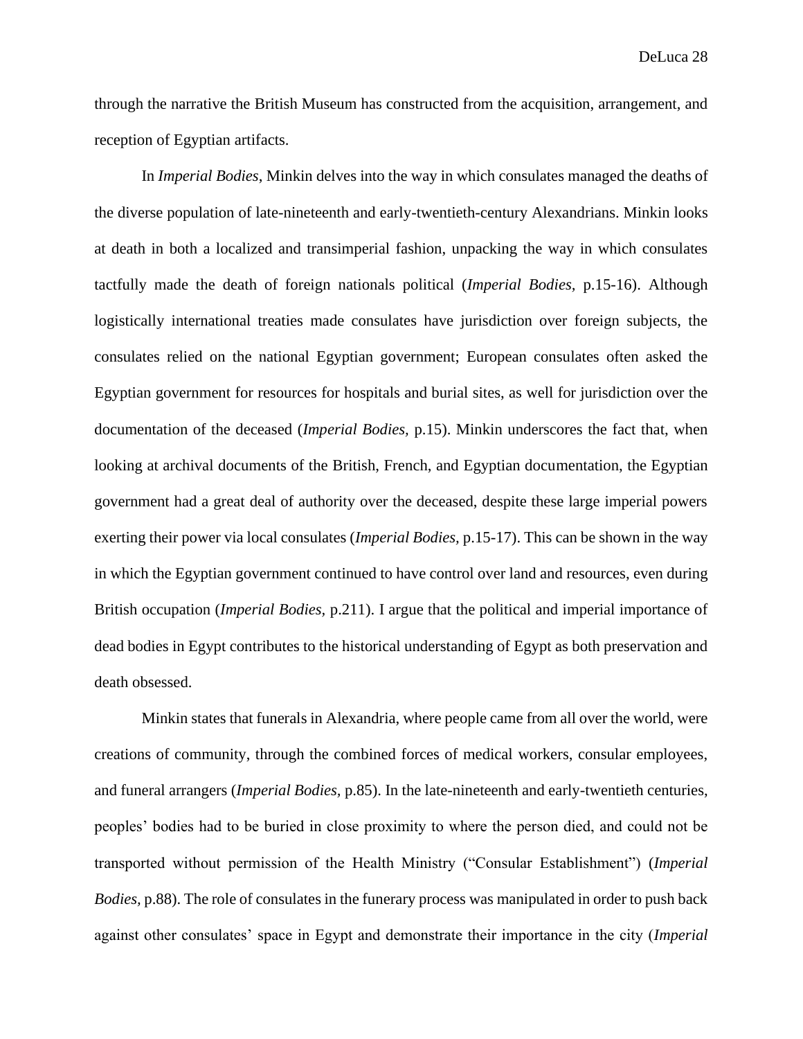through the narrative the British Museum has constructed from the acquisition, arrangement, and reception of Egyptian artifacts.

In *Imperial Bodies*, Minkin delves into the way in which consulates managed the deaths of the diverse population of late-nineteenth and early-twentieth-century Alexandrians. Minkin looks at death in both a localized and transimperial fashion, unpacking the way in which consulates tactfully made the death of foreign nationals political (*Imperial Bodies,* p.15-16). Although logistically international treaties made consulates have jurisdiction over foreign subjects, the consulates relied on the national Egyptian government; European consulates often asked the Egyptian government for resources for hospitals and burial sites, as well for jurisdiction over the documentation of the deceased (*Imperial Bodies,* p.15). Minkin underscores the fact that, when looking at archival documents of the British, French, and Egyptian documentation, the Egyptian government had a great deal of authority over the deceased, despite these large imperial powers exerting their power via local consulates (*Imperial Bodies,* p.15-17). This can be shown in the way in which the Egyptian government continued to have control over land and resources, even during British occupation (*Imperial Bodies,* p.211). I argue that the political and imperial importance of dead bodies in Egypt contributes to the historical understanding of Egypt as both preservation and death obsessed.

Minkin states that funerals in Alexandria, where people came from all over the world, were creations of community, through the combined forces of medical workers, consular employees, and funeral arrangers (*Imperial Bodies,* p.85). In the late-nineteenth and early-twentieth centuries, peoples' bodies had to be buried in close proximity to where the person died, and could not be transported without permission of the Health Ministry ("Consular Establishment") (*Imperial Bodies,* p.88). The role of consulates in the funerary process was manipulated in order to push back against other consulates' space in Egypt and demonstrate their importance in the city (*Imperial*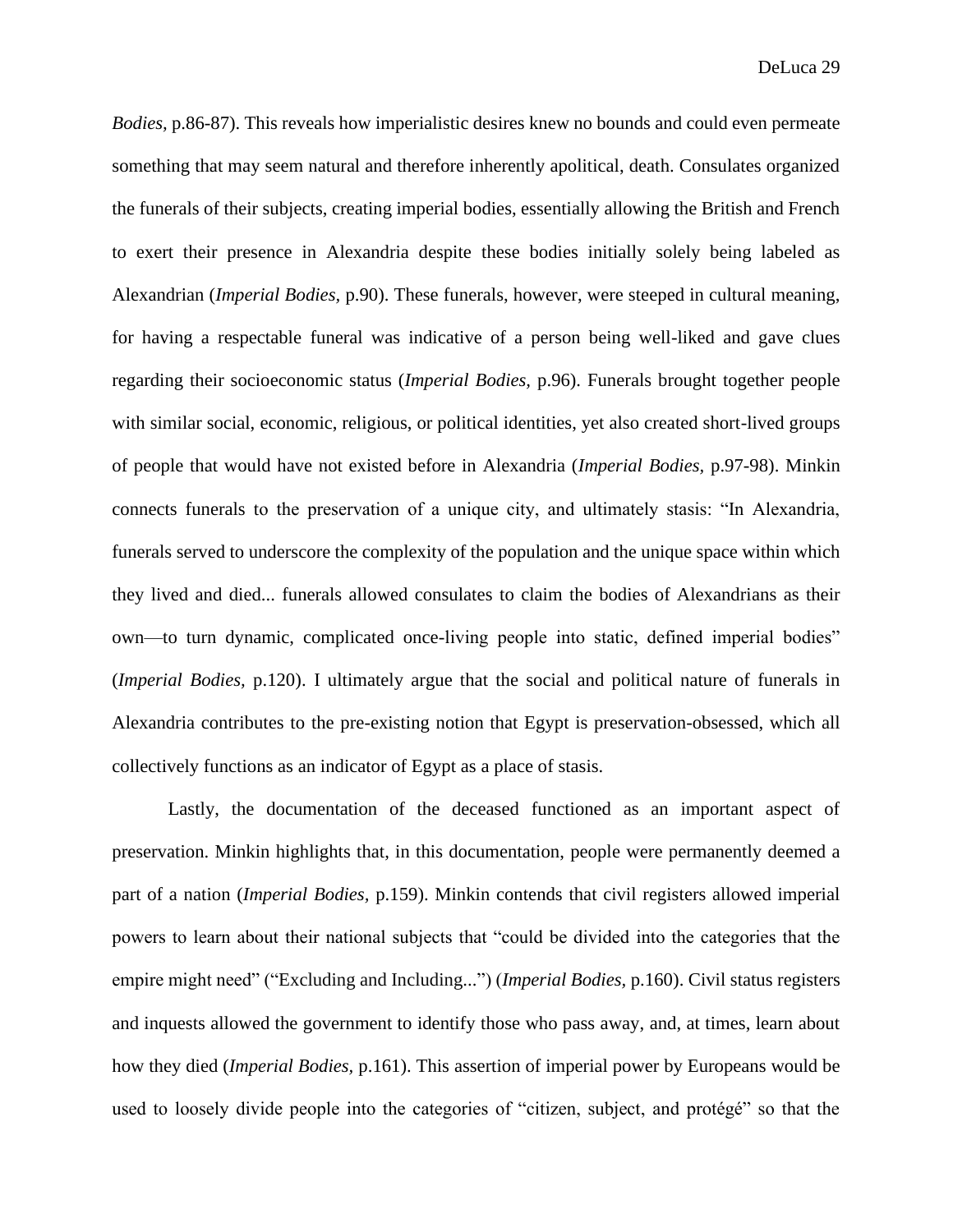*Bodies,* p.86-87). This reveals how imperialistic desires knew no bounds and could even permeate something that may seem natural and therefore inherently apolitical, death. Consulates organized the funerals of their subjects, creating imperial bodies, essentially allowing the British and French to exert their presence in Alexandria despite these bodies initially solely being labeled as Alexandrian (*Imperial Bodies,* p.90). These funerals, however, were steeped in cultural meaning, for having a respectable funeral was indicative of a person being well-liked and gave clues regarding their socioeconomic status (*Imperial Bodies,* p.96). Funerals brought together people with similar social, economic, religious, or political identities, yet also created short-lived groups of people that would have not existed before in Alexandria (*Imperial Bodies,* p.97-98). Minkin connects funerals to the preservation of a unique city, and ultimately stasis: "In Alexandria, funerals served to underscore the complexity of the population and the unique space within which they lived and died... funerals allowed consulates to claim the bodies of Alexandrians as their own—to turn dynamic, complicated once-living people into static, defined imperial bodies" (*Imperial Bodies,* p.120). I ultimately argue that the social and political nature of funerals in Alexandria contributes to the pre-existing notion that Egypt is preservation-obsessed, which all collectively functions as an indicator of Egypt as a place of stasis.

Lastly, the documentation of the deceased functioned as an important aspect of preservation. Minkin highlights that, in this documentation, people were permanently deemed a part of a nation (*Imperial Bodies,* p.159). Minkin contends that civil registers allowed imperial powers to learn about their national subjects that "could be divided into the categories that the empire might need" ("Excluding and Including...") (*Imperial Bodies,* p.160). Civil status registers and inquests allowed the government to identify those who pass away, and, at times, learn about how they died (*Imperial Bodies,* p.161). This assertion of imperial power by Europeans would be used to loosely divide people into the categories of "citizen, subject, and protégé" so that the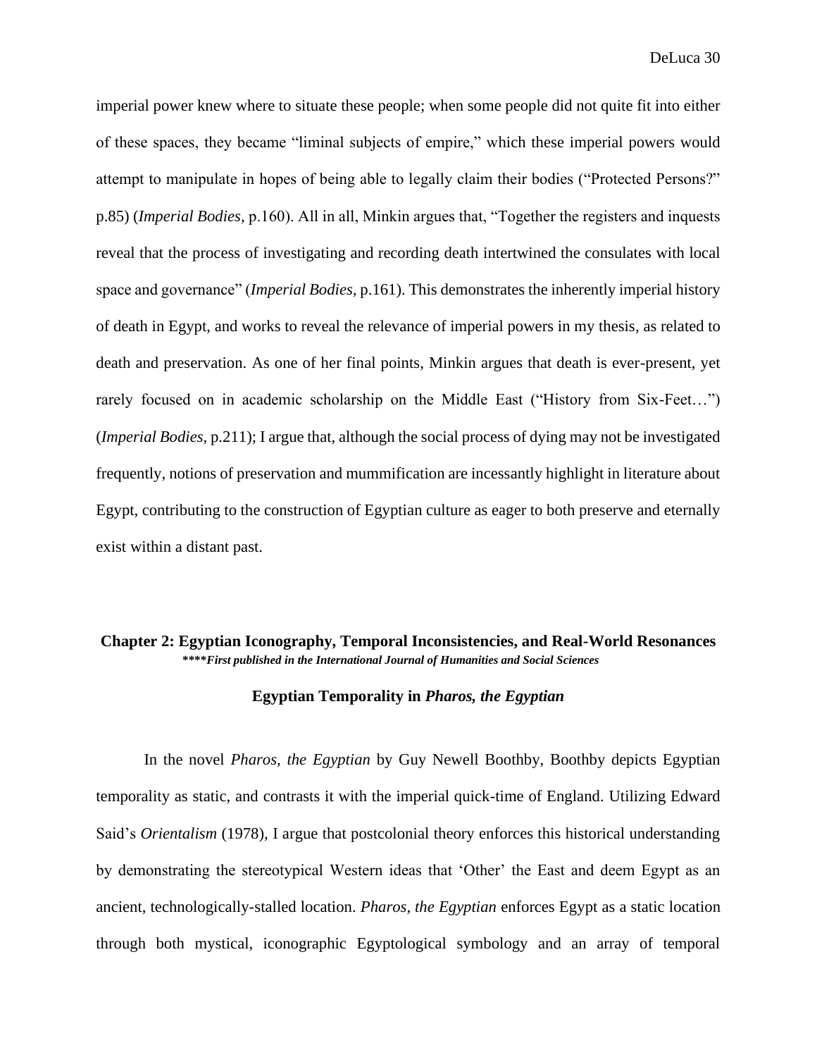imperial power knew where to situate these people; when some people did not quite fit into either of these spaces, they became "liminal subjects of empire," which these imperial powers would attempt to manipulate in hopes of being able to legally claim their bodies ("Protected Persons?" p.85) (*Imperial Bodies,* p.160). All in all, Minkin argues that, "Together the registers and inquests reveal that the process of investigating and recording death intertwined the consulates with local space and governance" (*Imperial Bodies,* p.161). This demonstrates the inherently imperial history of death in Egypt, and works to reveal the relevance of imperial powers in my thesis, as related to death and preservation. As one of her final points, Minkin argues that death is ever-present, yet rarely focused on in academic scholarship on the Middle East ("History from Six-Feet…") (*Imperial Bodies,* p.211); I argue that, although the social process of dying may not be investigated frequently, notions of preservation and mummification are incessantly highlight in literature about Egypt, contributing to the construction of Egyptian culture as eager to both preserve and eternally exist within a distant past.

## Chapter 2: Egyptian Iconography, Temporal Inconsistencies, and Real-World Resonances

***\*\*\*\*First published in the International Journal of Humanities and Social Sciences***

### Egyptian Temporality in *Pharos, the Egyptian*

In the novel *Pharos, the Egyptian* by Guy Newell Boothby, Boothby depicts Egyptian temporality as static, and contrasts it with the imperial quick-time of England. Utilizing Edward Said's *Orientalism* (1978), I argue that postcolonial theory enforces this historical understanding by demonstrating the stereotypical Western ideas that 'Other' the East and deem Egypt as an ancient, technologically-stalled location. *Pharos, the Egyptian* enforces Egypt as a static location through both mystical, iconographic Egyptological symbology and an array of temporal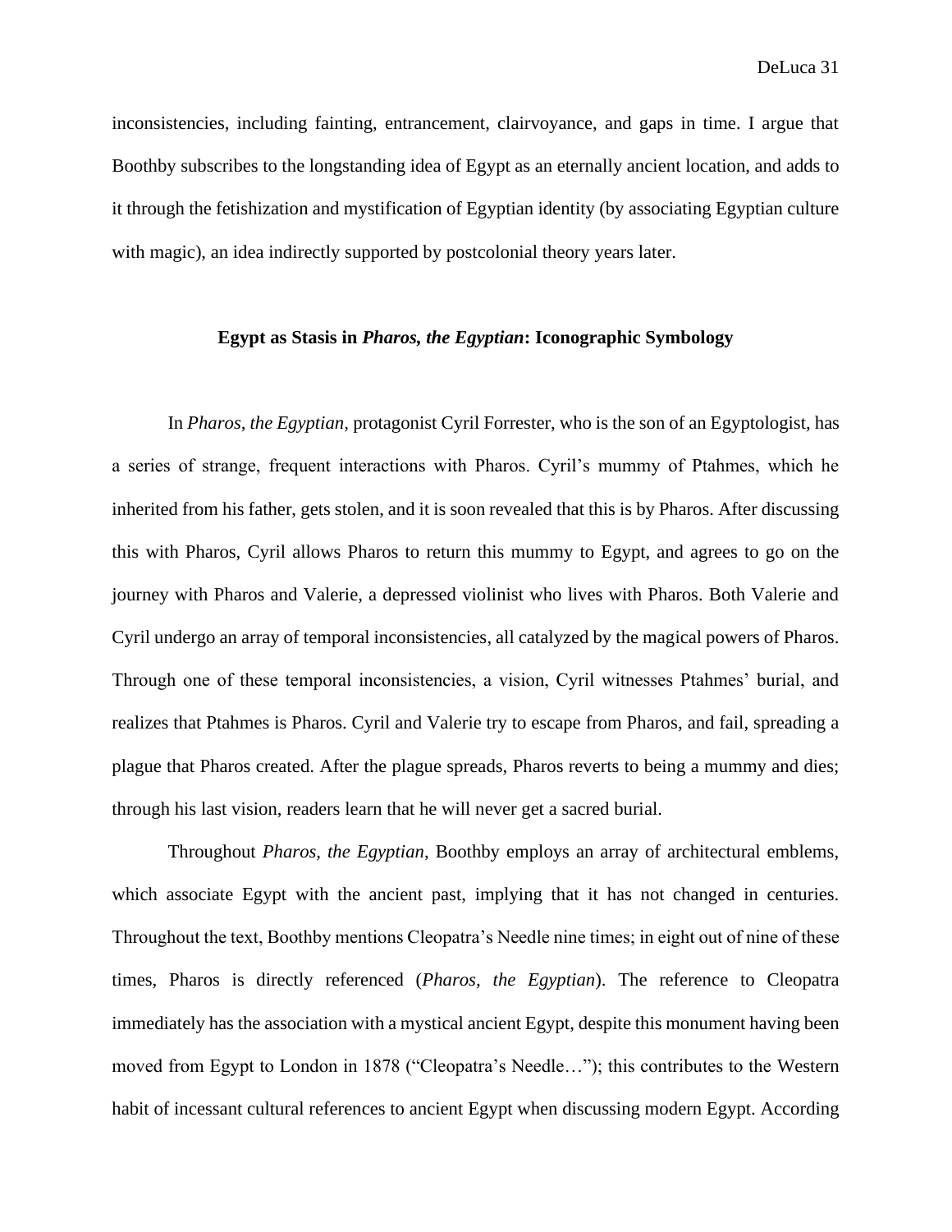inconsistencies, including fainting, entrancement, clairvoyance, and gaps in time. I argue that Boothby subscribes to the longstanding idea of Egypt as an eternally ancient location, and adds to it through the fetishization and mystification of Egyptian identity (by associating Egyptian culture with magic), an idea indirectly supported by postcolonial theory years later.

### Egypt as Stasis in *Pharos, the Egyptian*: Iconographic Symbology

In *Pharos, the Egyptian*, protagonist Cyril Forrester, who is the son of an Egyptologist, has a series of strange, frequent interactions with Pharos. Cyril's mummy of Ptahmes, which he inherited from his father, gets stolen, and it is soon revealed that this is by Pharos. After discussing this with Pharos, Cyril allows Pharos to return this mummy to Egypt, and agrees to go on the journey with Pharos and Valerie, a depressed violinist who lives with Pharos. Both Valerie and Cyril undergo an array of temporal inconsistencies, all catalyzed by the magical powers of Pharos. Through one of these temporal inconsistencies, a vision, Cyril witnesses Ptahmes' burial, and realizes that Ptahmes is Pharos. Cyril and Valerie try to escape from Pharos, and fail, spreading a plague that Pharos created. After the plague spreads, Pharos reverts to being a mummy and dies; through his last vision, readers learn that he will never get a sacred burial.

Throughout *Pharos, the Egyptian*, Boothby employs an array of architectural emblems, which associate Egypt with the ancient past, implying that it has not changed in centuries. Throughout the text, Boothby mentions Cleopatra's Needle nine times; in eight out of nine of these times, Pharos is directly referenced (*Pharos, the Egyptian*). The reference to Cleopatra immediately has the association with a mystical ancient Egypt, despite this monument having been moved from Egypt to London in 1878 ("Cleopatra's Needle…"); this contributes to the Western habit of incessant cultural references to ancient Egypt when discussing modern Egypt. According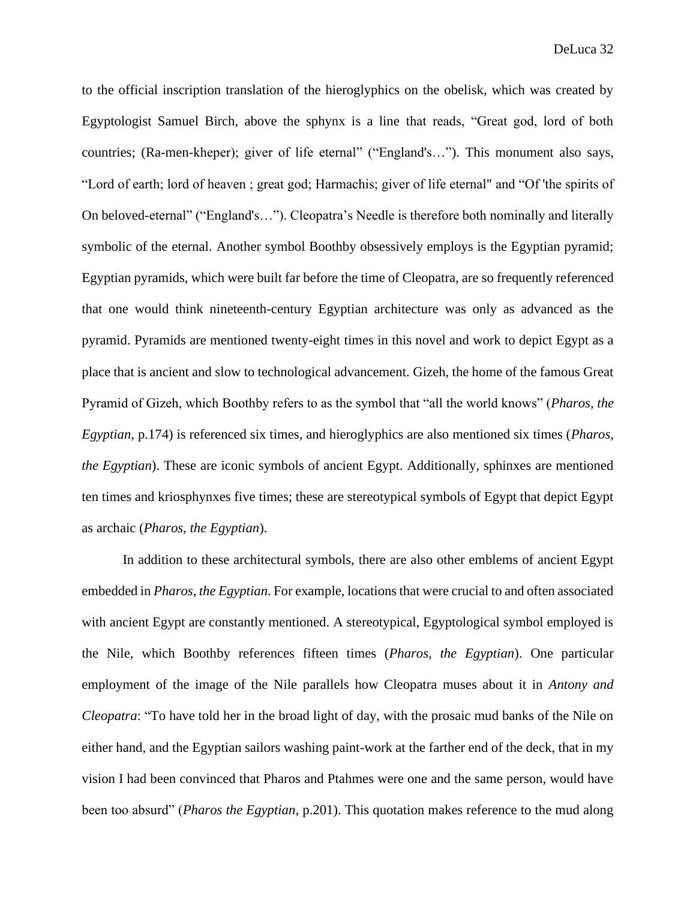to the official inscription translation of the hieroglyphics on the obelisk, which was created by Egyptologist Samuel Birch, above the sphynx is a line that reads, "Great god, lord of both countries; (Ra-men-kheper); giver of life eternal" ("England's…"). This monument also says, "Lord of earth; lord of heaven ; great god; Harmachis; giver of life eternal" and "Of 'the spirits of On beloved-eternal" ("England's…"). Cleopatra's Needle is therefore both nominally and literally symbolic of the eternal. Another symbol Boothby obsessively employs is the Egyptian pyramid; Egyptian pyramids, which were built far before the time of Cleopatra, are so frequently referenced that one would think nineteenth-century Egyptian architecture was only as advanced as the pyramid. Pyramids are mentioned twenty-eight times in this novel and work to depict Egypt as a place that is ancient and slow to technological advancement. Gizeh, the home of the famous Great Pyramid of Gizeh, which Boothby refers to as the symbol that "all the world knows" (*Pharos, the Egyptian*, p.174) is referenced six times, and hieroglyphics are also mentioned six times (*Pharos, the Egyptian*). These are iconic symbols of ancient Egypt. Additionally, sphinxes are mentioned ten times and kriosphynxes five times; these are stereotypical symbols of Egypt that depict Egypt as archaic (*Pharos, the Egyptian*).

In addition to these architectural symbols, there are also other emblems of ancient Egypt embedded in *Pharos, the Egyptian*. For example, locations that were crucial to and often associated with ancient Egypt are constantly mentioned. A stereotypical, Egyptological symbol employed is the Nile, which Boothby references fifteen times (*Pharos, the Egyptian*). One particular employment of the image of the Nile parallels how Cleopatra muses about it in *Antony and Cleopatra*: "To have told her in the broad light of day, with the prosaic mud banks of the Nile on either hand, and the Egyptian sailors washing paint-work at the farther end of the deck, that in my vision I had been convinced that Pharos and Ptahmes were one and the same person, would have been too absurd" (*Pharos the Egyptian*, p.201). This quotation makes reference to the mud along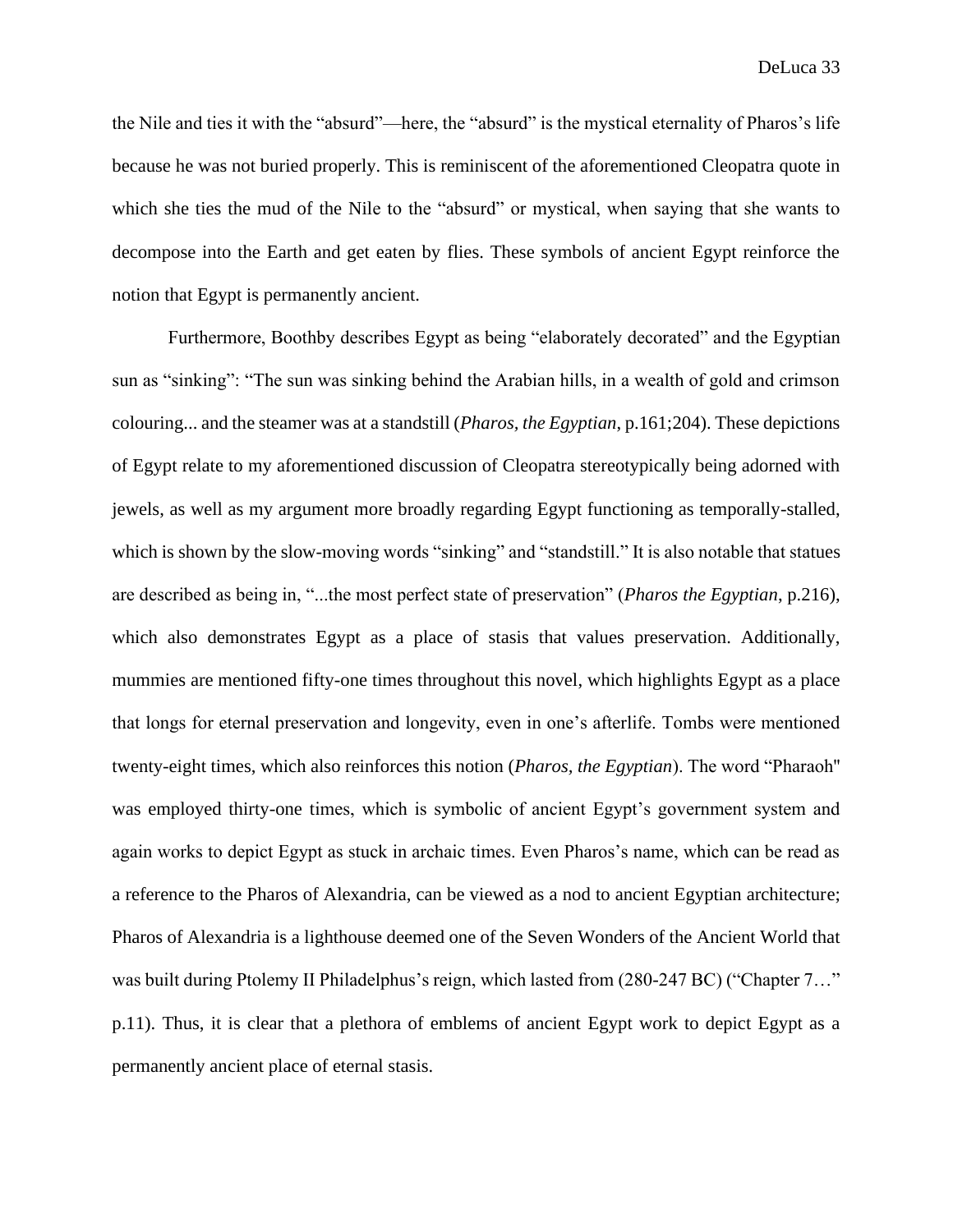the Nile and ties it with the "absurd"—here, the "absurd" is the mystical eternality of Pharos's life because he was not buried properly. This is reminiscent of the aforementioned Cleopatra quote in which she ties the mud of the Nile to the "absurd" or mystical, when saying that she wants to decompose into the Earth and get eaten by flies. These symbols of ancient Egypt reinforce the notion that Egypt is permanently ancient.

Furthermore, Boothby describes Egypt as being "elaborately decorated" and the Egyptian sun as "sinking": "The sun was sinking behind the Arabian hills, in a wealth of gold and crimson colouring... and the steamer was at a standstill (*Pharos, the Egyptian*, p.161;204). These depictions of Egypt relate to my aforementioned discussion of Cleopatra stereotypically being adorned with jewels, as well as my argument more broadly regarding Egypt functioning as temporally-stalled, which is shown by the slow-moving words "sinking" and "standstill." It is also notable that statues are described as being in, "...the most perfect state of preservation" (*Pharos the Egyptian*, p.216), which also demonstrates Egypt as a place of stasis that values preservation. Additionally, mummies are mentioned fifty-one times throughout this novel, which highlights Egypt as a place that longs for eternal preservation and longevity, even in one's afterlife. Tombs were mentioned twenty-eight times, which also reinforces this notion (*Pharos, the Egyptian*). The word "Pharaoh" was employed thirty-one times, which is symbolic of ancient Egypt's government system and again works to depict Egypt as stuck in archaic times. Even Pharos's name, which can be read as a reference to the Pharos of Alexandria, can be viewed as a nod to ancient Egyptian architecture; Pharos of Alexandria is a lighthouse deemed one of the Seven Wonders of the Ancient World that was built during Ptolemy II Philadelphus's reign, which lasted from (280-247 BC) ("Chapter 7…" p.11). Thus, it is clear that a plethora of emblems of ancient Egypt work to depict Egypt as a permanently ancient place of eternal stasis.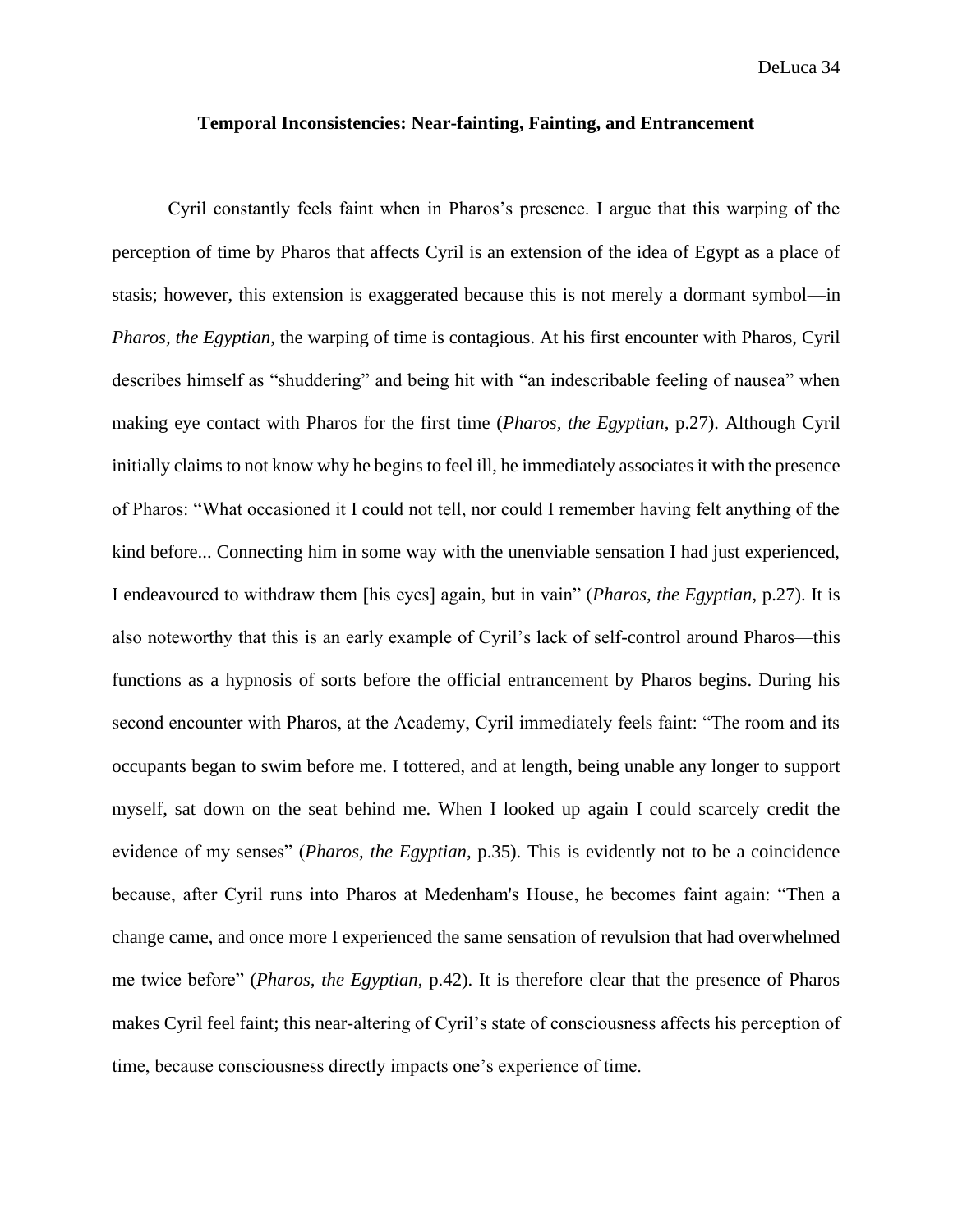### Temporal Inconsistencies: Near-fainting, Fainting, and Entrancement

Cyril constantly feels faint when in Pharos's presence. I argue that this warping of the perception of time by Pharos that affects Cyril is an extension of the idea of Egypt as a place of stasis; however, this extension is exaggerated because this is not merely a dormant symbol—in *Pharos, the Egyptian*, the warping of time is contagious. At his first encounter with Pharos, Cyril describes himself as "shuddering" and being hit with "an indescribable feeling of nausea" when making eye contact with Pharos for the first time (*Pharos, the Egyptian*, p.27). Although Cyril initially claims to not know why he begins to feel ill, he immediately associates it with the presence of Pharos: "What occasioned it I could not tell, nor could I remember having felt anything of the kind before... Connecting him in some way with the unenviable sensation I had just experienced, I endeavoured to withdraw them [his eyes] again, but in vain" (*Pharos, the Egyptian*, p.27). It is also noteworthy that this is an early example of Cyril's lack of self-control around Pharos—this functions as a hypnosis of sorts before the official entrancement by Pharos begins. During his second encounter with Pharos, at the Academy, Cyril immediately feels faint: "The room and its occupants began to swim before me. I tottered, and at length, being unable any longer to support myself, sat down on the seat behind me. When I looked up again I could scarcely credit the evidence of my senses" (*Pharos, the Egyptian*, p.35). This is evidently not to be a coincidence because, after Cyril runs into Pharos at Medenham's House, he becomes faint again: "Then a change came, and once more I experienced the same sensation of revulsion that had overwhelmed me twice before" (*Pharos, the Egyptian*, p.42). It is therefore clear that the presence of Pharos makes Cyril feel faint; this near-altering of Cyril's state of consciousness affects his perception of time, because consciousness directly impacts one's experience of time.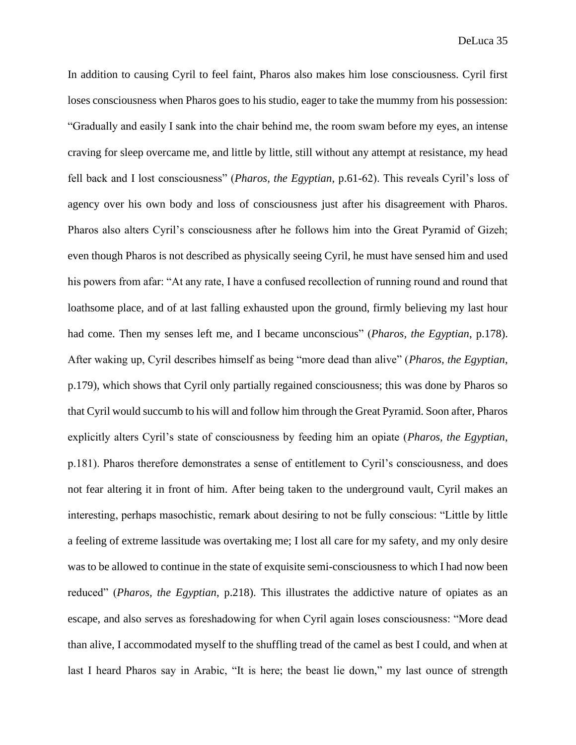In addition to causing Cyril to feel faint, Pharos also makes him lose consciousness. Cyril first loses consciousness when Pharos goes to his studio, eager to take the mummy from his possession: "Gradually and easily I sank into the chair behind me, the room swam before my eyes, an intense craving for sleep overcame me, and little by little, still without any attempt at resistance, my head fell back and I lost consciousness" (*Pharos, the Egyptian*, p.61-62). This reveals Cyril's loss of agency over his own body and loss of consciousness just after his disagreement with Pharos. Pharos also alters Cyril's consciousness after he follows him into the Great Pyramid of Gizeh; even though Pharos is not described as physically seeing Cyril, he must have sensed him and used his powers from afar: "At any rate, I have a confused recollection of running round and round that loathsome place, and of at last falling exhausted upon the ground, firmly believing my last hour had come. Then my senses left me, and I became unconscious" (*Pharos, the Egyptian*, p.178). After waking up, Cyril describes himself as being "more dead than alive" (*Pharos, the Egyptian*, p.179), which shows that Cyril only partially regained consciousness; this was done by Pharos so that Cyril would succumb to his will and follow him through the Great Pyramid. Soon after, Pharos explicitly alters Cyril's state of consciousness by feeding him an opiate (*Pharos, the Egyptian*, p.181). Pharos therefore demonstrates a sense of entitlement to Cyril's consciousness, and does not fear altering it in front of him. After being taken to the underground vault, Cyril makes an interesting, perhaps masochistic, remark about desiring to not be fully conscious: "Little by little a feeling of extreme lassitude was overtaking me; I lost all care for my safety, and my only desire was to be allowed to continue in the state of exquisite semi-consciousness to which I had now been reduced" (*Pharos, the Egyptian*, p.218). This illustrates the addictive nature of opiates as an escape, and also serves as foreshadowing for when Cyril again loses consciousness: "More dead than alive, I accommodated myself to the shuffling tread of the camel as best I could, and when at last I heard Pharos say in Arabic, "It is here; the beast lie down," my last ounce of strength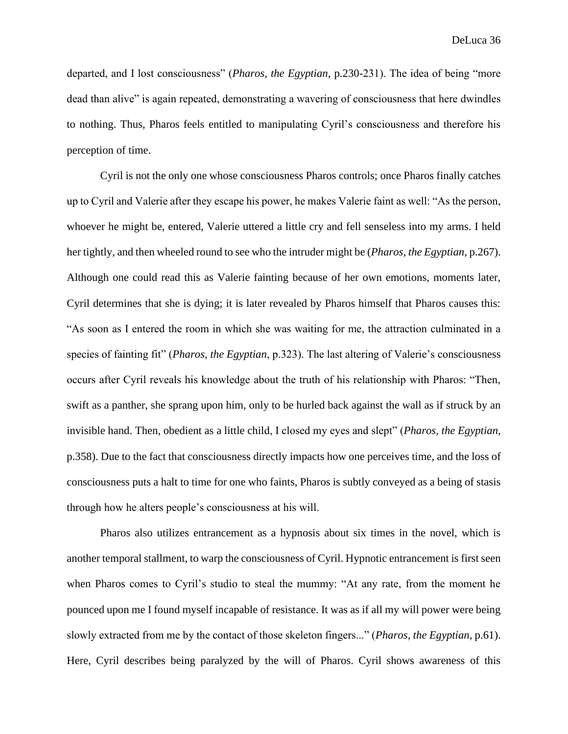departed, and I lost consciousness" (*Pharos, the Egyptian,* p.230-231). The idea of being "more dead than alive" is again repeated, demonstrating a wavering of consciousness that here dwindles to nothing. Thus, Pharos feels entitled to manipulating Cyril's consciousness and therefore his perception of time.

Cyril is not the only one whose consciousness Pharos controls; once Pharos finally catches up to Cyril and Valerie after they escape his power, he makes Valerie faint as well: "As the person, whoever he might be, entered, Valerie uttered a little cry and fell senseless into my arms. I held her tightly, and then wheeled round to see who the intruder might be (*Pharos, the Egyptian*, p.267). Although one could read this as Valerie fainting because of her own emotions, moments later, Cyril determines that she is dying; it is later revealed by Pharos himself that Pharos causes this: "As soon as I entered the room in which she was waiting for me, the attraction culminated in a species of fainting fit" (*Pharos, the Egyptian*, p.323). The last altering of Valerie's consciousness occurs after Cyril reveals his knowledge about the truth of his relationship with Pharos: "Then, swift as a panther, she sprang upon him, only to be hurled back against the wall as if struck by an invisible hand. Then, obedient as a little child, I closed my eyes and slept" (*Pharos, the Egyptian*, p.358). Due to the fact that consciousness directly impacts how one perceives time, and the loss of consciousness puts a halt to time for one who faints, Pharos is subtly conveyed as a being of stasis through how he alters people's consciousness at his will.

Pharos also utilizes entrancement as a hypnosis about six times in the novel, which is another temporal stallment, to warp the consciousness of Cyril. Hypnotic entrancement is first seen when Pharos comes to Cyril's studio to steal the mummy: "At any rate, from the moment he pounced upon me I found myself incapable of resistance. It was as if all my will power were being slowly extracted from me by the contact of those skeleton fingers..." (*Pharos, the Egyptian*, p.61). Here, Cyril describes being paralyzed by the will of Pharos. Cyril shows awareness of this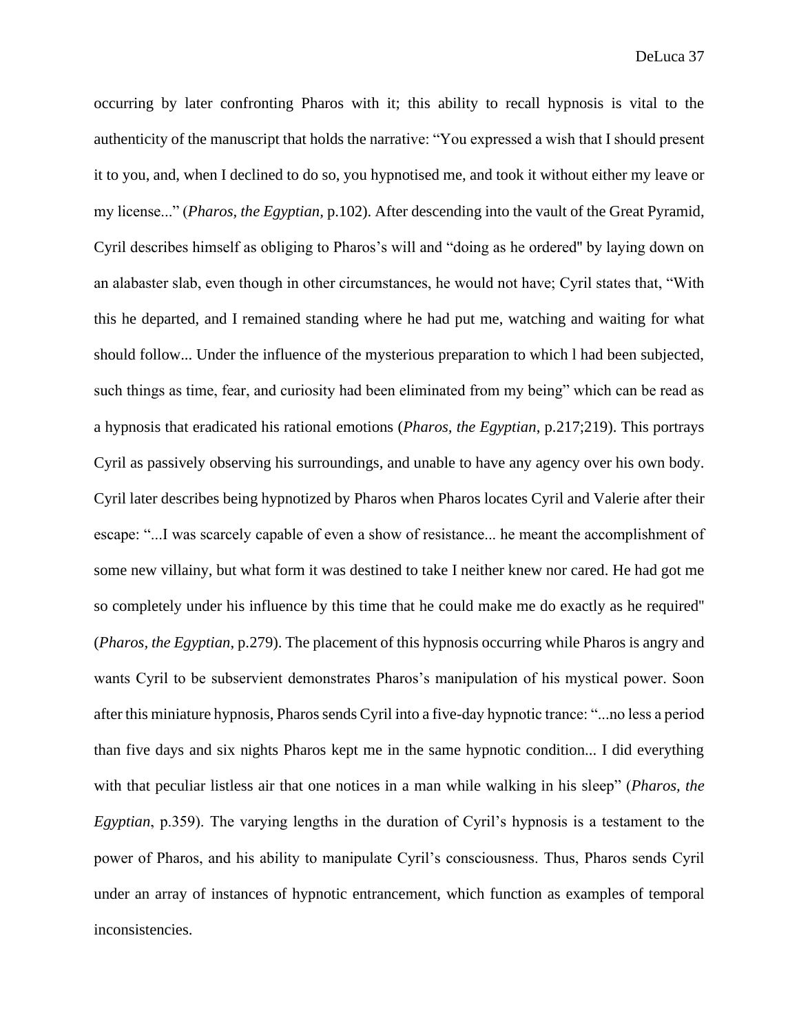occurring by later confronting Pharos with it; this ability to recall hypnosis is vital to the authenticity of the manuscript that holds the narrative: "You expressed a wish that I should present it to you, and, when I declined to do so, you hypnotised me, and took it without either my leave or my license..." (*Pharos, the Egyptian,* p.102). After descending into the vault of the Great Pyramid, Cyril describes himself as obliging to Pharos's will and "doing as he ordered" by laying down on an alabaster slab, even though in other circumstances, he would not have; Cyril states that, "With this he departed, and I remained standing where he had put me, watching and waiting for what should follow... Under the influence of the mysterious preparation to which l had been subjected, such things as time, fear, and curiosity had been eliminated from my being" which can be read as a hypnosis that eradicated his rational emotions (*Pharos, the Egyptian*, p.217;219). This portrays Cyril as passively observing his surroundings, and unable to have any agency over his own body. Cyril later describes being hypnotized by Pharos when Pharos locates Cyril and Valerie after their escape: "...I was scarcely capable of even a show of resistance... he meant the accomplishment of some new villainy, but what form it was destined to take I neither knew nor cared. He had got me so completely under his influence by this time that he could make me do exactly as he required" (*Pharos, the Egyptian*, p.279). The placement of this hypnosis occurring while Pharos is angry and wants Cyril to be subservient demonstrates Pharos's manipulation of his mystical power. Soon after this miniature hypnosis, Pharos sends Cyril into a five-day hypnotic trance: "...no less a period than five days and six nights Pharos kept me in the same hypnotic condition... I did everything with that peculiar listless air that one notices in a man while walking in his sleep" (*Pharos, the Egyptian*, p.359). The varying lengths in the duration of Cyril's hypnosis is a testament to the power of Pharos, and his ability to manipulate Cyril's consciousness. Thus, Pharos sends Cyril under an array of instances of hypnotic entrancement, which function as examples of temporal inconsistencies.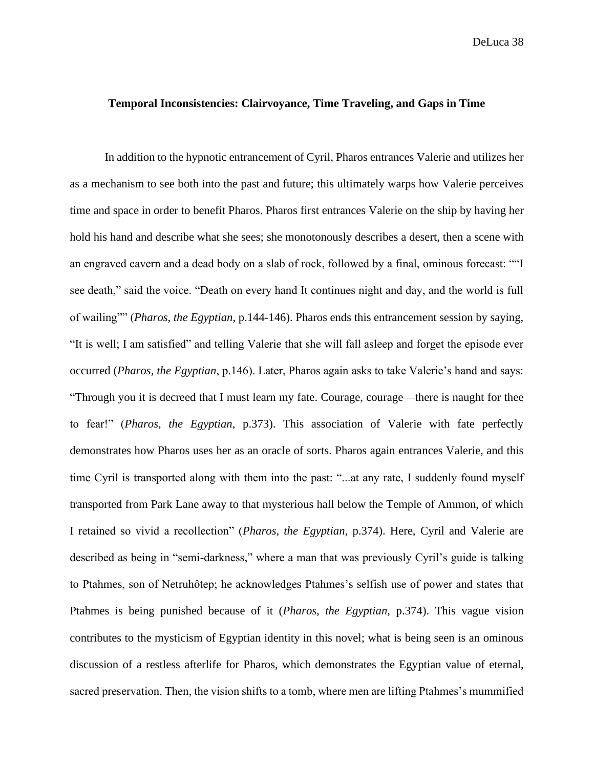### Temporal Inconsistencies: Clairvoyance, Time Traveling, and Gaps in Time

In addition to the hypnotic entrancement of Cyril, Pharos entrances Valerie and utilizes her as a mechanism to see both into the past and future; this ultimately warps how Valerie perceives time and space in order to benefit Pharos. Pharos first entrances Valerie on the ship by having her hold his hand and describe what she sees; she monotonously describes a desert, then a scene with an engraved cavern and a dead body on a slab of rock, followed by a final, ominous forecast: "“I see death,” said the voice. “Death on every hand It continues night and day, and the world is full of wailing”" (*Pharos, the Egyptian*, p.144-146). Pharos ends this entrancement session by saying, “It is well; I am satisfied” and telling Valerie that she will fall asleep and forget the episode ever occurred (*Pharos, the Egyptian*, p.146). Later, Pharos again asks to take Valerie’s hand and says: “Through you it is decreed that I must learn my fate. Courage, courage—there is naught for thee to fear!” (*Pharos, the Egyptian*, p.373). This association of Valerie with fate perfectly demonstrates how Pharos uses her as an oracle of sorts. Pharos again entrances Valerie, and this time Cyril is transported along with them into the past: “...at any rate, I suddenly found myself transported from Park Lane away to that mysterious hall below the Temple of Ammon, of which I retained so vivid a recollection” (*Pharos, the Egyptian*, p.374). Here, Cyril and Valerie are described as being in “semi-darkness,” where a man that was previously Cyril’s guide is talking to Ptahmes, son of Netruhôtep; he acknowledges Ptahmes’s selfish use of power and states that Ptahmes is being punished because of it (*Pharos, the Egyptian*, p.374). This vague vision contributes to the mysticism of Egyptian identity in this novel; what is being seen is an ominous discussion of a restless afterlife for Pharos, which demonstrates the Egyptian value of eternal, sacred preservation. Then, the vision shifts to a tomb, where men are lifting Ptahmes’s mummified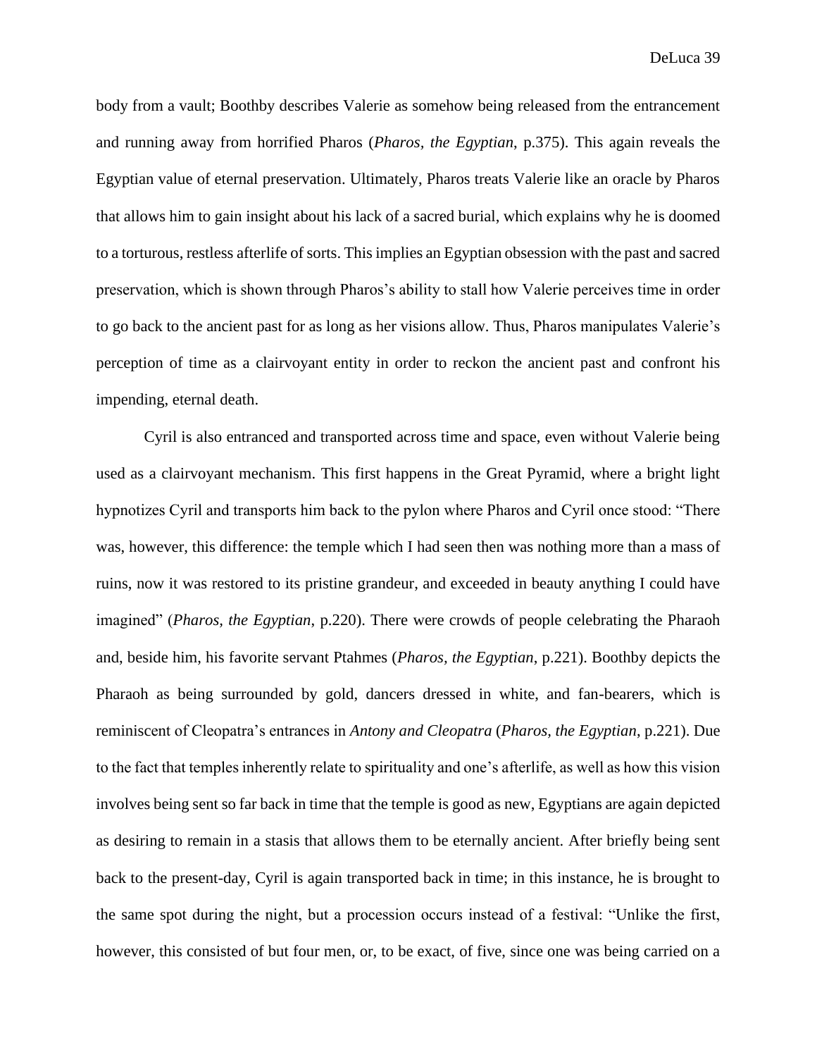body from a vault; Boothby describes Valerie as somehow being released from the entrancement and running away from horrified Pharos (*Pharos, the Egyptian*, p.375). This again reveals the Egyptian value of eternal preservation. Ultimately, Pharos treats Valerie like an oracle by Pharos that allows him to gain insight about his lack of a sacred burial, which explains why he is doomed to a torturous, restless afterlife of sorts. This implies an Egyptian obsession with the past and sacred preservation, which is shown through Pharos's ability to stall how Valerie perceives time in order to go back to the ancient past for as long as her visions allow. Thus, Pharos manipulates Valerie's perception of time as a clairvoyant entity in order to reckon the ancient past and confront his impending, eternal death.

Cyril is also entranced and transported across time and space, even without Valerie being used as a clairvoyant mechanism. This first happens in the Great Pyramid, where a bright light hypnotizes Cyril and transports him back to the pylon where Pharos and Cyril once stood: "There was, however, this difference: the temple which I had seen then was nothing more than a mass of ruins, now it was restored to its pristine grandeur, and exceeded in beauty anything I could have imagined" (*Pharos, the Egyptian*, p.220). There were crowds of people celebrating the Pharaoh and, beside him, his favorite servant Ptahmes (*Pharos, the Egyptian*, p.221). Boothby depicts the Pharaoh as being surrounded by gold, dancers dressed in white, and fan-bearers, which is reminiscent of Cleopatra's entrances in *Antony and Cleopatra* (*Pharos, the Egyptian*, p.221). Due to the fact that temples inherently relate to spirituality and one's afterlife, as well as how this vision involves being sent so far back in time that the temple is good as new, Egyptians are again depicted as desiring to remain in a stasis that allows them to be eternally ancient. After briefly being sent back to the present-day, Cyril is again transported back in time; in this instance, he is brought to the same spot during the night, but a procession occurs instead of a festival: "Unlike the first, however, this consisted of but four men, or, to be exact, of five, since one was being carried on a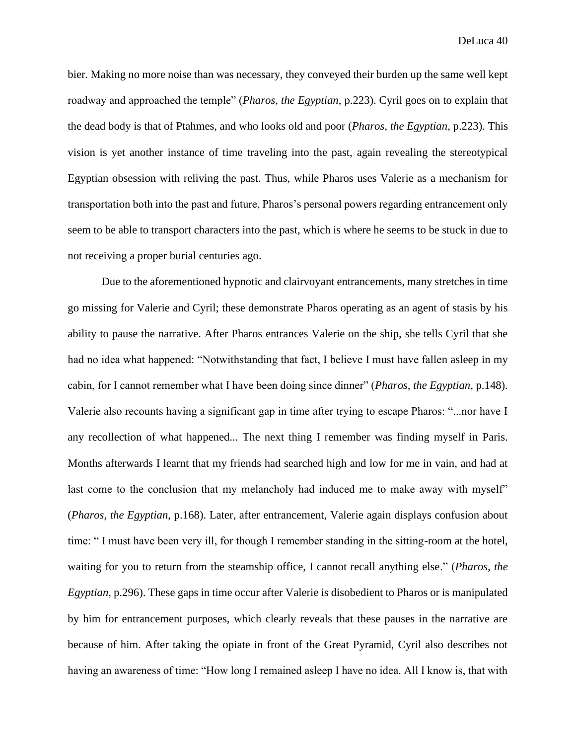bier. Making no more noise than was necessary, they conveyed their burden up the same well kept roadway and approached the temple" (*Pharos, the Egyptian*, p.223). Cyril goes on to explain that the dead body is that of Ptahmes, and who looks old and poor (*Pharos, the Egyptian*, p.223). This vision is yet another instance of time traveling into the past, again revealing the stereotypical Egyptian obsession with reliving the past. Thus, while Pharos uses Valerie as a mechanism for transportation both into the past and future, Pharos's personal powers regarding entrancement only seem to be able to transport characters into the past, which is where he seems to be stuck in due to not receiving a proper burial centuries ago.

Due to the aforementioned hypnotic and clairvoyant entrancements, many stretches in time go missing for Valerie and Cyril; these demonstrate Pharos operating as an agent of stasis by his ability to pause the narrative. After Pharos entrances Valerie on the ship, she tells Cyril that she had no idea what happened: "Notwithstanding that fact, I believe I must have fallen asleep in my cabin, for I cannot remember what I have been doing since dinner" (*Pharos, the Egyptian*, p.148). Valerie also recounts having a significant gap in time after trying to escape Pharos: "...nor have I any recollection of what happened... The next thing I remember was finding myself in Paris. Months afterwards I learnt that my friends had searched high and low for me in vain, and had at last come to the conclusion that my melancholy had induced me to make away with myself" (*Pharos, the Egyptian*, p.168). Later, after entrancement, Valerie again displays confusion about time: " I must have been very ill, for though I remember standing in the sitting-room at the hotel, waiting for you to return from the steamship office, I cannot recall anything else." (*Pharos, the Egyptian*, p.296). These gaps in time occur after Valerie is disobedient to Pharos or is manipulated by him for entrancement purposes, which clearly reveals that these pauses in the narrative are because of him. After taking the opiate in front of the Great Pyramid, Cyril also describes not having an awareness of time: "How long I remained asleep I have no idea. All I know is, that with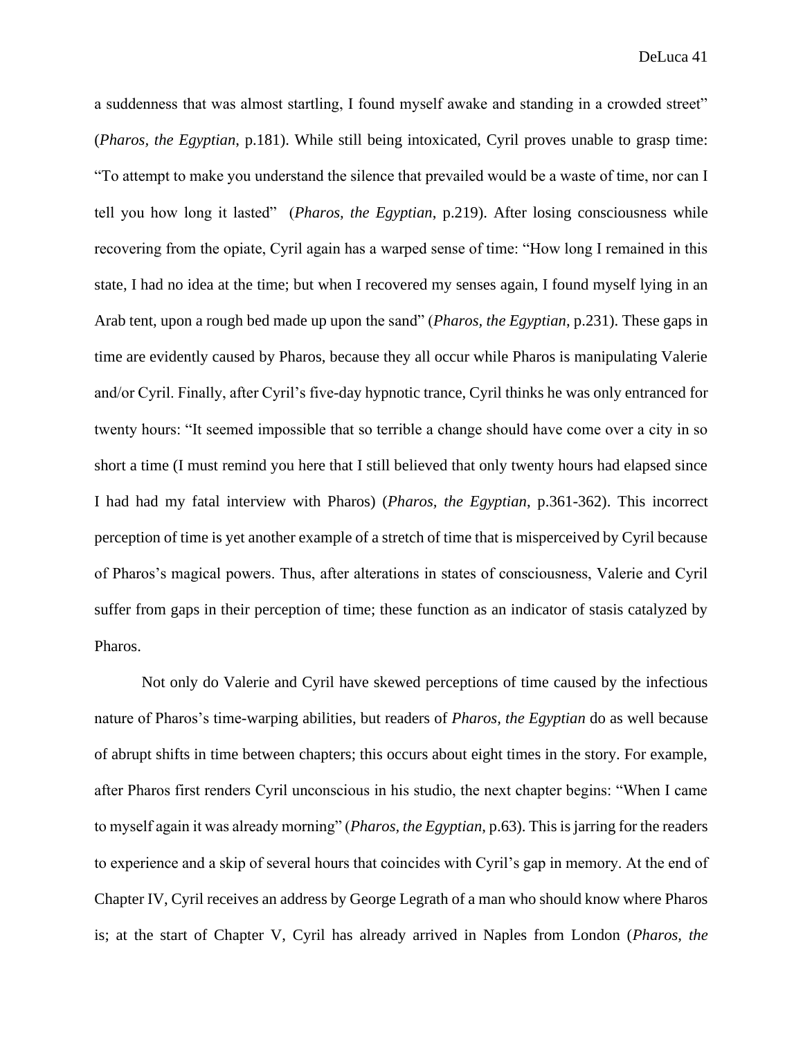a suddenness that was almost startling, I found myself awake and standing in a crowded street" (*Pharos, the Egyptian*, p.181). While still being intoxicated, Cyril proves unable to grasp time: "To attempt to make you understand the silence that prevailed would be a waste of time, nor can I tell you how long it lasted" (*Pharos, the Egyptian*, p.219). After losing consciousness while recovering from the opiate, Cyril again has a warped sense of time: "How long I remained in this state, I had no idea at the time; but when I recovered my senses again, I found myself lying in an Arab tent, upon a rough bed made up upon the sand" (*Pharos, the Egyptian*, p.231). These gaps in time are evidently caused by Pharos, because they all occur while Pharos is manipulating Valerie and/or Cyril. Finally, after Cyril's five-day hypnotic trance, Cyril thinks he was only entranced for twenty hours: "It seemed impossible that so terrible a change should have come over a city in so short a time (I must remind you here that I still believed that only twenty hours had elapsed since I had had my fatal interview with Pharos) (*Pharos, the Egyptian*, p.361-362). This incorrect perception of time is yet another example of a stretch of time that is misperceived by Cyril because of Pharos's magical powers. Thus, after alterations in states of consciousness, Valerie and Cyril suffer from gaps in their perception of time; these function as an indicator of stasis catalyzed by Pharos.

Not only do Valerie and Cyril have skewed perceptions of time caused by the infectious nature of Pharos's time-warping abilities, but readers of *Pharos, the Egyptian* do as well because of abrupt shifts in time between chapters; this occurs about eight times in the story. For example, after Pharos first renders Cyril unconscious in his studio, the next chapter begins: "When I came to myself again it was already morning" (*Pharos, the Egyptian*, p.63). This is jarring for the readers to experience and a skip of several hours that coincides with Cyril's gap in memory. At the end of Chapter IV, Cyril receives an address by George Legrath of a man who should know where Pharos is; at the start of Chapter V, Cyril has already arrived in Naples from London (*Pharos, the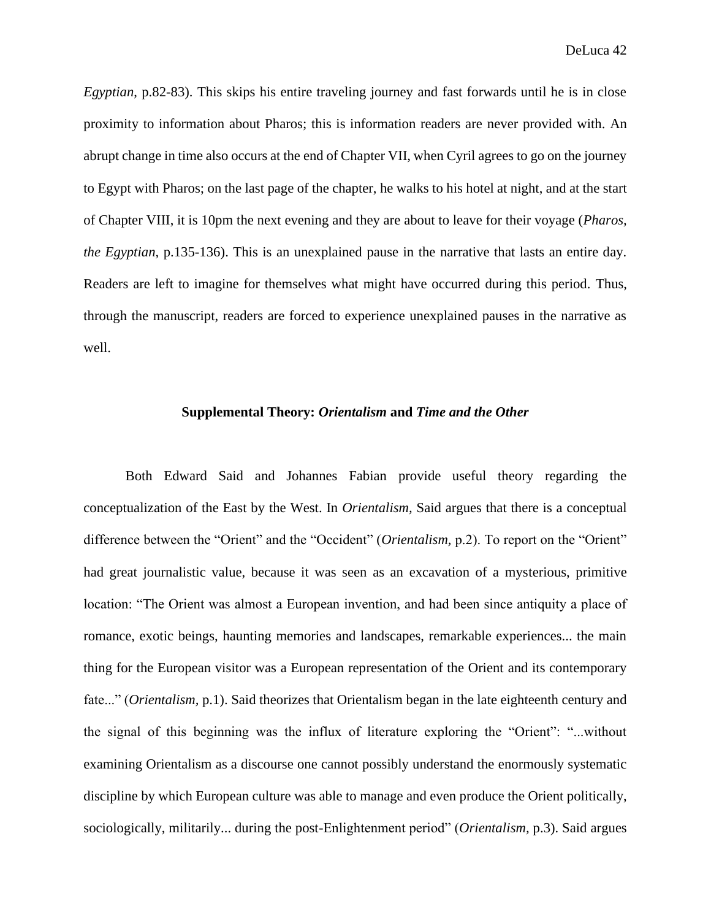*Egyptian*, p.82-83). This skips his entire traveling journey and fast forwards until he is in close proximity to information about Pharos; this is information readers are never provided with. An abrupt change in time also occurs at the end of Chapter VII, when Cyril agrees to go on the journey to Egypt with Pharos; on the last page of the chapter, he walks to his hotel at night, and at the start of Chapter VIII, it is 10pm the next evening and they are about to leave for their voyage (*Pharos, the Egyptian*, p.135-136). This is an unexplained pause in the narrative that lasts an entire day. Readers are left to imagine for themselves what might have occurred during this period. Thus, through the manuscript, readers are forced to experience unexplained pauses in the narrative as well.

## Supplemental Theory: *Orientalism* and *Time and the Other*

Both Edward Said and Johannes Fabian provide useful theory regarding the conceptualization of the East by the West. In *Orientalism,* Said argues that there is a conceptual difference between the "Orient" and the "Occident" (*Orientalism*, p.2). To report on the "Orient" had great journalistic value, because it was seen as an excavation of a mysterious, primitive location: "The Orient was almost a European invention, and had been since antiquity a place of romance, exotic beings, haunting memories and landscapes, remarkable experiences... the main thing for the European visitor was a European representation of the Orient and its contemporary fate..." (*Orientalism,* p.1). Said theorizes that Orientalism began in the late eighteenth century and the signal of this beginning was the influx of literature exploring the "Orient": "...without examining Orientalism as a discourse one cannot possibly understand the enormously systematic discipline by which European culture was able to manage and even produce the Orient politically, sociologically, militarily... during the post-Enlightenment period" (*Orientalism,* p.3). Said argues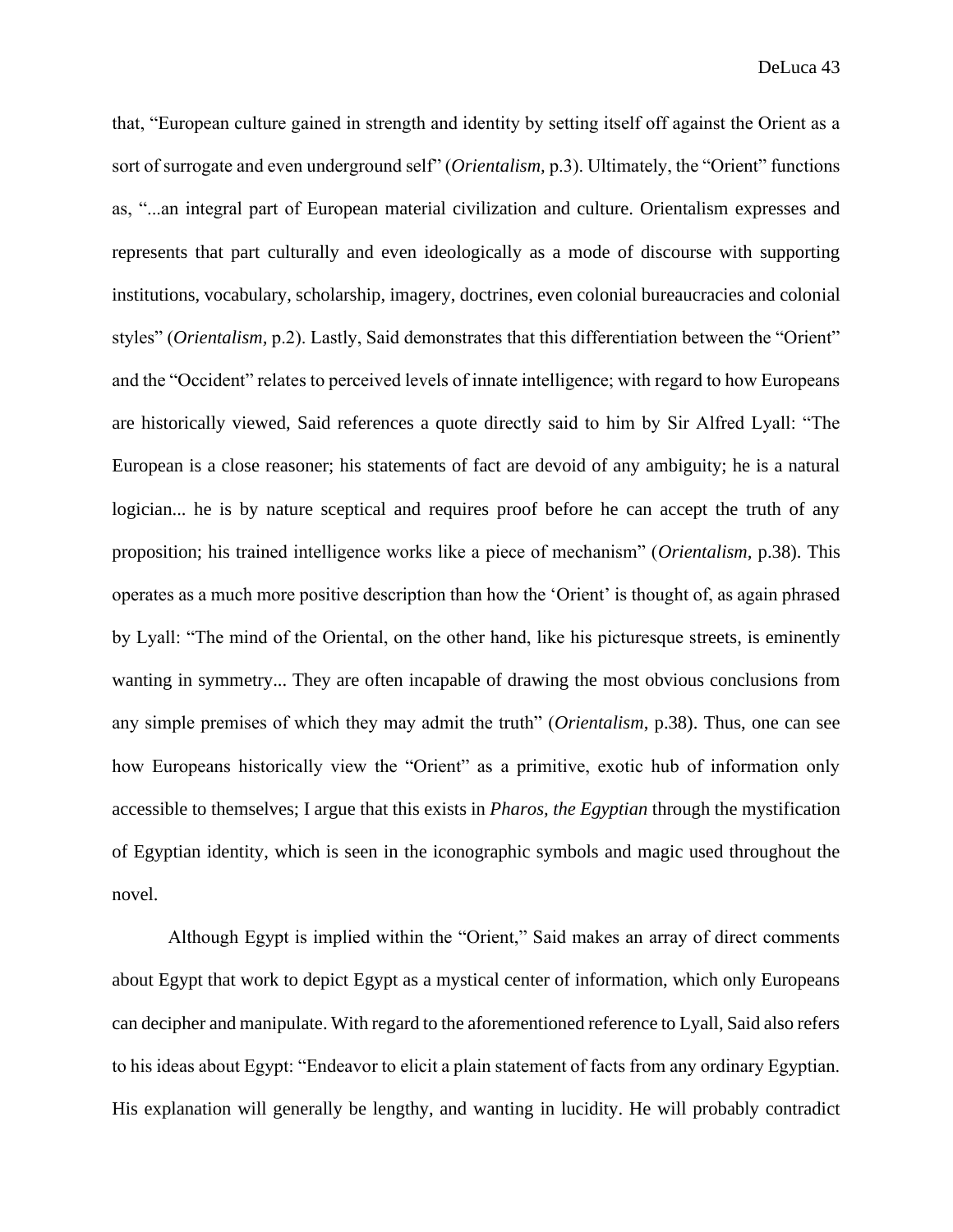that, "European culture gained in strength and identity by setting itself off against the Orient as a sort of surrogate and even underground self" (*Orientalism,* p.3). Ultimately, the "Orient" functions as, "...an integral part of European material civilization and culture. Orientalism expresses and represents that part culturally and even ideologically as a mode of discourse with supporting institutions, vocabulary, scholarship, imagery, doctrines, even colonial bureaucracies and colonial styles" (*Orientalism,* p.2). Lastly, Said demonstrates that this differentiation between the "Orient" and the "Occident" relates to perceived levels of innate intelligence; with regard to how Europeans are historically viewed, Said references a quote directly said to him by Sir Alfred Lyall: "The European is a close reasoner; his statements of fact are devoid of any ambiguity; he is a natural logician... he is by nature sceptical and requires proof before he can accept the truth of any proposition; his trained intelligence works like a piece of mechanism" (*Orientalism,* p.38). This operates as a much more positive description than how the 'Orient' is thought of, as again phrased by Lyall: "The mind of the Oriental, on the other hand, like his picturesque streets, is eminently wanting in symmetry... They are often incapable of drawing the most obvious conclusions from any simple premises of which they may admit the truth" (*Orientalism*, p.38). Thus, one can see how Europeans historically view the "Orient" as a primitive, exotic hub of information only accessible to themselves; I argue that this exists in *Pharos, the Egyptian* through the mystification of Egyptian identity, which is seen in the iconographic symbols and magic used throughout the novel.

Although Egypt is implied within the "Orient," Said makes an array of direct comments about Egypt that work to depict Egypt as a mystical center of information, which only Europeans can decipher and manipulate. With regard to the aforementioned reference to Lyall, Said also refers to his ideas about Egypt: "Endeavor to elicit a plain statement of facts from any ordinary Egyptian. His explanation will generally be lengthy, and wanting in lucidity. He will probably contradict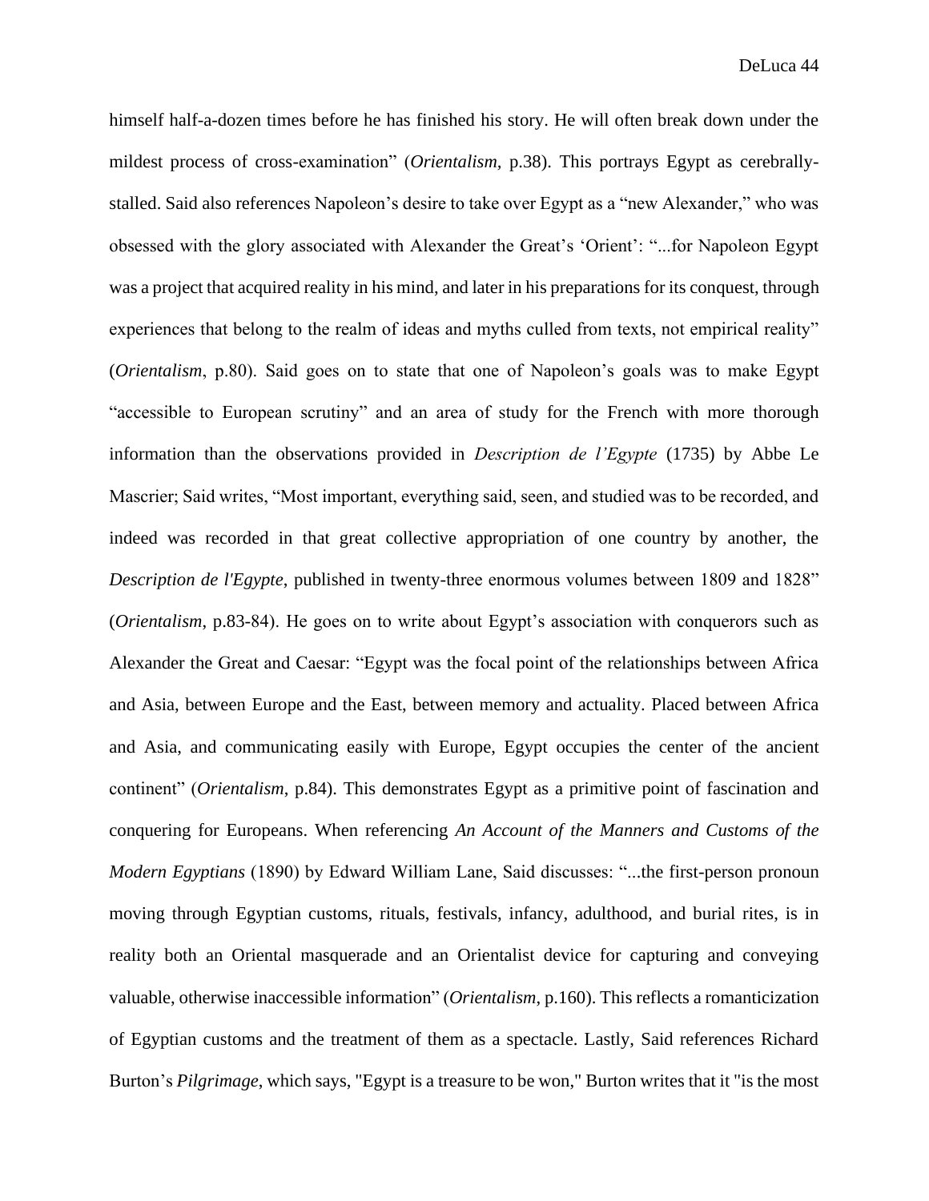himself half-a-dozen times before he has finished his story. He will often break down under the mildest process of cross-examination" (*Orientalism,* p.38). This portrays Egypt as cerebrally-stalled. Said also references Napoleon's desire to take over Egypt as a "new Alexander," who was obsessed with the glory associated with Alexander the Great's 'Orient': "...for Napoleon Egypt was a project that acquired reality in his mind, and later in his preparations for its conquest, through experiences that belong to the realm of ideas and myths culled from texts, not empirical reality" (*Orientalism*, p.80). Said goes on to state that one of Napoleon's goals was to make Egypt "accessible to European scrutiny" and an area of study for the French with more thorough information than the observations provided in *Description de l'Egypte* (1735) by Abbe Le Mascrier; Said writes, "Most important, everything said, seen, and studied was to be recorded, and indeed was recorded in that great collective appropriation of one country by another, the *Description de l'Egypte*, published in twenty-three enormous volumes between 1809 and 1828" (*Orientalism*, p.83-84). He goes on to write about Egypt's association with conquerors such as Alexander the Great and Caesar: "Egypt was the focal point of the relationships between Africa and Asia, between Europe and the East, between memory and actuality. Placed between Africa and Asia, and communicating easily with Europe, Egypt occupies the center of the ancient continent" (*Orientalism*, p.84). This demonstrates Egypt as a primitive point of fascination and conquering for Europeans. When referencing *An Account of the Manners and Customs of the Modern Egyptians* (1890) by Edward William Lane, Said discusses: "...the first-person pronoun moving through Egyptian customs, rituals, festivals, infancy, adulthood, and burial rites, is in reality both an Oriental masquerade and an Orientalist device for capturing and conveying valuable, otherwise inaccessible information" (*Orientalism*, p.160). This reflects a romanticization of Egyptian customs and the treatment of them as a spectacle. Lastly, Said references Richard Burton's *Pilgrimage*, which says, "Egypt is a treasure to be won," Burton writes that it "is the most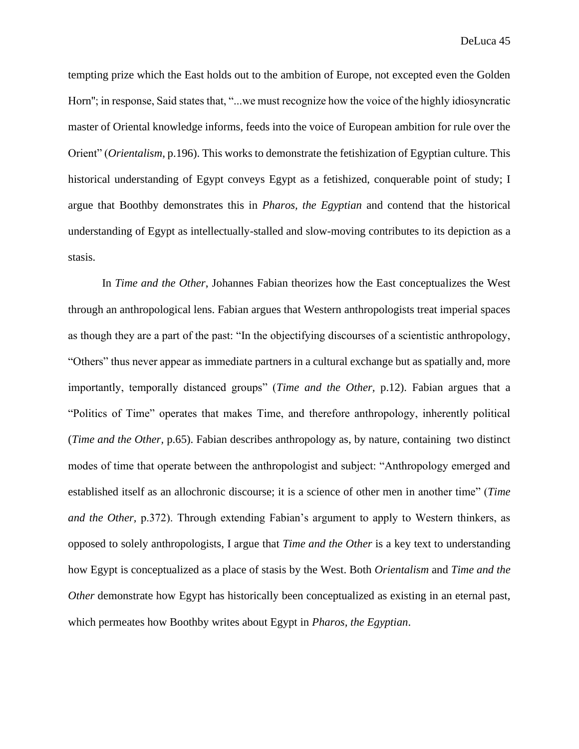tempting prize which the East holds out to the ambition of Europe, not excepted even the Golden Horn"; in response, Said states that, "...we must recognize how the voice of the highly idiosyncratic master of Oriental knowledge informs, feeds into the voice of European ambition for rule over the Orient" (*Orientalism*, p.196). This works to demonstrate the fetishization of Egyptian culture. This historical understanding of Egypt conveys Egypt as a fetishized, conquerable point of study; I argue that Boothby demonstrates this in *Pharos, the Egyptian* and contend that the historical understanding of Egypt as intellectually-stalled and slow-moving contributes to its depiction as a stasis.

In *Time and the Other*, Johannes Fabian theorizes how the East conceptualizes the West through an anthropological lens. Fabian argues that Western anthropologists treat imperial spaces as though they are a part of the past: "In the objectifying discourses of a scientistic anthropology, "Others" thus never appear as immediate partners in a cultural exchange but as spatially and, more importantly, temporally distanced groups" (*Time and the Other,* p.12). Fabian argues that a "Politics of Time" operates that makes Time, and therefore anthropology, inherently political (*Time and the Other,* p.65). Fabian describes anthropology as, by nature, containing two distinct modes of time that operate between the anthropologist and subject: "Anthropology emerged and established itself as an allochronic discourse; it is a science of other men in another time" (*Time and the Other,* p.372). Through extending Fabian's argument to apply to Western thinkers, as opposed to solely anthropologists, I argue that *Time and the Other* is a key text to understanding how Egypt is conceptualized as a place of stasis by the West. Both *Orientalism* and *Time and the Other* demonstrate how Egypt has historically been conceptualized as existing in an eternal past, which permeates how Boothby writes about Egypt in *Pharos, the Egyptian*.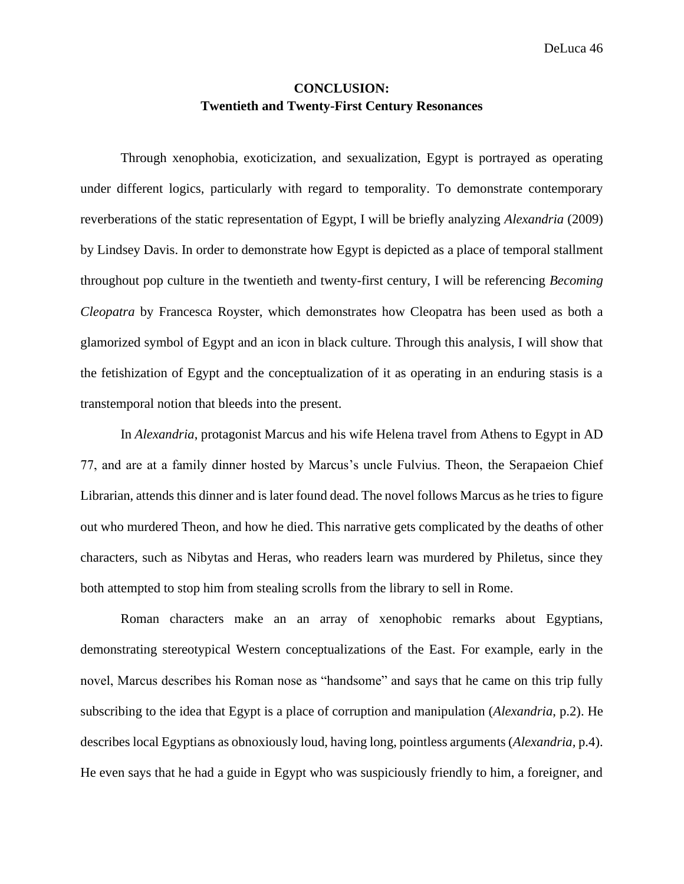# CONCLUSION:
## Twentieth and Twenty-First Century Resonances

Through xenophobia, exoticization, and sexualization, Egypt is portrayed as operating under different logics, particularly with regard to temporality. To demonstrate contemporary reverberations of the static representation of Egypt, I will be briefly analyzing *Alexandria* (2009) by Lindsey Davis. In order to demonstrate how Egypt is depicted as a place of temporal stallment throughout pop culture in the twentieth and twenty-first century, I will be referencing *Becoming Cleopatra* by Francesca Royster, which demonstrates how Cleopatra has been used as both a glamorized symbol of Egypt and an icon in black culture. Through this analysis, I will show that the fetishization of Egypt and the conceptualization of it as operating in an enduring stasis is a transtemporal notion that bleeds into the present.

In *Alexandria*, protagonist Marcus and his wife Helena travel from Athens to Egypt in AD 77, and are at a family dinner hosted by Marcus's uncle Fulvius. Theon, the Serapaeion Chief Librarian, attends this dinner and is later found dead. The novel follows Marcus as he tries to figure out who murdered Theon, and how he died. This narrative gets complicated by the deaths of other characters, such as Nibytas and Heras, who readers learn was murdered by Philetus, since they both attempted to stop him from stealing scrolls from the library to sell in Rome.

Roman characters make an an array of xenophobic remarks about Egyptians, demonstrating stereotypical Western conceptualizations of the East. For example, early in the novel, Marcus describes his Roman nose as "handsome" and says that he came on this trip fully subscribing to the idea that Egypt is a place of corruption and manipulation (*Alexandria*, p.2). He describes local Egyptians as obnoxiously loud, having long, pointless arguments (*Alexandria,* p.4). He even says that he had a guide in Egypt who was suspiciously friendly to him, a foreigner, and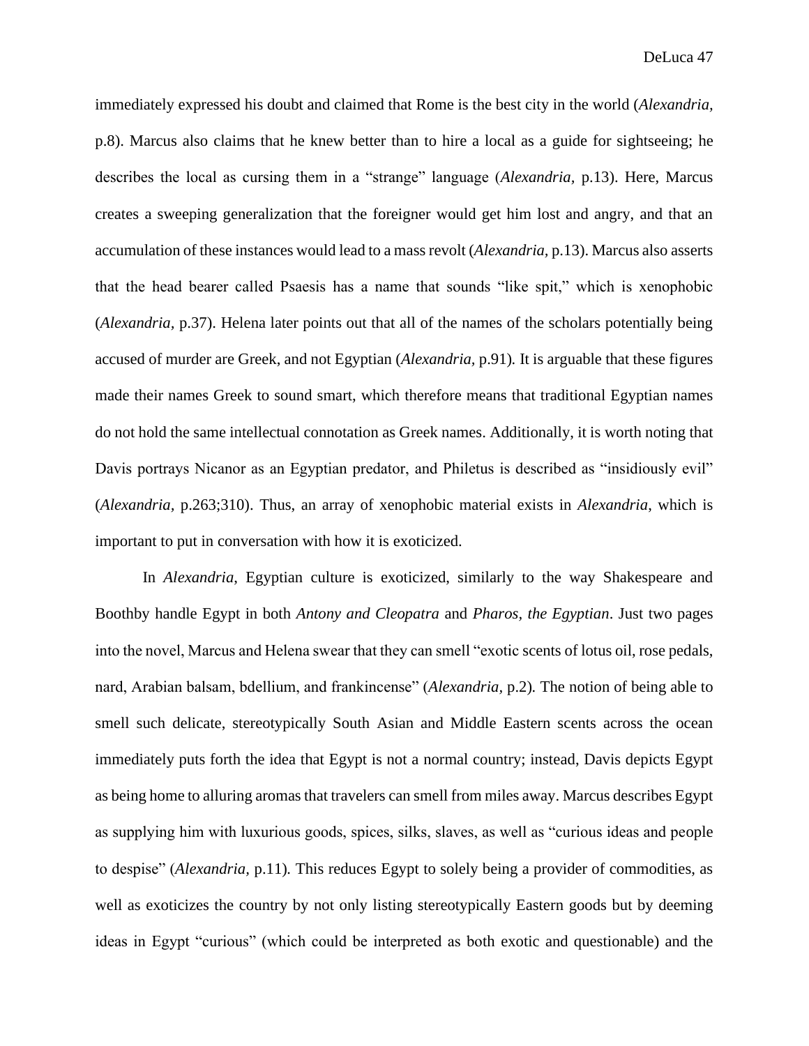immediately expressed his doubt and claimed that Rome is the best city in the world (*Alexandria,* p.8). Marcus also claims that he knew better than to hire a local as a guide for sightseeing; he describes the local as cursing them in a "strange" language (*Alexandria,* p.13). Here, Marcus creates a sweeping generalization that the foreigner would get him lost and angry, and that an accumulation of these instances would lead to a mass revolt (*Alexandria,* p.13). Marcus also asserts that the head bearer called Psaesis has a name that sounds "like spit," which is xenophobic (*Alexandria,* p.37). Helena later points out that all of the names of the scholars potentially being accused of murder are Greek, and not Egyptian (*Alexandria,* p.91). It is arguable that these figures made their names Greek to sound smart, which therefore means that traditional Egyptian names do not hold the same intellectual connotation as Greek names. Additionally, it is worth noting that Davis portrays Nicanor as an Egyptian predator, and Philetus is described as "insidiously evil" (*Alexandria,* p.263;310). Thus, an array of xenophobic material exists in *Alexandria*, which is important to put in conversation with how it is exoticized.

In *Alexandria*, Egyptian culture is exoticized, similarly to the way Shakespeare and Boothby handle Egypt in both *Antony and Cleopatra* and *Pharos, the Egyptian*. Just two pages into the novel, Marcus and Helena swear that they can smell "exotic scents of lotus oil, rose pedals, nard, Arabian balsam, bdellium, and frankincense" (*Alexandria,* p.2). The notion of being able to smell such delicate, stereotypically South Asian and Middle Eastern scents across the ocean immediately puts forth the idea that Egypt is not a normal country; instead, Davis depicts Egypt as being home to alluring aromas that travelers can smell from miles away. Marcus describes Egypt as supplying him with luxurious goods, spices, silks, slaves, as well as "curious ideas and people to despise" (*Alexandria,* p.11). This reduces Egypt to solely being a provider of commodities, as well as exoticizes the country by not only listing stereotypically Eastern goods but by deeming ideas in Egypt "curious" (which could be interpreted as both exotic and questionable) and the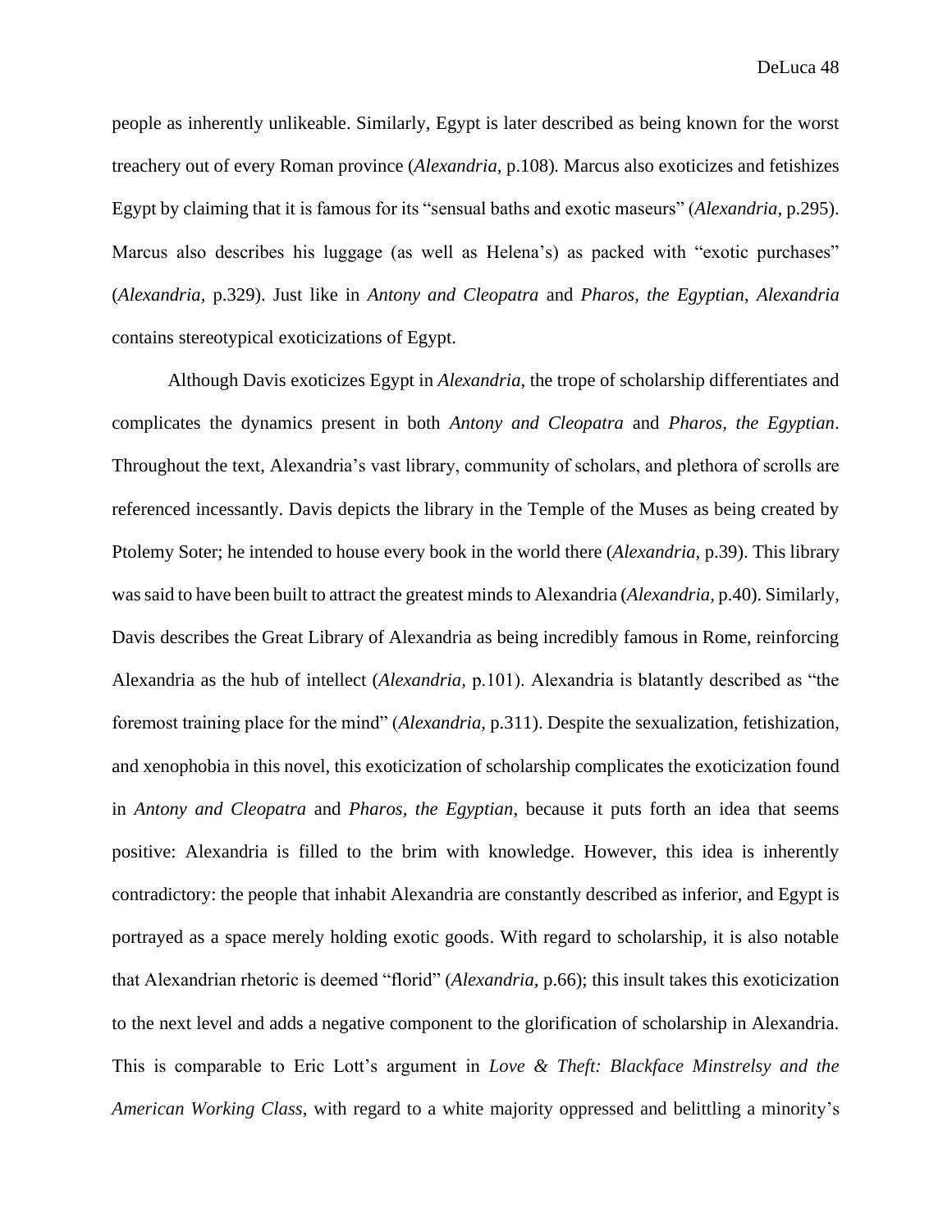people as inherently unlikeable. Similarly, Egypt is later described as being known for the worst treachery out of every Roman province (*Alexandria,* p.108)*.* Marcus also exoticizes and fetishizes Egypt by claiming that it is famous for its "sensual baths and exotic maseurs" (*Alexandria,* p.295). Marcus also describes his luggage (as well as Helena's) as packed with "exotic purchases" (*Alexandria,* p.329). Just like in *Antony and Cleopatra* and *Pharos, the Egyptian*, *Alexandria* contains stereotypical exoticizations of Egypt.

Although Davis exoticizes Egypt in *Alexandria*, the trope of scholarship differentiates and complicates the dynamics present in both *Antony and Cleopatra* and *Pharos, the Egyptian*. Throughout the text, Alexandria's vast library, community of scholars, and plethora of scrolls are referenced incessantly. Davis depicts the library in the Temple of the Muses as being created by Ptolemy Soter; he intended to house every book in the world there (*Alexandria*, p.39). This library was said to have been built to attract the greatest minds to Alexandria (*Alexandria,* p.40). Similarly, Davis describes the Great Library of Alexandria as being incredibly famous in Rome, reinforcing Alexandria as the hub of intellect (*Alexandria,* p.101). Alexandria is blatantly described as "the foremost training place for the mind" (*Alexandria,* p.311). Despite the sexualization, fetishization, and xenophobia in this novel, this exoticization of scholarship complicates the exoticization found in *Antony and Cleopatra* and *Pharos, the Egyptian*, because it puts forth an idea that seems positive: Alexandria is filled to the brim with knowledge. However, this idea is inherently contradictory: the people that inhabit Alexandria are constantly described as inferior, and Egypt is portrayed as a space merely holding exotic goods. With regard to scholarship, it is also notable that Alexandrian rhetoric is deemed "florid" (*Alexandria,* p.66); this insult takes this exoticization to the next level and adds a negative component to the glorification of scholarship in Alexandria. This is comparable to Eric Lott's argument in *Love & Theft: Blackface Minstrelsy and the American Working Class*, with regard to a white majority oppressed and belittling a minority's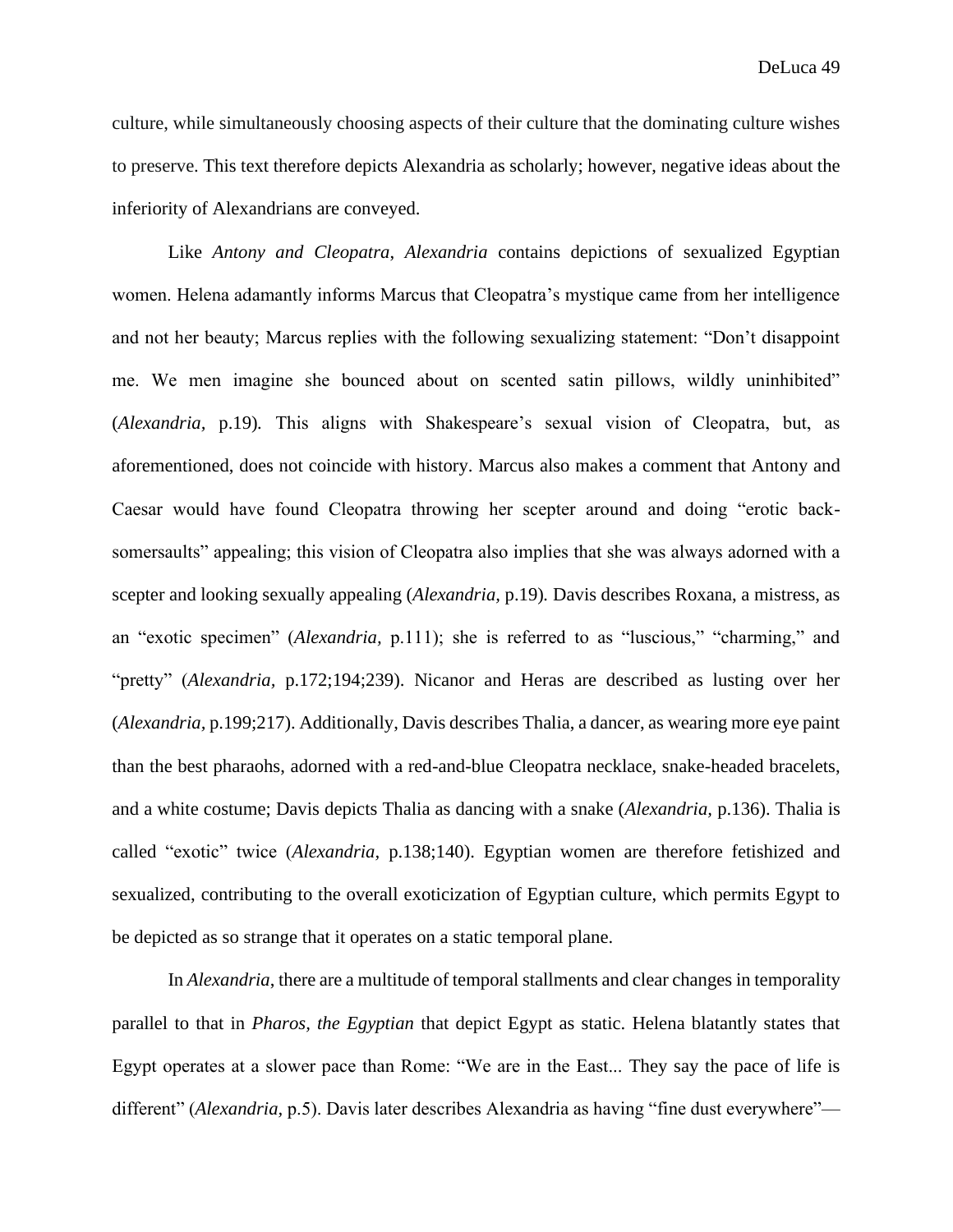culture, while simultaneously choosing aspects of their culture that the dominating culture wishes to preserve. This text therefore depicts Alexandria as scholarly; however, negative ideas about the inferiority of Alexandrians are conveyed.

Like *Antony and Cleopatra*, *Alexandria* contains depictions of sexualized Egyptian women. Helena adamantly informs Marcus that Cleopatra's mystique came from her intelligence and not her beauty; Marcus replies with the following sexualizing statement: "Don't disappoint me. We men imagine she bounced about on scented satin pillows, wildly uninhibited" (*Alexandria,* p.19)*.* This aligns with Shakespeare's sexual vision of Cleopatra, but, as aforementioned, does not coincide with history. Marcus also makes a comment that Antony and Caesar would have found Cleopatra throwing her scepter around and doing "erotic back-somersaults" appealing; this vision of Cleopatra also implies that she was always adorned with a scepter and looking sexually appealing (*Alexandria,* p.19)*.* Davis describes Roxana, a mistress, as an "exotic specimen" (*Alexandria,* p.111); she is referred to as "luscious," "charming," and "pretty" (*Alexandria,* p.172;194;239). Nicanor and Heras are described as lusting over her (*Alexandria,* p.199;217). Additionally, Davis describes Thalia, a dancer, as wearing more eye paint than the best pharaohs, adorned with a red-and-blue Cleopatra necklace, snake-headed bracelets, and a white costume; Davis depicts Thalia as dancing with a snake (*Alexandria,* p.136). Thalia is called "exotic" twice (*Alexandria,* p.138;140). Egyptian women are therefore fetishized and sexualized, contributing to the overall exoticization of Egyptian culture, which permits Egypt to be depicted as so strange that it operates on a static temporal plane.

In *Alexandria*, there are a multitude of temporal stallments and clear changes in temporality parallel to that in *Pharos, the Egyptian* that depict Egypt as static. Helena blatantly states that Egypt operates at a slower pace than Rome: "We are in the East... They say the pace of life is different" (*Alexandria*, p.5). Davis later describes Alexandria as having "fine dust everywhere"—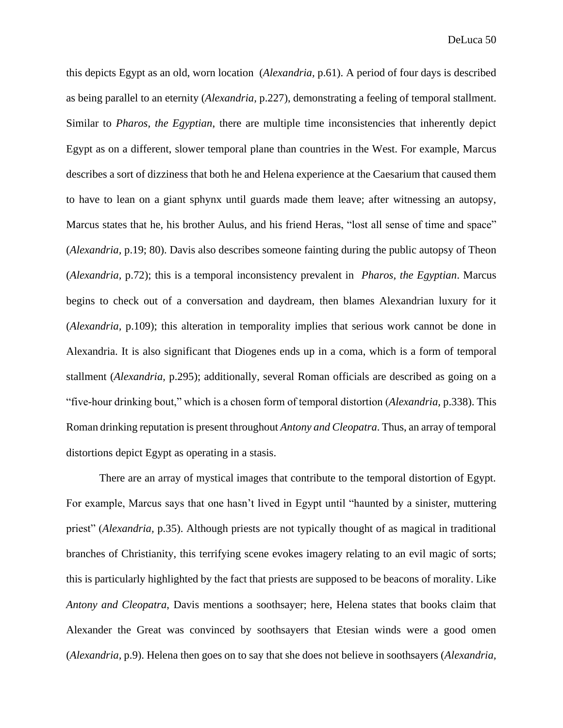this depicts Egypt as an old, worn location (*Alexandria,* p.61). A period of four days is described as being parallel to an eternity (*Alexandria,* p.227), demonstrating a feeling of temporal stallment. Similar to *Pharos, the Egyptian*, there are multiple time inconsistencies that inherently depict Egypt as on a different, slower temporal plane than countries in the West. For example, Marcus describes a sort of dizziness that both he and Helena experience at the Caesarium that caused them to have to lean on a giant sphynx until guards made them leave; after witnessing an autopsy, Marcus states that he, his brother Aulus, and his friend Heras, "lost all sense of time and space" (*Alexandria,* p.19; 80). Davis also describes someone fainting during the public autopsy of Theon (*Alexandria,* p.72); this is a temporal inconsistency prevalent in *Pharos, the Egyptian*. Marcus begins to check out of a conversation and daydream, then blames Alexandrian luxury for it (*Alexandria,* p.109); this alteration in temporality implies that serious work cannot be done in Alexandria. It is also significant that Diogenes ends up in a coma, which is a form of temporal stallment (*Alexandria,* p.295); additionally, several Roman officials are described as going on a "five-hour drinking bout," which is a chosen form of temporal distortion (*Alexandria,* p.338). This Roman drinking reputation is present throughout *Antony and Cleopatra*. Thus, an array of temporal distortions depict Egypt as operating in a stasis.

There are an array of mystical images that contribute to the temporal distortion of Egypt. For example, Marcus says that one hasn't lived in Egypt until "haunted by a sinister, muttering priest" (*Alexandria,* p.35). Although priests are not typically thought of as magical in traditional branches of Christianity, this terrifying scene evokes imagery relating to an evil magic of sorts; this is particularly highlighted by the fact that priests are supposed to be beacons of morality. Like *Antony and Cleopatra*, Davis mentions a soothsayer; here, Helena states that books claim that Alexander the Great was convinced by soothsayers that Etesian winds were a good omen (*Alexandria,* p.9). Helena then goes on to say that she does not believe in soothsayers (*Alexandria,*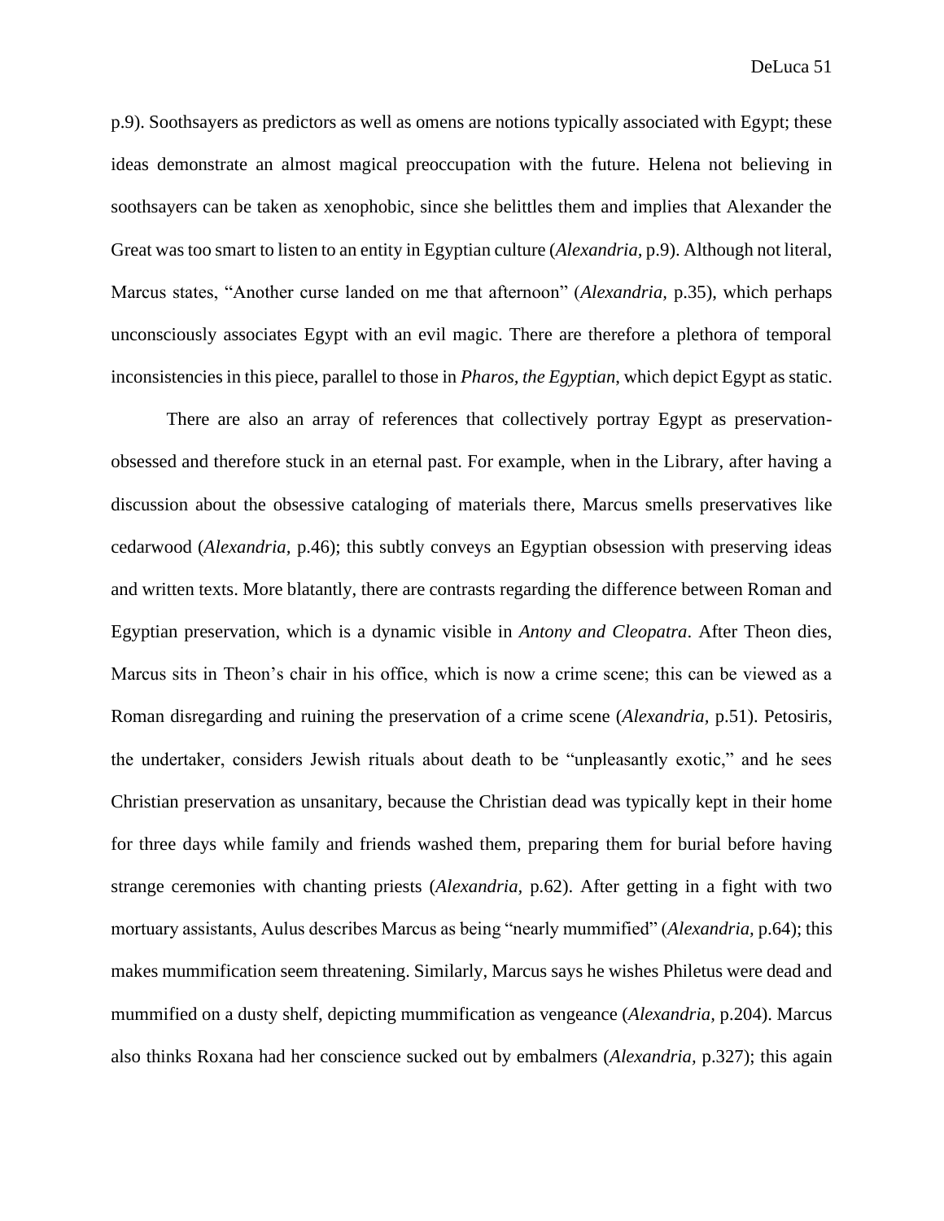p.9). Soothsayers as predictors as well as omens are notions typically associated with Egypt; these ideas demonstrate an almost magical preoccupation with the future. Helena not believing in soothsayers can be taken as xenophobic, since she belittles them and implies that Alexander the Great was too smart to listen to an entity in Egyptian culture (*Alexandria,* p.9). Although not literal, Marcus states, "Another curse landed on me that afternoon" (*Alexandria,* p.35), which perhaps unconsciously associates Egypt with an evil magic. There are therefore a plethora of temporal inconsistencies in this piece, parallel to those in *Pharos, the Egyptian*, which depict Egypt as static.

There are also an array of references that collectively portray Egypt as preservation-obsessed and therefore stuck in an eternal past. For example, when in the Library, after having a discussion about the obsessive cataloging of materials there, Marcus smells preservatives like cedarwood (*Alexandria,* p.46); this subtly conveys an Egyptian obsession with preserving ideas and written texts. More blatantly, there are contrasts regarding the difference between Roman and Egyptian preservation, which is a dynamic visible in *Antony and Cleopatra*. After Theon dies, Marcus sits in Theon's chair in his office, which is now a crime scene; this can be viewed as a Roman disregarding and ruining the preservation of a crime scene (*Alexandria,* p.51). Petosiris, the undertaker, considers Jewish rituals about death to be "unpleasantly exotic," and he sees Christian preservation as unsanitary, because the Christian dead was typically kept in their home for three days while family and friends washed them, preparing them for burial before having strange ceremonies with chanting priests (*Alexandria,* p.62). After getting in a fight with two mortuary assistants, Aulus describes Marcus as being "nearly mummified" (*Alexandria,* p.64); this makes mummification seem threatening. Similarly, Marcus says he wishes Philetus were dead and mummified on a dusty shelf, depicting mummification as vengeance (*Alexandria,* p.204). Marcus also thinks Roxana had her conscience sucked out by embalmers (*Alexandria,* p.327); this again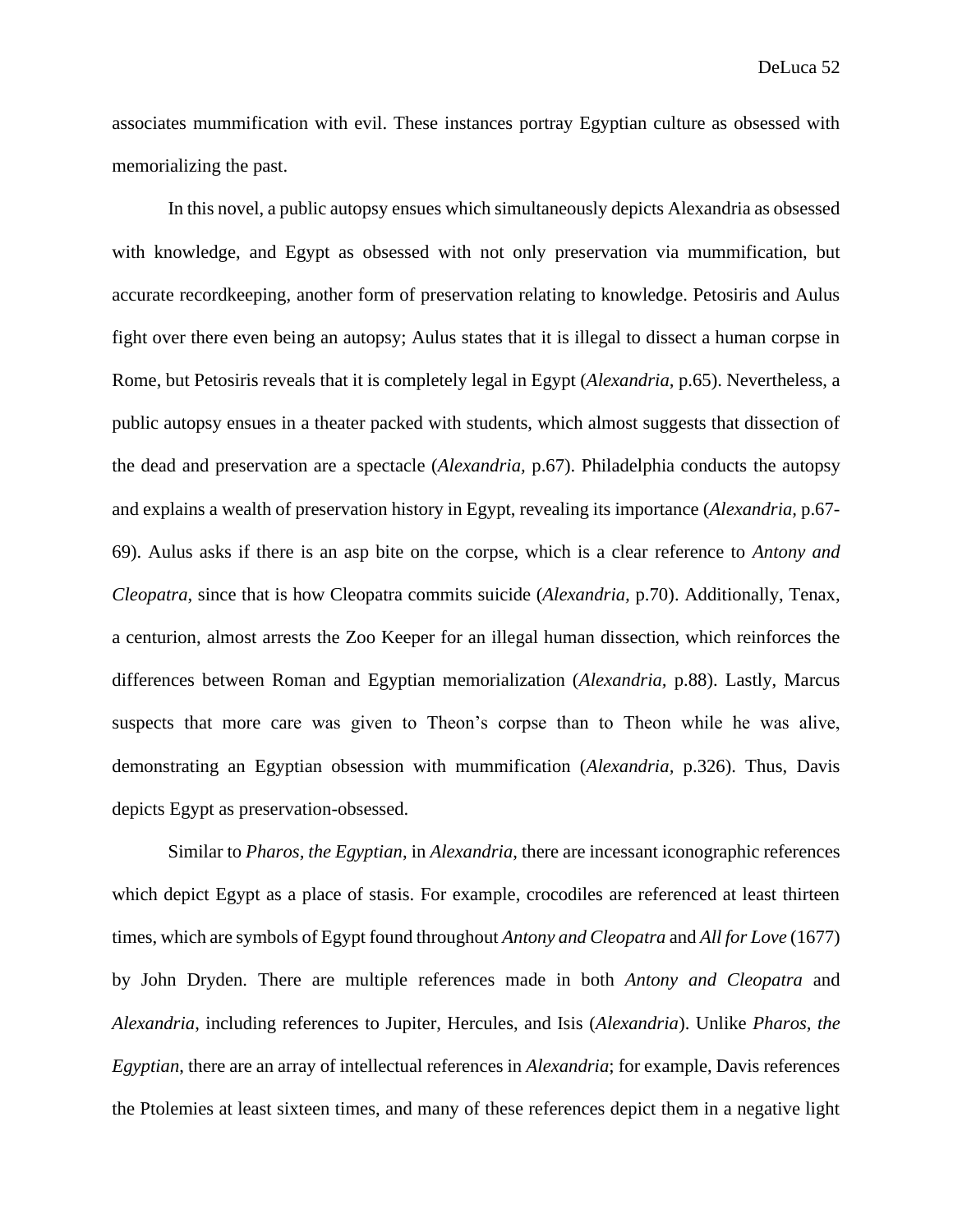associates mummification with evil. These instances portray Egyptian culture as obsessed with memorializing the past.

In this novel, a public autopsy ensues which simultaneously depicts Alexandria as obsessed with knowledge, and Egypt as obsessed with not only preservation via mummification, but accurate recordkeeping, another form of preservation relating to knowledge. Petosiris and Aulus fight over there even being an autopsy; Aulus states that it is illegal to dissect a human corpse in Rome, but Petosiris reveals that it is completely legal in Egypt (*Alexandria,* p.65). Nevertheless, a public autopsy ensues in a theater packed with students, which almost suggests that dissection of the dead and preservation are a spectacle (*Alexandria,* p.67). Philadelphia conducts the autopsy and explains a wealth of preservation history in Egypt, revealing its importance (*Alexandria,* p.67-69). Aulus asks if there is an asp bite on the corpse, which is a clear reference to *Antony and Cleopatra*, since that is how Cleopatra commits suicide (*Alexandria,* p.70). Additionally, Tenax, a centurion, almost arrests the Zoo Keeper for an illegal human dissection, which reinforces the differences between Roman and Egyptian memorialization (*Alexandria,* p.88). Lastly, Marcus suspects that more care was given to Theon's corpse than to Theon while he was alive, demonstrating an Egyptian obsession with mummification (*Alexandria*, p.326). Thus, Davis depicts Egypt as preservation-obsessed.

Similar to *Pharos, the Egyptian*, in *Alexandria*, there are incessant iconographic references which depict Egypt as a place of stasis. For example, crocodiles are referenced at least thirteen times, which are symbols of Egypt found throughout *Antony and Cleopatra* and *All for Love* (1677) by John Dryden. There are multiple references made in both *Antony and Cleopatra* and *Alexandria*, including references to Jupiter, Hercules, and Isis (*Alexandria*). Unlike *Pharos, the Egyptian*, there are an array of intellectual references in *Alexandria*; for example, Davis references the Ptolemies at least sixteen times, and many of these references depict them in a negative light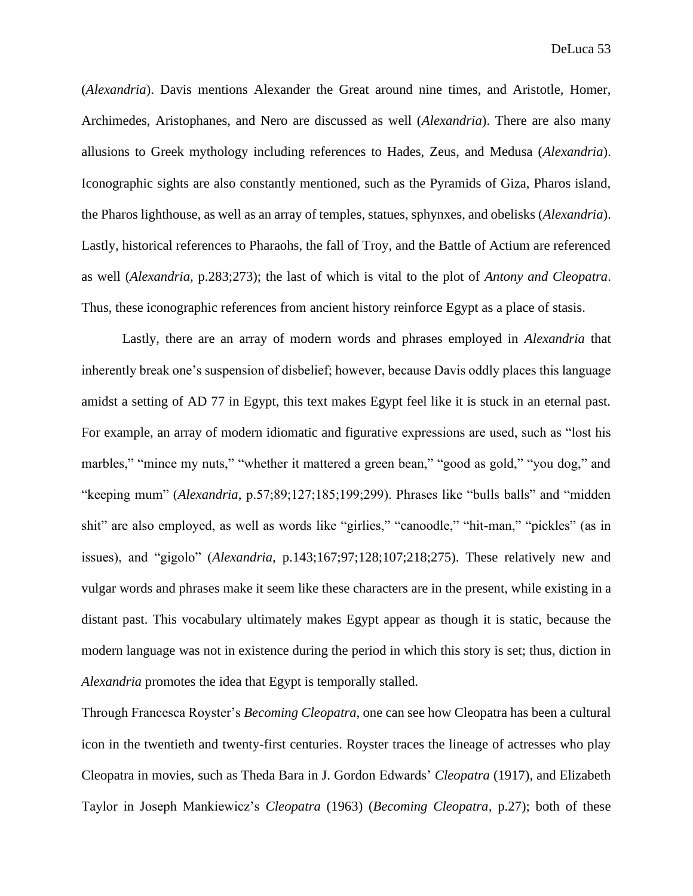(*Alexandria*). Davis mentions Alexander the Great around nine times, and Aristotle, Homer, Archimedes, Aristophanes, and Nero are discussed as well (*Alexandria*). There are also many allusions to Greek mythology including references to Hades, Zeus, and Medusa (*Alexandria*). Iconographic sights are also constantly mentioned, such as the Pyramids of Giza, Pharos island, the Pharos lighthouse, as well as an array of temples, statues, sphynxes, and obelisks (*Alexandria*). Lastly, historical references to Pharaohs, the fall of Troy, and the Battle of Actium are referenced as well (*Alexandria,* p.283;273); the last of which is vital to the plot of *Antony and Cleopatra*. Thus, these iconographic references from ancient history reinforce Egypt as a place of stasis.

Lastly, there are an array of modern words and phrases employed in *Alexandria* that inherently break one's suspension of disbelief; however, because Davis oddly places this language amidst a setting of AD 77 in Egypt, this text makes Egypt feel like it is stuck in an eternal past. For example, an array of modern idiomatic and figurative expressions are used, such as "lost his marbles," "mince my nuts," "whether it mattered a green bean," "good as gold," "you dog," and "keeping mum" (*Alexandria,* p.57;89;127;185;199;299). Phrases like "bulls balls" and "midden shit" are also employed, as well as words like "girlies," "canoodle," "hit-man," "pickles" (as in issues), and "gigolo" (*Alexandria,* p.143;167;97;128;107;218;275). These relatively new and vulgar words and phrases make it seem like these characters are in the present, while existing in a distant past. This vocabulary ultimately makes Egypt appear as though it is static, because the modern language was not in existence during the period in which this story is set; thus, diction in *Alexandria* promotes the idea that Egypt is temporally stalled.

Through Francesca Royster's *Becoming Cleopatra*, one can see how Cleopatra has been a cultural icon in the twentieth and twenty-first centuries. Royster traces the lineage of actresses who play Cleopatra in movies, such as Theda Bara in J. Gordon Edwards' *Cleopatra* (1917), and Elizabeth Taylor in Joseph Mankiewicz's *Cleopatra* (1963) (*Becoming Cleopatra,* p.27); both of these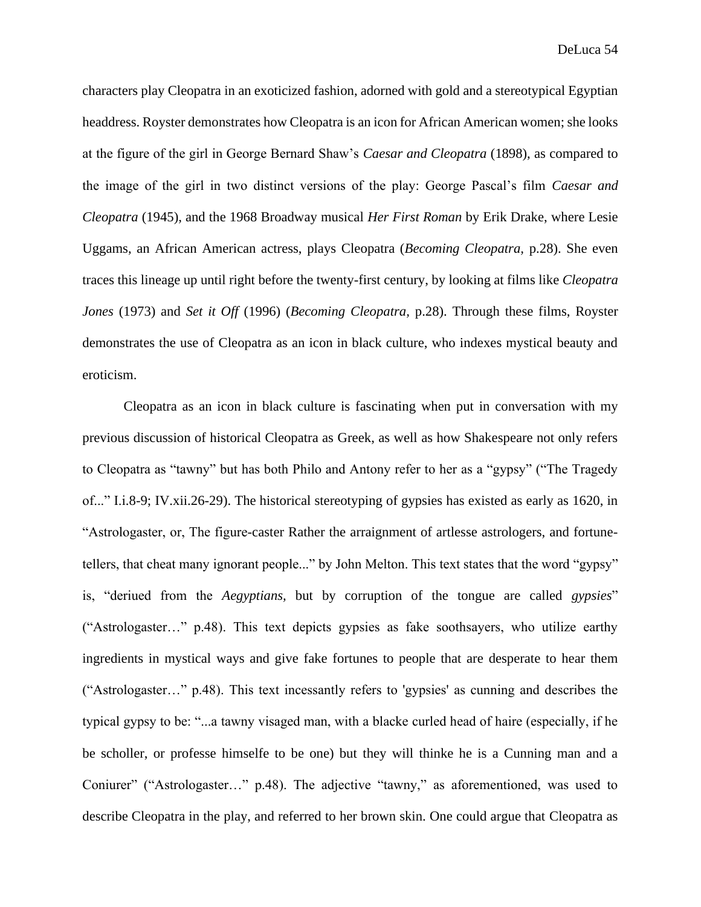characters play Cleopatra in an exoticized fashion, adorned with gold and a stereotypical Egyptian headdress. Royster demonstrates how Cleopatra is an icon for African American women; she looks at the figure of the girl in George Bernard Shaw's *Caesar and Cleopatra* (1898), as compared to the image of the girl in two distinct versions of the play: George Pascal's film *Caesar and Cleopatra* (1945), and the 1968 Broadway musical *Her First Roman* by Erik Drake, where Lesie Uggams, an African American actress, plays Cleopatra (*Becoming Cleopatra,* p.28). She even traces this lineage up until right before the twenty-first century, by looking at films like *Cleopatra Jones* (1973) and *Set it Off* (1996) (*Becoming Cleopatra,* p.28). Through these films, Royster demonstrates the use of Cleopatra as an icon in black culture, who indexes mystical beauty and eroticism.

Cleopatra as an icon in black culture is fascinating when put in conversation with my previous discussion of historical Cleopatra as Greek, as well as how Shakespeare not only refers to Cleopatra as "tawny" but has both Philo and Antony refer to her as a "gypsy" ("The Tragedy of..." I.i.8-9; IV.xii.26-29). The historical stereotyping of gypsies has existed as early as 1620, in "Astrologaster, or, The figure-caster Rather the arraignment of artlesse astrologers, and fortune-tellers, that cheat many ignorant people..." by John Melton. This text states that the word "gypsy" is, "deriued from the *Aegyptians,* but by corruption of the tongue are called *gypsies*" ("Astrologaster…" p.48). This text depicts gypsies as fake soothsayers, who utilize earthy ingredients in mystical ways and give fake fortunes to people that are desperate to hear them ("Astrologaster…" p.48). This text incessantly refers to 'gypsies' as cunning and describes the typical gypsy to be: "...a tawny visaged man, with a blacke curled head of haire (especially, if he be scholler, or professe himselfe to be one) but they will thinke he is a Cunning man and a Coniurer" ("Astrologaster…" p.48). The adjective "tawny," as aforementioned, was used to describe Cleopatra in the play, and referred to her brown skin. One could argue that Cleopatra as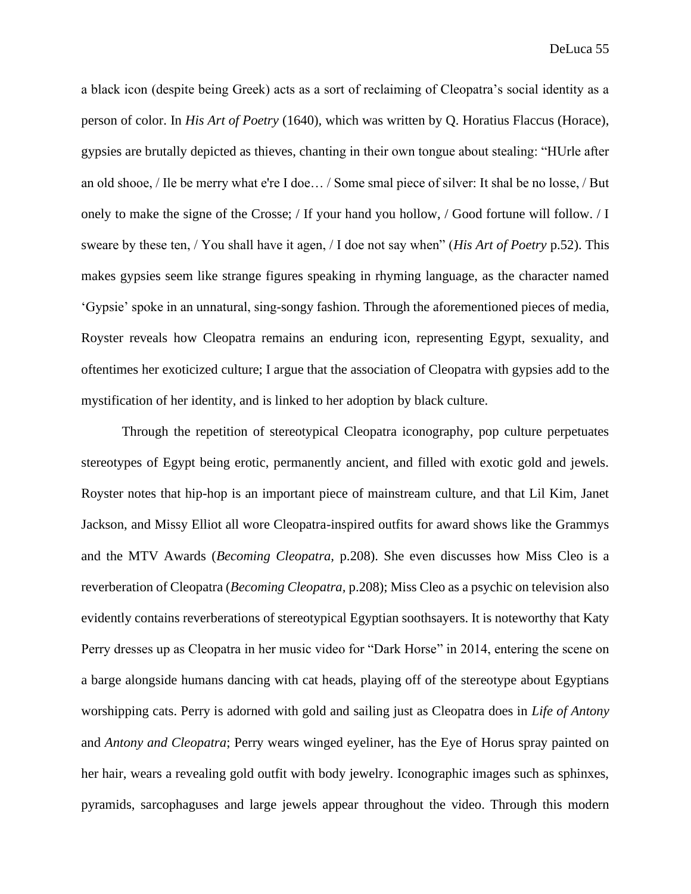a black icon (despite being Greek) acts as a sort of reclaiming of Cleopatra's social identity as a person of color. In *His Art of Poetry* (1640), which was written by Q. Horatius Flaccus (Horace), gypsies are brutally depicted as thieves, chanting in their own tongue about stealing: "HUrle after an old shooe, / Ile be merry what e're I doe… / Some smal piece of silver: It shal be no losse, / But onely to make the signe of the Crosse; / If your hand you hollow, / Good fortune will follow. / I sweare by these ten, / You shall have it agen, / I doe not say when" (*His Art of Poetry* p.52). This makes gypsies seem like strange figures speaking in rhyming language, as the character named 'Gypsie' spoke in an unnatural, sing-songy fashion. Through the aforementioned pieces of media, Royster reveals how Cleopatra remains an enduring icon, representing Egypt, sexuality, and oftentimes her exoticized culture; I argue that the association of Cleopatra with gypsies add to the mystification of her identity, and is linked to her adoption by black culture.

Through the repetition of stereotypical Cleopatra iconography, pop culture perpetuates stereotypes of Egypt being erotic, permanently ancient, and filled with exotic gold and jewels. Royster notes that hip-hop is an important piece of mainstream culture, and that Lil Kim, Janet Jackson, and Missy Elliot all wore Cleopatra-inspired outfits for award shows like the Grammys and the MTV Awards (*Becoming Cleopatra*, p.208). She even discusses how Miss Cleo is a reverberation of Cleopatra (*Becoming Cleopatra*, p.208); Miss Cleo as a psychic on television also evidently contains reverberations of stereotypical Egyptian soothsayers. It is noteworthy that Katy Perry dresses up as Cleopatra in her music video for "Dark Horse" in 2014, entering the scene on a barge alongside humans dancing with cat heads, playing off of the stereotype about Egyptians worshipping cats. Perry is adorned with gold and sailing just as Cleopatra does in *Life of Antony* and *Antony and Cleopatra*; Perry wears winged eyeliner, has the Eye of Horus spray painted on her hair, wears a revealing gold outfit with body jewelry. Iconographic images such as sphinxes, pyramids, sarcophaguses and large jewels appear throughout the video. Through this modern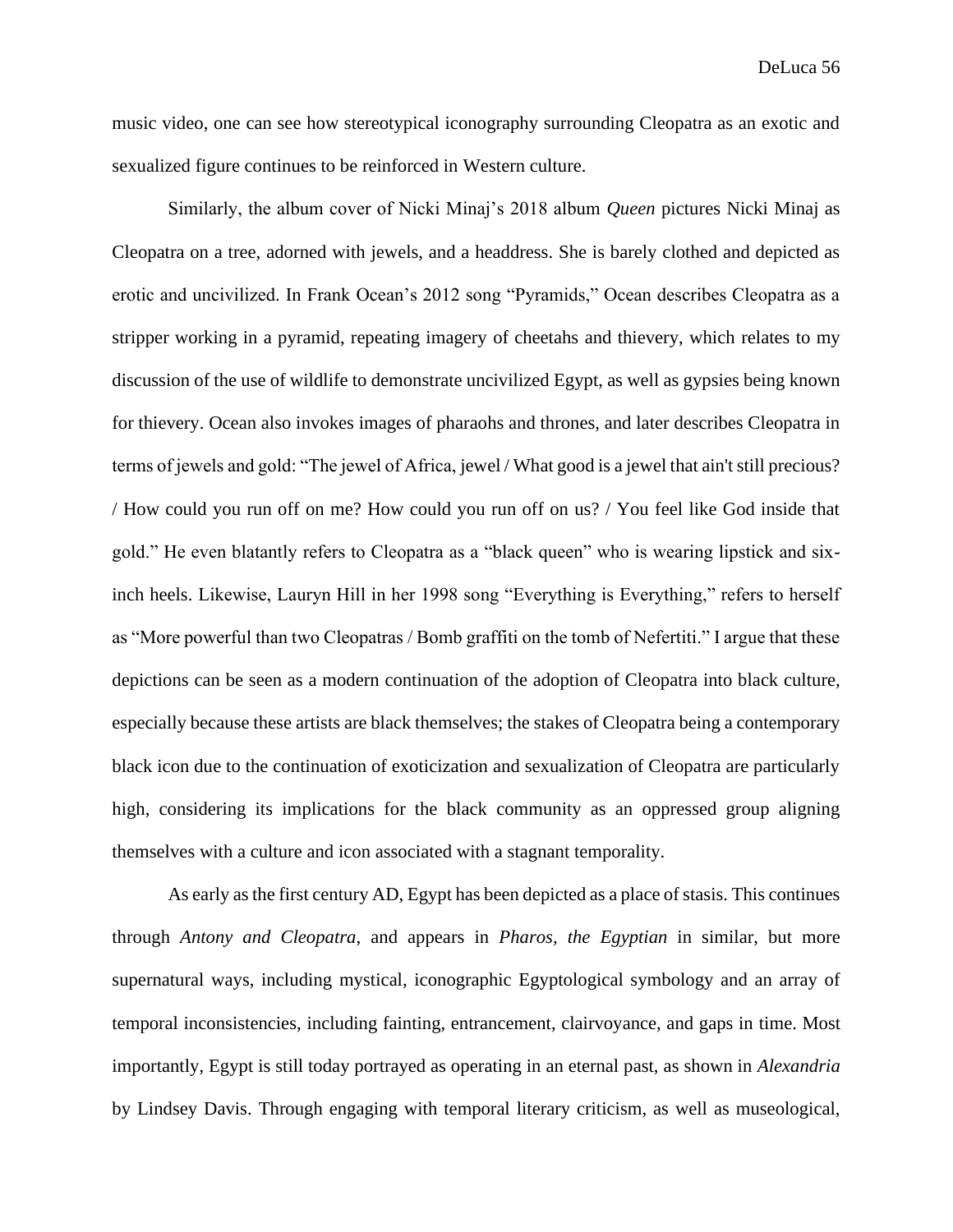music video, one can see how stereotypical iconography surrounding Cleopatra as an exotic and sexualized figure continues to be reinforced in Western culture.

Similarly, the album cover of Nicki Minaj's 2018 album *Queen* pictures Nicki Minaj as Cleopatra on a tree, adorned with jewels, and a headdress. She is barely clothed and depicted as erotic and uncivilized. In Frank Ocean's 2012 song "Pyramids," Ocean describes Cleopatra as a stripper working in a pyramid, repeating imagery of cheetahs and thievery, which relates to my discussion of the use of wildlife to demonstrate uncivilized Egypt, as well as gypsies being known for thievery. Ocean also invokes images of pharaohs and thrones, and later describes Cleopatra in terms of jewels and gold: "The jewel of Africa, jewel / What good is a jewel that ain't still precious? / How could you run off on me? How could you run off on us? / You feel like God inside that gold." He even blatantly refers to Cleopatra as a "black queen" who is wearing lipstick and six-inch heels. Likewise, Lauryn Hill in her 1998 song "Everything is Everything," refers to herself as "More powerful than two Cleopatras / Bomb graffiti on the tomb of Nefertiti." I argue that these depictions can be seen as a modern continuation of the adoption of Cleopatra into black culture, especially because these artists are black themselves; the stakes of Cleopatra being a contemporary black icon due to the continuation of exoticization and sexualization of Cleopatra are particularly high, considering its implications for the black community as an oppressed group aligning themselves with a culture and icon associated with a stagnant temporality.

As early as the first century AD, Egypt has been depicted as a place of stasis. This continues through *Antony and Cleopatra*, and appears in *Pharos, the Egyptian* in similar, but more supernatural ways, including mystical, iconographic Egyptological symbology and an array of temporal inconsistencies, including fainting, entrancement, clairvoyance, and gaps in time. Most importantly, Egypt is still today portrayed as operating in an eternal past, as shown in *Alexandria* by Lindsey Davis. Through engaging with temporal literary criticism, as well as museological,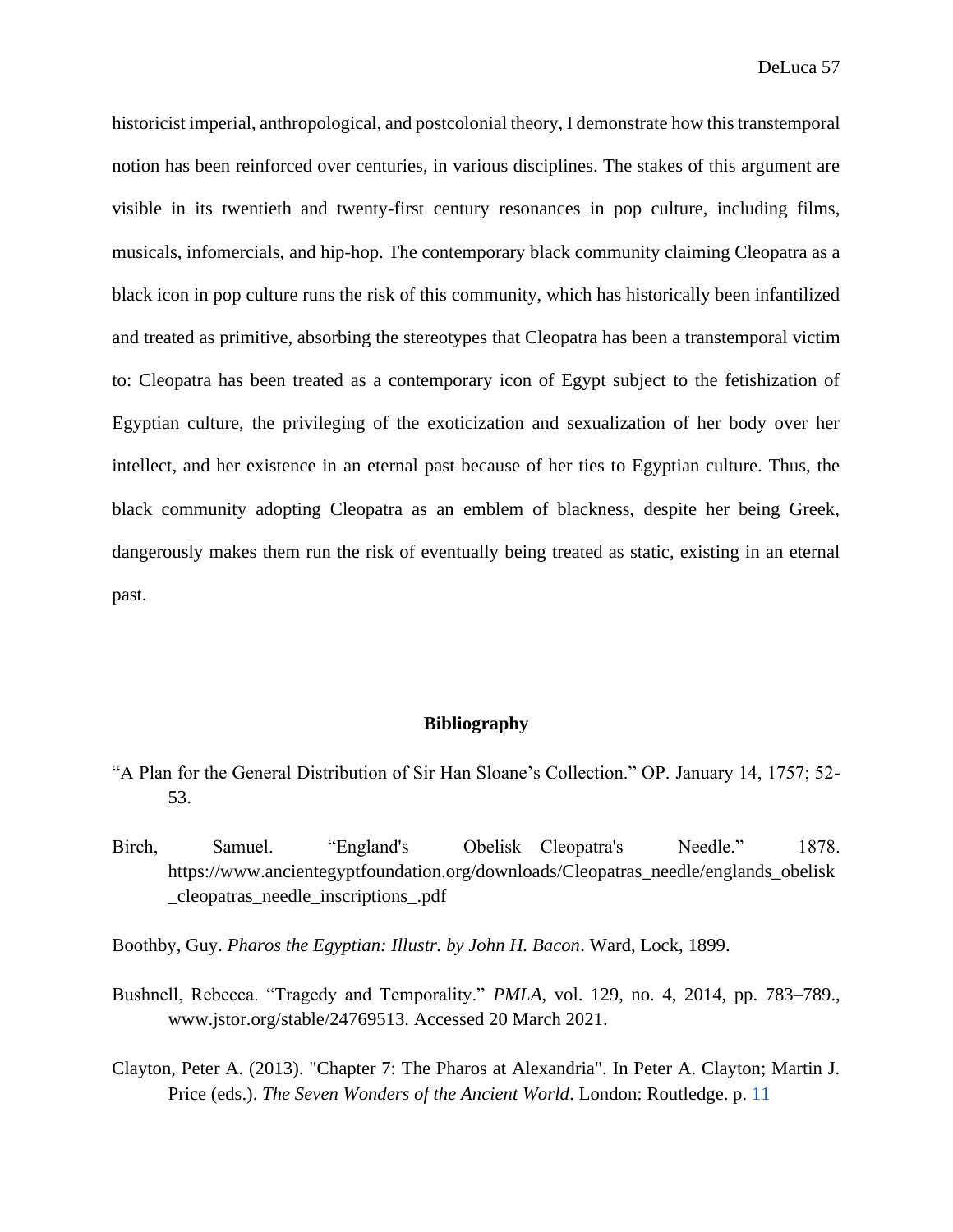historicist imperial, anthropological, and postcolonial theory, I demonstrate how this transtemporal notion has been reinforced over centuries, in various disciplines. The stakes of this argument are visible in its twentieth and twenty-first century resonances in pop culture, including films, musicals, infomercials, and hip-hop. The contemporary black community claiming Cleopatra as a black icon in pop culture runs the risk of this community, which has historically been infantilized and treated as primitive, absorbing the stereotypes that Cleopatra has been a transtemporal victim to: Cleopatra has been treated as a contemporary icon of Egypt subject to the fetishization of Egyptian culture, the privileging of the exoticization and sexualization of her body over her intellect, and her existence in an eternal past because of her ties to Egyptian culture. Thus, the black community adopting Cleopatra as an emblem of blackness, despite her being Greek, dangerously makes them run the risk of eventually being treated as static, existing in an eternal past.

## Bibliography

"A Plan for the General Distribution of Sir Han Sloane's Collection." OP. January 14, 1757; 52-53.

Birch, Samuel. "England's Obelisk—Cleopatra's Needle." 1878. https://www.ancientegyptfoundation.org/downloads/Cleopatras_needle/englands_obelisk_cleopatras_needle_inscriptions_.pdf

Boothby, Guy. *Pharos the Egyptian: Illustr. by John H. Bacon*. Ward, Lock, 1899.

Bushnell, Rebecca. "Tragedy and Temporality." *PMLA*, vol. 129, no. 4, 2014, pp. 783–789., www.jstor.org/stable/24769513. Accessed 20 March 2021.

Clayton, Peter A. (2013). "Chapter 7: The Pharos at Alexandria". In Peter A. Clayton; Martin J. Price (eds.). *The Seven Wonders of the Ancient World*. London: Routledge. p. 11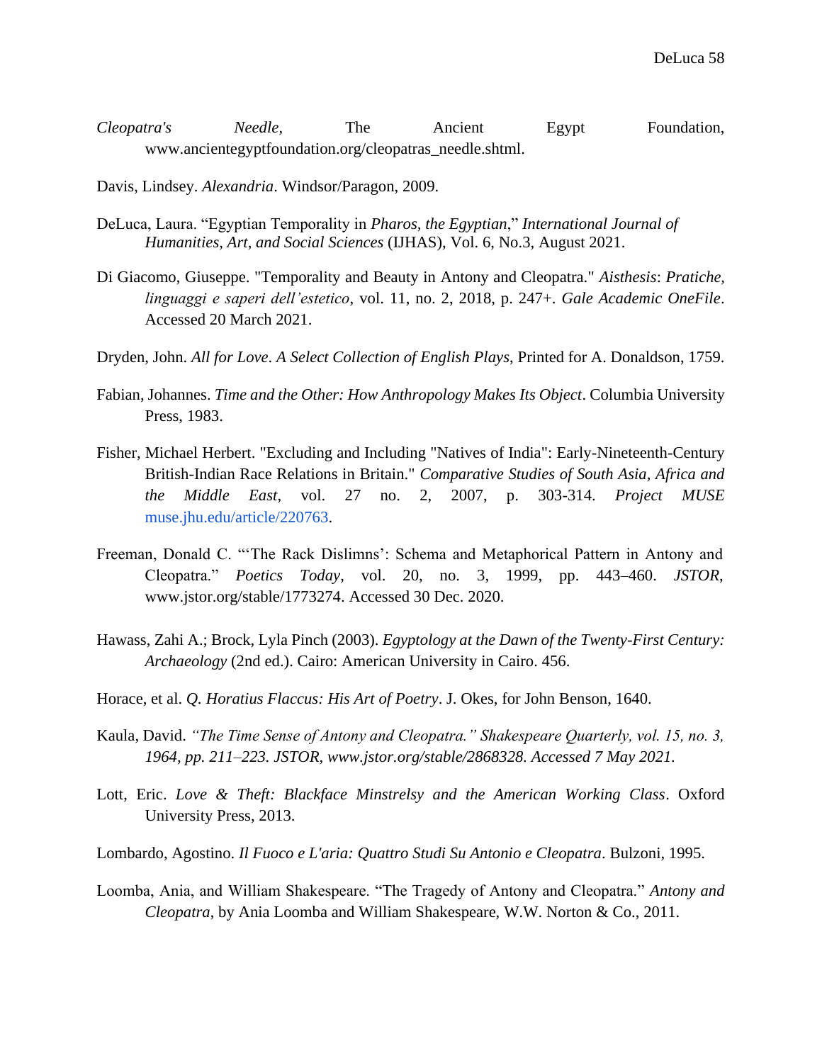*Cleopatra's Needle*, The Ancient Egypt Foundation, www.ancientegyptfoundation.org/cleopatras_needle.shtml.

Davis, Lindsey. *Alexandria*. Windsor/Paragon, 2009.

DeLuca, Laura. "Egyptian Temporality in *Pharos, the Egyptian*," *International Journal of Humanities, Art, and Social Sciences* (IJHAS), Vol. 6, No.3, August 2021.

Di Giacomo, Giuseppe. "Temporality and Beauty in Antony and Cleopatra." *Aisthesis*: *Pratiche, linguaggi e saperi dell'estetico*, vol. 11, no. 2, 2018, p. 247+. *Gale Academic OneFile*. Accessed 20 March 2021.

Dryden, John. *All for Love*. *A Select Collection of English Plays*, Printed for A. Donaldson, 1759.

Fabian, Johannes. *Time and the Other: How Anthropology Makes Its Object*. Columbia University Press, 1983.

Fisher, Michael Herbert. "Excluding and Including "Natives of India": Early-Nineteenth-Century British-Indian Race Relations in Britain." *Comparative Studies of South Asia, Africa and the Middle East*, vol. 27 no. 2, 2007, p. 303-314. *Project MUSE* muse.jhu.edu/article/220763.

Freeman, Donald C. "'The Rack Dislimns': Schema and Metaphorical Pattern in Antony and Cleopatra." *Poetics Today*, vol. 20, no. 3, 1999, pp. 443–460. *JSTOR*, www.jstor.org/stable/1773274. Accessed 30 Dec. 2020.

Hawass, Zahi A.; Brock, Lyla Pinch (2003). *Egyptology at the Dawn of the Twenty-First Century: Archaeology* (2nd ed.). Cairo: American University in Cairo. 456.

Horace, et al. *Q. Horatius Flaccus: His Art of Poetry*. J. Okes, for John Benson, 1640.

Kaula, David. *"The Time Sense of Antony and Cleopatra." Shakespeare Quarterly, vol. 15, no. 3, 1964, pp. 211–223. JSTOR, www.jstor.org/stable/2868328. Accessed 7 May 2021.*

Lott, Eric. *Love & Theft: Blackface Minstrelsy and the American Working Class*. Oxford University Press, 2013.

Lombardo, Agostino. *Il Fuoco e L'aria: Quattro Studi Su Antonio e Cleopatra*. Bulzoni, 1995.

Loomba, Ania, and William Shakespeare. "The Tragedy of Antony and Cleopatra." *Antony and Cleopatra*, by Ania Loomba and William Shakespeare, W.W. Norton & Co., 2011.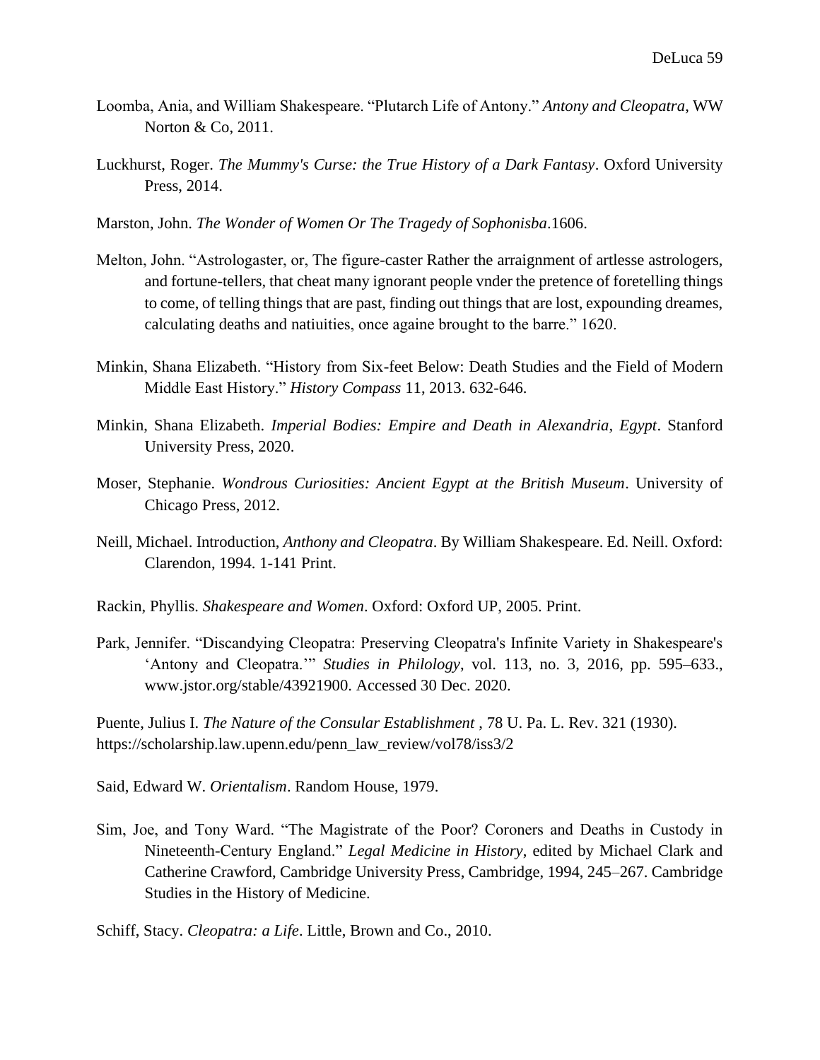Loomba, Ania, and William Shakespeare. "Plutarch Life of Antony." *Antony and Cleopatra*, WW Norton & Co, 2011.

Luckhurst, Roger. *The Mummy's Curse: the True History of a Dark Fantasy*. Oxford University Press, 2014.

Marston, John. *The Wonder of Women Or The Tragedy of Sophonisba*.1606.

Melton, John. "Astrologaster, or, The figure-caster Rather the arraignment of artlesse astrologers, and fortune-tellers, that cheat many ignorant people vnder the pretence of foretelling things to come, of telling things that are past, finding out things that are lost, expounding dreames, calculating deaths and natiuities, once againe brought to the barre." 1620.

Minkin, Shana Elizabeth. "History from Six-feet Below: Death Studies and the Field of Modern Middle East History." *History Compass* 11, 2013. 632-646.

Minkin, Shana Elizabeth. *Imperial Bodies: Empire and Death in Alexandria, Egypt*. Stanford University Press, 2020.

Moser, Stephanie. *Wondrous Curiosities: Ancient Egypt at the British Museum*. University of Chicago Press, 2012.

Neill, Michael. Introduction, *Anthony and Cleopatra*. By William Shakespeare. Ed. Neill. Oxford: Clarendon, 1994. 1-141 Print.

Rackin, Phyllis. *Shakespeare and Women*. Oxford: Oxford UP, 2005. Print.

Park, Jennifer. "Discandying Cleopatra: Preserving Cleopatra's Infinite Variety in Shakespeare's 'Antony and Cleopatra.'" *Studies in Philology*, vol. 113, no. 3, 2016, pp. 595–633., www.jstor.org/stable/43921900. Accessed 30 Dec. 2020.

Puente, Julius I. *The Nature of the Consular Establishment* , 78 U. Pa. L. Rev. 321 (1930). https://scholarship.law.upenn.edu/penn_law_review/vol78/iss3/2

Said, Edward W. *Orientalism*. Random House, 1979.

Sim, Joe, and Tony Ward. "The Magistrate of the Poor? Coroners and Deaths in Custody in Nineteenth-Century England." *Legal Medicine in History*, edited by Michael Clark and Catherine Crawford, Cambridge University Press, Cambridge, 1994, 245–267. Cambridge Studies in the History of Medicine.

Schiff, Stacy. *Cleopatra: a Life*. Little, Brown and Co., 2010.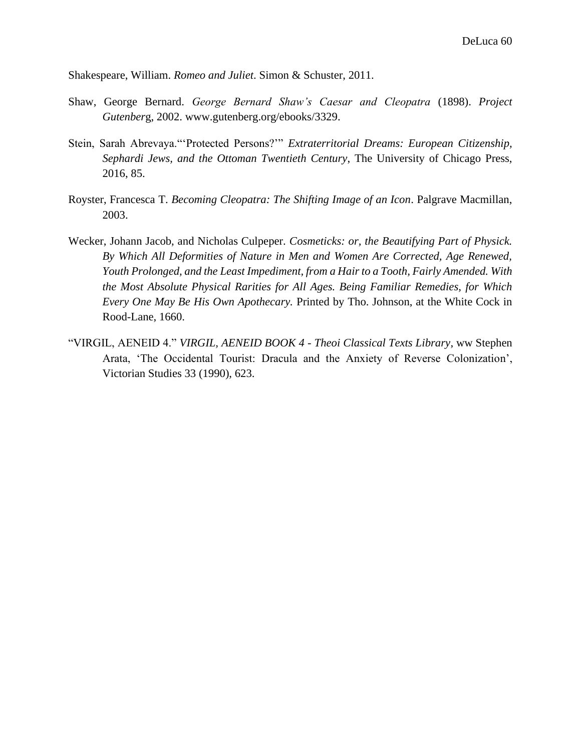Shakespeare, William. *Romeo and Juliet*. Simon & Schuster, 2011.

Shaw, George Bernard. *George Bernard Shaw's Caesar and Cleopatra* (1898). *Project Gutenber*g, 2002. www.gutenberg.org/ebooks/3329.

Stein, Sarah Abrevaya."'Protected Persons?'" *Extraterritorial Dreams: European Citizenship, Sephardi Jews, and the Ottoman Twentieth Century*, The University of Chicago Press, 2016, 85.

Royster, Francesca T. *Becoming Cleopatra: The Shifting Image of an Icon*. Palgrave Macmillan, 2003.

Wecker, Johann Jacob, and Nicholas Culpeper. *Cosmeticks: or, the Beautifying Part of Physick. By Which All Deformities of Nature in Men and Women Are Corrected, Age Renewed, Youth Prolonged, and the Least Impediment, from a Hair to a Tooth, Fairly Amended. With the Most Absolute Physical Rarities for All Ages. Being Familiar Remedies, for Which Every One May Be His Own Apothecary.* Printed by Tho. Johnson, at the White Cock in Rood-Lane, 1660.

"VIRGIL, AENEID 4." *VIRGIL, AENEID BOOK 4 - Theoi Classical Texts Library*, ww Stephen Arata, 'The Occidental Tourist: Dracula and the Anxiety of Reverse Colonization', Victorian Studies 33 (1990), 623.